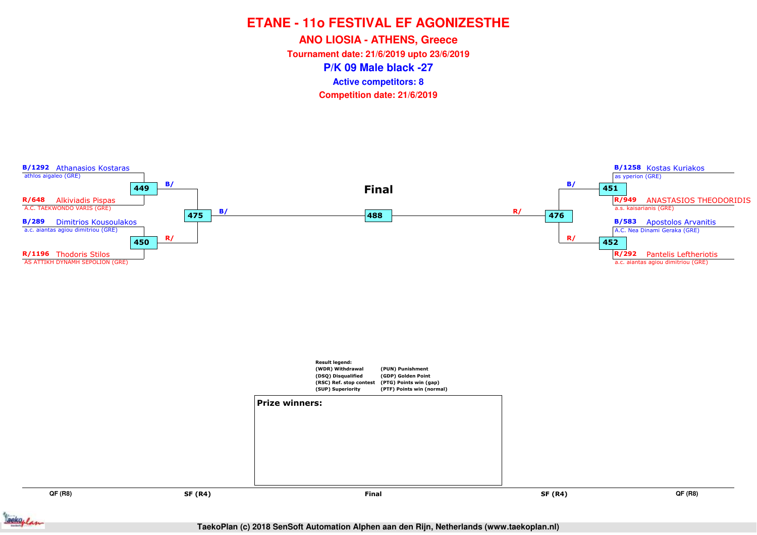# ETANE - 11o FESTIVAL EF AGONIZESTHE

## ANO LIOSIA - ATHENS, Greece

**Tournament date: 21/6/2019 upto 23/6/2019**

## P/K 09 Male black -27

**Active competitors: 8**

**Competition date: 21/6/2019**

**B/1292** Athanasios Kostaras
athlos aigaleo (GRE)

**449** B/

**R/648** Alkiviadis Pispas
A.C. TAEKWONDO VARIS (GRE)

**475** B/

**B/289** Dimitrios Kousoulakos
a.c. aiantas agiou dimitriou (GRE)

**450** R/

**R/1196** Thodoris Stilos
AS ATTIKH DYNAMH SEPOLION (GRE)

**Final**

**488**

**B/1258** Kostas Kuriakos
as yperion (GRE)

**451** B/

**R/949** ANASTASIOS THEODORIDIS
a.s. kaisarianis (GRE)

**476** R/

**B/583** Apostolos Arvanitis
A.C. Nea Dinami Geraka (GRE)

**452** R/

**R/292** Pantelis Leftheriotis
a.c. aiantas agiou dimitriou (GRE)

**Result legend:**

| | |
|---|---|
| (WDR) Withdrawal | (PUN) Punishment |
| (DSQ) Disqualified | (GDP) Golden Point |
| (RSC) Ref. stop contest | (PTG) Points win (gap) |
| (SUP) Superiority | (PTF) Points win (normal) |

**Prize winners:**

QF (R8) | SF (R4) | Final | SF (R4) | QF (R8)

TaekoPlan (c) 2018 SenSoft Automation Alphen aan den Rijn, Netherlands (www.taekoplan.nl)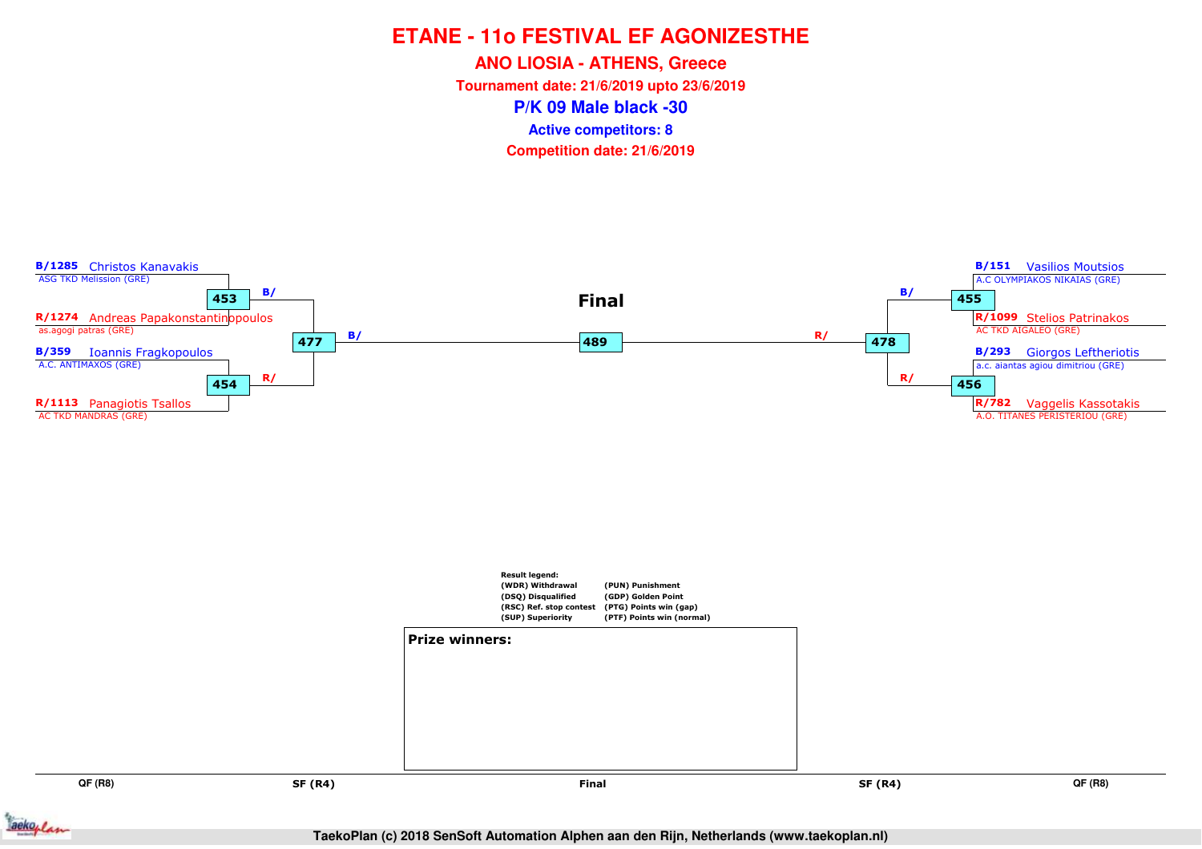# ETANE - 11o FESTIVAL EF AGONIZESTHE

## ANO LIOSIA - ATHENS, Greece

**Tournament date: 21/6/2019 upto 23/6/2019**

## P/K 09 Male black -30

**Active competitors: 8**

**Competition date: 21/6/2019**

**B/1285** Christos Kanavakis
ASG TKD Melission (GRE)

**453** B/

**R/1274** Andreas Papakonstantinopoulos
as.agogi patras (GRE)

**477** B/

**B/359** Ioannis Fragkopoulos
A.C. ANTIMAXOS (GRE)

**454** R/

**R/1113** Panagiotis Tsallos
AC TKD MANDRAS (GRE)

**Final**

**489**

**B/151** Vasilios Moutsios
A.C OLYMPIAKOS NIKAIAS (GRE)

**455** B/

**R/1099** Stelios Patrinakos
AC TKD AIGALEO (GRE)

**478** R/

**B/293** Giorgos Leftheriotis
a.c. aiantas agiou dimitriou (GRE)

**456** R/

**R/782** Vaggelis Kassotakis
A.O. TITANES PERISTERIOU (GRE)

**Result legend:**

| | |
|---|---|
| (WDR) Withdrawal | (PUN) Punishment |
| (DSQ) Disqualified | (GDP) Golden Point |
| (RSC) Ref. stop contest | (PTG) Points win (gap) |
| (SUP) Superiority | (PTF) Points win (normal) |

**Prize winners:**

QF (R8) | SF (R4) | Final | SF (R4) | QF (R8)

TaekoPlan (c) 2018 SenSoft Automation Alphen aan den Rijn, Netherlands (www.taekoplan.nl)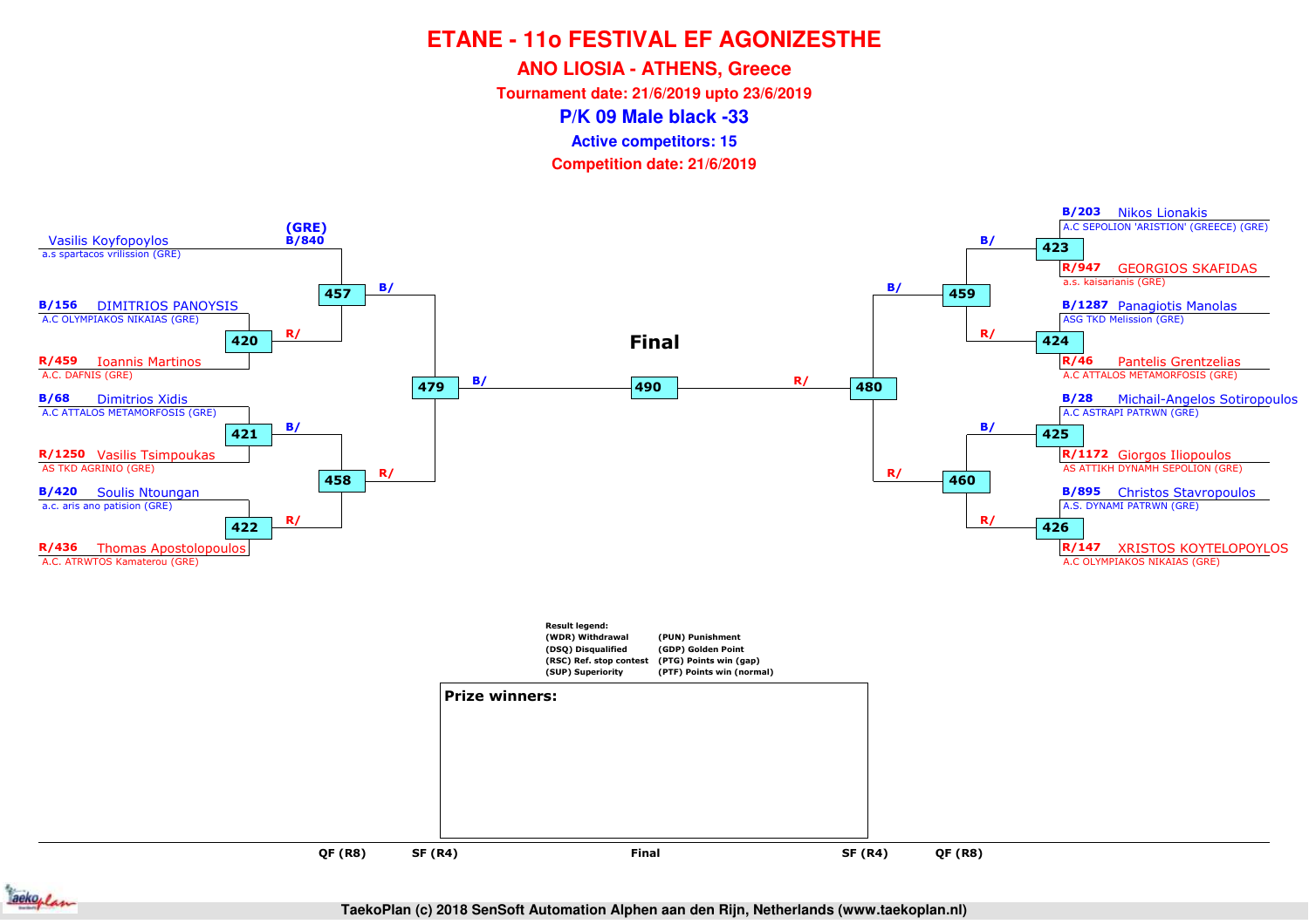# ETANE - 11o FESTIVAL EF AGONIZESTHE

## ANO LIOSIA - ATHENS, Greece

**Tournament date: 21/6/2019 upto 23/6/2019**

## P/K 09 Male black -33

**Active competitors: 15**

**Competition date: 21/6/2019**

### Left side

- (GRE) B/840 Vasilis Koyfopoylos — a.s spartacos vrilission (GRE)
- Match 420:
  - B/156 DIMITRIOS PANOYSIS — A.C OLYMPIAKOS NIKAIAS (GRE)
  - R/459 Ioannis Martinos — A.C. DAFNIS (GRE)
- Match 421:
  - B/68 Dimitrios Xidis — A.C ATTALOS METAMORFOSIS (GRE)
  - R/1250 Vasilis Tsimpoukas — AS TKD AGRINIO (GRE)
- Match 422:
  - B/420 Soulis Ntoungan — a.c. aris ano patision (GRE)
  - R/436 Thomas Apostolopoulos — A.C. ATRWTOS Kamaterou (GRE)
- Match 457: B/ vs R/ (winner 420)
- Match 458: B/ (winner 421) vs R/ (winner 422)
- Match 479: B/ (winner 457) vs R/ (winner 458)

### Final

- Match 490: B/ (winner 479) vs R/ (winner 480)

### Right side

- Match 423:
  - B/203 Nikos Lionakis — A.C SEPOLION 'ARISTION' (GREECE) (GRE)
  - R/947 GEORGIOS SKAFIDAS — a.s. kaisarianis (GRE)
- Match 424:
  - B/1287 Panagiotis Manolas — ASG TKD Melission (GRE)
  - R/46 Pantelis Grentzelias — A.C ATTALOS METAMORFOSIS (GRE)
- Match 425:
  - B/28 Michail-Angelos Sotiropoulos — A.C ASTRAPI PATRWN (GRE)
  - R/1172 Giorgos Iliopoulos — AS ATTIKH DYNAMH SEPOLION (GRE)
- Match 426:
  - B/895 Christos Stavropoulos — A.S. DYNAMI PATRWN (GRE)
  - R/147 XRISTOS KOYTELOPOYLOS — A.C OLYMPIAKOS NIKAIAS (GRE)
- Match 459: B/ (winner 423) vs R/ (winner 424)
- Match 460: B/ (winner 425) vs R/ (winner 426)
- Match 480: B/ (winner 459) vs R/ (winner 460)

Rounds: QF (R8) — SF (R4) — Final — SF (R4) — QF (R8)

**Result legend:**

| | |
|---|---|
| (WDR) Withdrawal | (PUN) Punishment |
| (DSQ) Disqualified | (GDP) Golden Point |
| (RSC) Ref. stop contest | (PTG) Points win (gap) |
| (SUP) Superiority | (PTF) Points win (normal) |

**Prize winners:**

TaekoPlan (c) 2018 SenSoft Automation Alphen aan den Rijn, Netherlands (www.taekoplan.nl)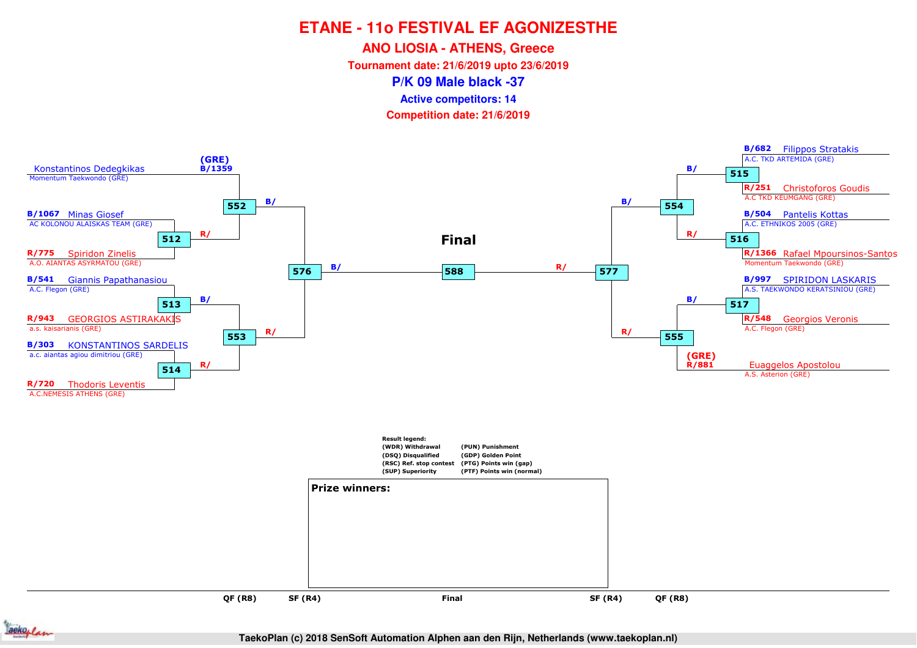# ETANE - 11o FESTIVAL EF AGONIZESTHE

## ANO LIOSIA - ATHENS, Greece

**Tournament date: 21/6/2019 upto 23/6/2019**

## P/K 09 Male black -37

**Active competitors: 14**

**Competition date: 21/6/2019**

### Left side of bracket

| Competitor | Club | QF (R8) | SF (R4) | Final |
|---|---|---|---|---|
| (GRE) B/1359 Konstantinos Dedegkikas | Momentum Taekwondo (GRE) | 552 B/ | 576 B/ | 588 |
| B/1067 Minas Giosef | AC KOLONOU ALAISKAS TEAM (GRE) | 512 → 552 R/ | | |
| R/775 Spiridon Zinelis | A.O. AIANTAS ASYRMATOU (GRE) | 512 | | |
| B/541 Giannis Papathanasiou | A.C. Flegon (GRE) | 513 → 553 B/ | 576 R/ | |
| R/943 GEORGIOS ASTIRAKAKIS | a.s. kaisarianis (GRE) | 513 | | |
| B/303 KONSTANTINOS SARDELIS | a.c. aiantas agiou dimitriou (GRE) | 514 → 553 R/ | | |
| R/720 Thodoris Leventis | A.C.NEMESIS ATHENS (GRE) | 514 | | |

### Right side of bracket

| Competitor | Club | QF (R8) | SF (R4) | Final |
|---|---|---|---|---|
| B/682 Filippos Stratakis | A.C. TKD ARTEMIDA (GRE) | 515 → 554 B/ | 577 B/ | 588 R/ |
| R/251 Christoforos Goudis | A.C TKD KEUMGANG (GRE) | 515 | | |
| B/504 Pantelis Kottas | A.C. ETHNIKOS 2005 (GRE) | 516 → 554 R/ | | |
| R/1366 Rafael Mpoursinos-Santos | Momentum Taekwondo (GRE) | 516 | | |
| B/997 SPIRIDON LASKARIS | A.S. TAEKWONDO KERATSINIOU (GRE) | 517 → 555 B/ | 577 R/ | |
| R/548 Georgios Veronis | A.C. Flegon (GRE) | 517 | | |
| (GRE) R/881 Euaggelos Apostolou | A.S. Asterion (GRE) | 555 | | |

**Final**

**Result legend:**
- (WDR) Withdrawal
- (DSQ) Disqualified
- (RSC) Ref. stop contest
- (SUP) Superiority
- (PUN) Punishment
- (GDP) Golden Point
- (PTG) Points win (gap)
- (PTF) Points win (normal)

**Prize winners:**

QF (R8) SF (R4) Final SF (R4) QF (R8)

TaekoPlan (c) 2018 SenSoft Automation Alphen aan den Rijn, Netherlands (www.taekoplan.nl)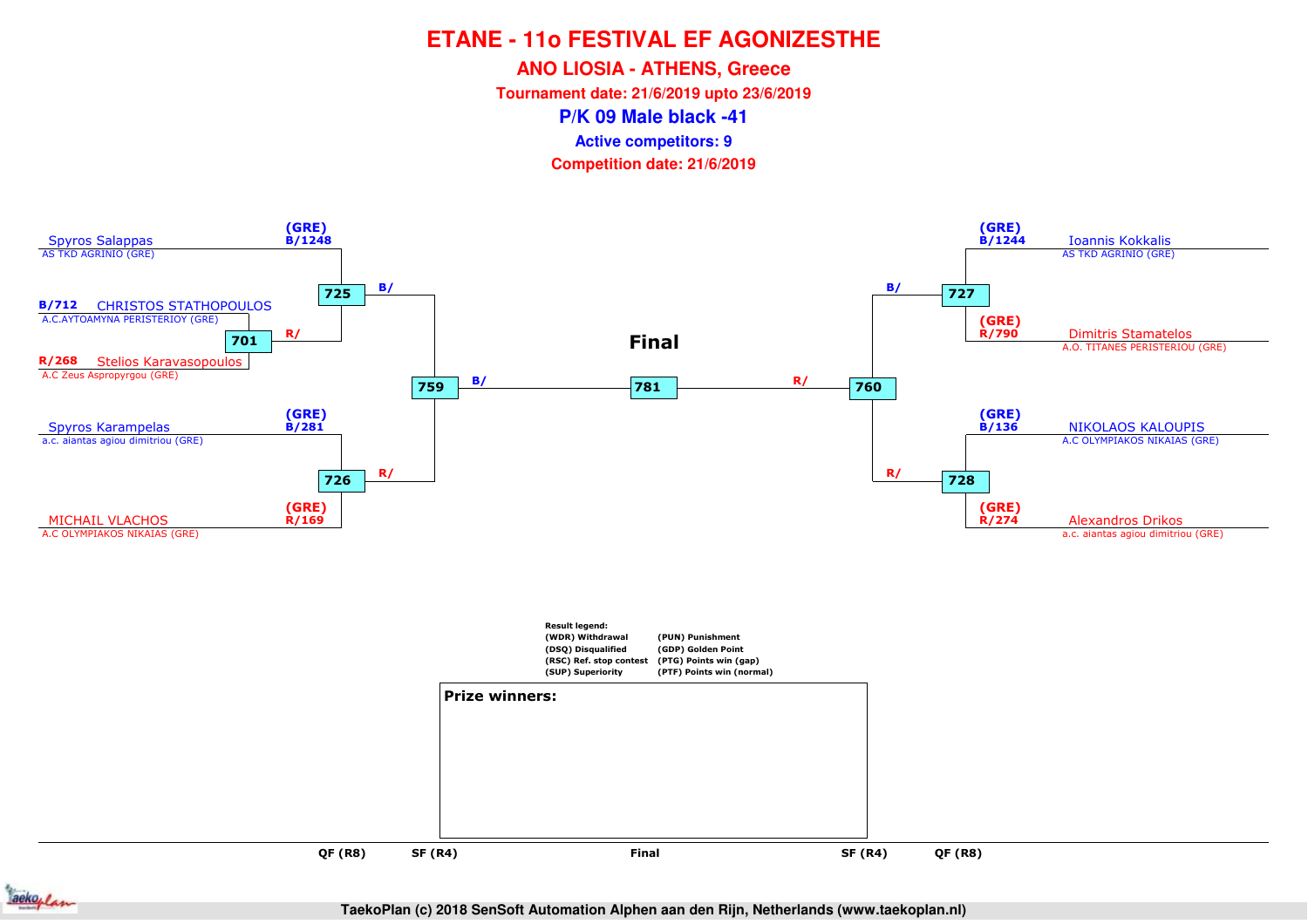# ETANE - 11o FESTIVAL EF AGONIZESTHE

## ANO LIOSIA - ATHENS, Greece

**Tournament date: 21/6/2019 upto 23/6/2019**

### P/K 09 Male black -41

**Active competitors: 9**

**Competition date: 21/6/2019**

**Left side**

- Spyros Salappas — AS TKD AGRINIO (GRE) — (GRE) B/1248
- B/712 CHRISTOS STATHOPOULOS — A.C.AYTOAMYNA PERISTERIOY (GRE)
- R/268 Stelios Karavasopoulos — A.C Zeus Aspropyrgou (GRE)
- Spyros Karampelas — a.c. aiantas agiou dimitriou (GRE) — (GRE) B/281
- MICHAIL VLACHOS — A.C OLYMPIAKOS NIKAIAS (GRE) — (GRE) R/169

Matches: 701 (B/712 vs R/268) → R/ ; 725 (B/1248 vs winner 701) → B/ ; 726 (B/281 vs R/169) → R/ ; 759 (winner 725 vs winner 726) → B/

**Final**

781 (B/ winner 759 vs R/ winner 760)

**Right side**

- Ioannis Kokkalis — AS TKD AGRINIO (GRE) — (GRE) B/1244
- Dimitris Stamatelos — A.O. TITANES PERISTERIOU (GRE) — (GRE) R/790
- NIKOLAOS KALOUPIS — A.C OLYMPIAKOS NIKAIAS (GRE) — (GRE) B/136
- Alexandros Drikos — a.c. aiantas agiou dimitriou (GRE) — (GRE) R/274

Matches: 727 (B/1244 vs R/790) → B/ ; 728 (B/136 vs R/274) → R/ ; 760 (winner 727 vs winner 728) → R/

QF (R8) | SF (R4) | Final | SF (R4) | QF (R8)

**Result legend:**

| | |
|---|---|
| (WDR) Withdrawal | (PUN) Punishment |
| (DSQ) Disqualified | (GDP) Golden Point |
| (RSC) Ref. stop contest | (PTG) Points win (gap) |
| (SUP) Superiority | (PTF) Points win (normal) |

**Prize winners:**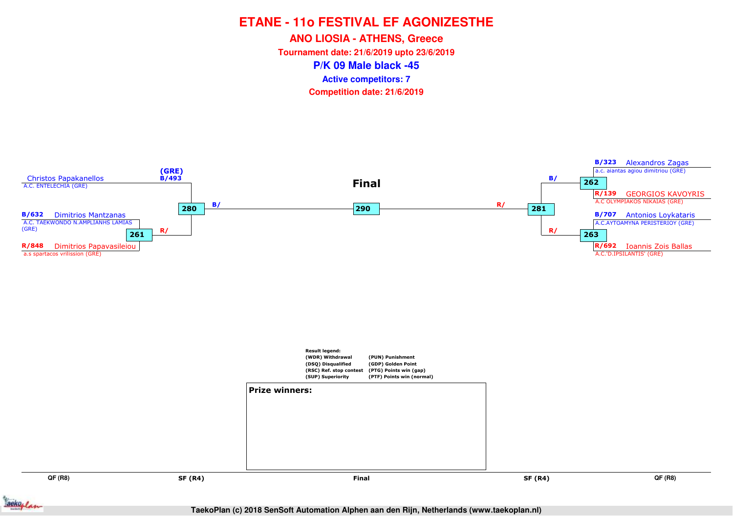# ETANE - 11o FESTIVAL EF AGONIZESTHE

## ANO LIOSIA - ATHENS, Greece

**Tournament date: 21/6/2019 upto 23/6/2019**

## P/K 09 Male black -45

**Active competitors: 7**

**Competition date: 21/6/2019**

### Final

**Left side of bracket**

- Christos Papakanellos — A.C. ENTELECHIA (GRE) — (GRE) B/493
- B/632 Dimitrios Mantzanas — A.C. TAEKWONDO N.AMPLIANHS LAMIAS (GRE)
- R/848 Dimitrios Papavasileiou — a.s spartacos vrilission (GRE)

Match 261: B/632 Dimitrios Mantzanas vs R/848 Dimitrios Papavasileiou → R/

Match 280: B/493 Christos Papakanellos vs winner of 261 → B/

**Right side of bracket**

- B/323 Alexandros Zagas — a.c. aiantas agiou dimitriou (GRE)
- R/139 GEORGIOS KAVOYRIS — A.C OLYMPIAKOS NIKAIAS (GRE)
- B/707 Antonios Loykataris — A.C.AYTOAMYNA PERISTERIOY (GRE)
- R/692 Ioannis Zois Ballas — A.C.'D.IPSILANTIS' (GRE)

Match 262: B/323 Alexandros Zagas vs R/139 GEORGIOS KAVOYRIS → B/

Match 263: B/707 Antonios Loykataris vs R/692 Ioannis Zois Ballas → R/

Match 281: winner of 262 vs winner of 263 → R/

**Final**

Match 290: B/ (winner of 280) vs R/ (winner of 281)

QF (R8) | SF (R4) | Final | SF (R4) | QF (R8)

Result legend:

| | |
|---|---|
| (WDR) Withdrawal | (PUN) Punishment |
| (DSQ) Disqualified | (GDP) Golden Point |
| (RSC) Ref. stop contest | (PTG) Points win (gap) |
| (SUP) Superiority | (PTF) Points win (normal) |

**Prize winners:**

TaekoPlan (c) 2018 SenSoft Automation Alphen aan den Rijn, Netherlands (www.taekoplan.nl)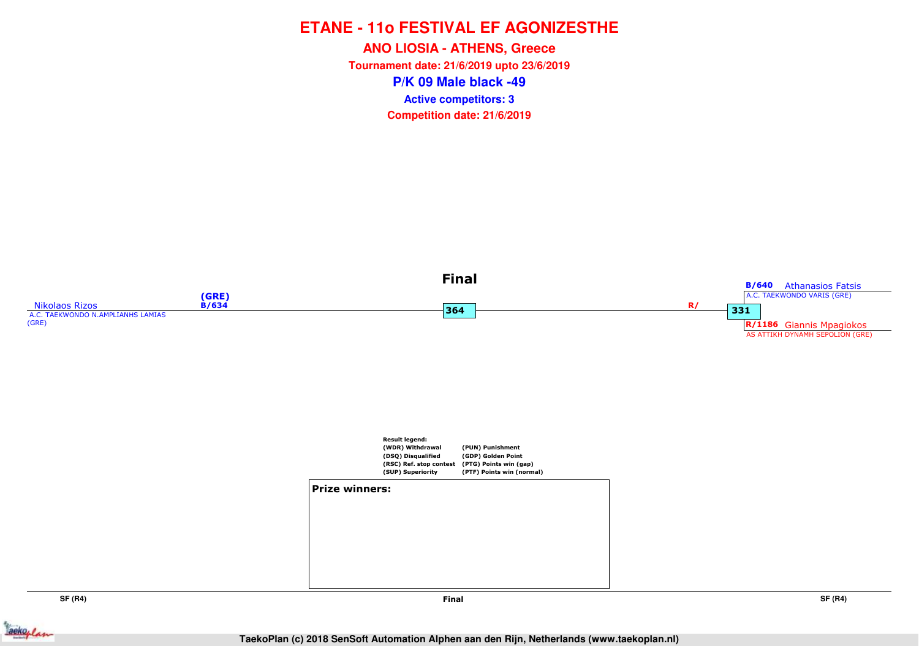# ETANE - 11o FESTIVAL EF AGONIZESTHE

## ANO LIOSIA - ATHENS, Greece

**Tournament date: 21/6/2019 upto 23/6/2019**

## P/K 09 Male black -49

**Active competitors: 3**

**Competition date: 21/6/2019**

### Final

Nikolaos Rizos
A.C. TAEKWONDO N.AMPLIANHS LAMIAS (GRE)
(GRE)
B/634

364

R/

331

B/640 Athanasios Fatsis
A.C. TAEKWONDO VARIS (GRE)

R/1186 Giannis Mpagiokos
AS ATTIKH DYNAMH SEPOLION (GRE)

**Result legend:**

| | |
|---|---|
| (WDR) Withdrawal | (PUN) Punishment |
| (DSQ) Disqualified | (GDP) Golden Point |
| (RSC) Ref. stop contest | (PTG) Points win (gap) |
| (SUP) Superiority | (PTF) Points win (normal) |

**Prize winners:**

SF (R4) | Final | SF (R4)

TaekoPlan (c) 2018 SenSoft Automation Alphen aan den Rijn, Netherlands (www.taekoplan.nl)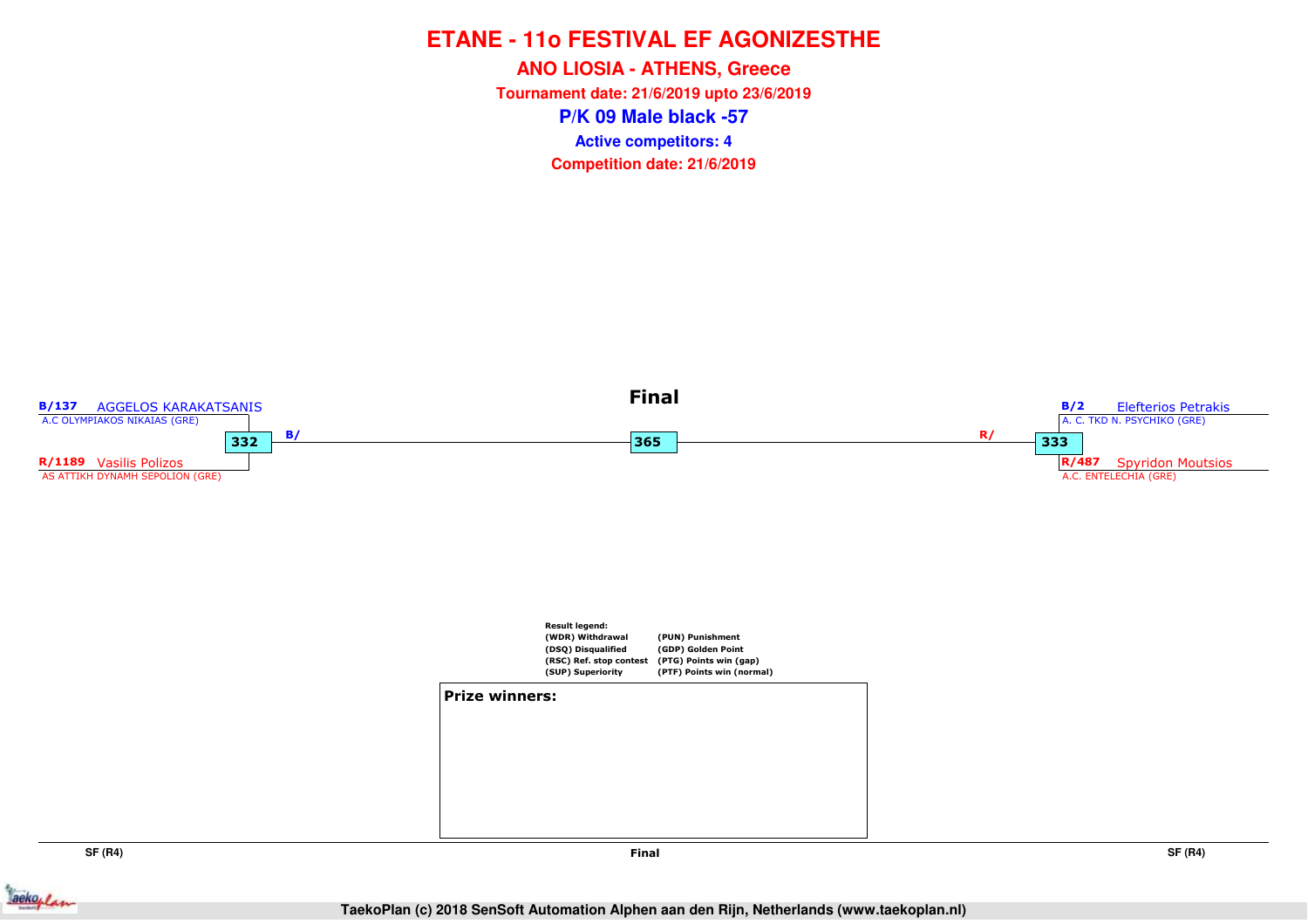# ETANE - 11o FESTIVAL EF AGONIZESTHE

## ANO LIOSIA - ATHENS, Greece

**Tournament date: 21/6/2019 upto 23/6/2019**

## P/K 09 Male black -57

**Active competitors: 4**

**Competition date: 21/6/2019**

### Final

**B/137** AGGELOS KARAKATSANIS
A.C OLYMPIAKOS NIKAIAS (GRE)

**332** B/

**R/1189** Vasilis Polizos
AS ATTIKH DYNAMH SEPOLION (GRE)

**365**

**B/2** Elefterios Petrakis
A. C. TKD N. PSYCHIKO (GRE)

R/ **333**

**R/487** Spyridon Moutsios
A.C. ENTELECHIA (GRE)

**Result legend:**

| | |
|---|---|
| (WDR) Withdrawal | (PUN) Punishment |
| (DSQ) Disqualified | (GDP) Golden Point |
| (RSC) Ref. stop contest | (PTG) Points win (gap) |
| (SUP) Superiority | (PTF) Points win (normal) |

**Prize winners:**

SF (R4) | Final | SF (R4)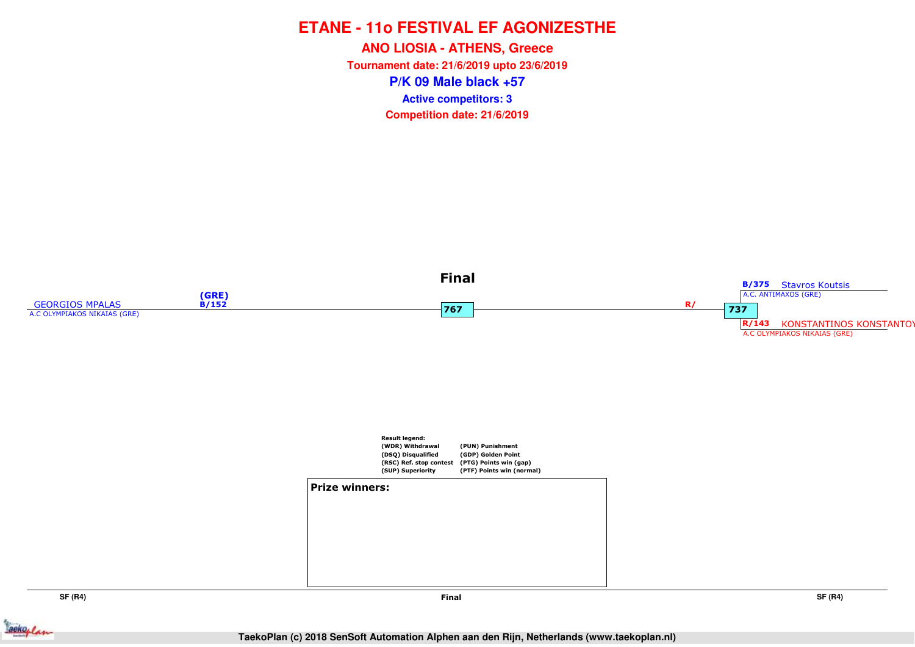# ETANE - 11o FESTIVAL EF AGONIZESTHE

## ANO LIOSIA - ATHENS, Greece

**Tournament date: 21/6/2019 upto 23/6/2019**

## P/K 09 Male black +57

**Active competitors: 3**

**Competition date: 21/6/2019**

### Final

GEORGIOS MPALAS
A.C OLYMPIAKOS NIKAIAS (GRE)
(GRE)
B/152

767

R/

737

B/375 Stavros Koutsis
A.C. ANTIMAXOS (GRE)

R/143 KONSTANTINOS KONSTANTOY
A.C OLYMPIAKOS NIKAIAS (GRE)

**Result legend:**

| | |
|---|---|
| (WDR) Withdrawal | (PUN) Punishment |
| (DSQ) Disqualified | (GDP) Golden Point |
| (RSC) Ref. stop contest | (PTG) Points win (gap) |
| (SUP) Superiority | (PTF) Points win (normal) |

**Prize winners:**

SF (R4) | Final | SF (R4)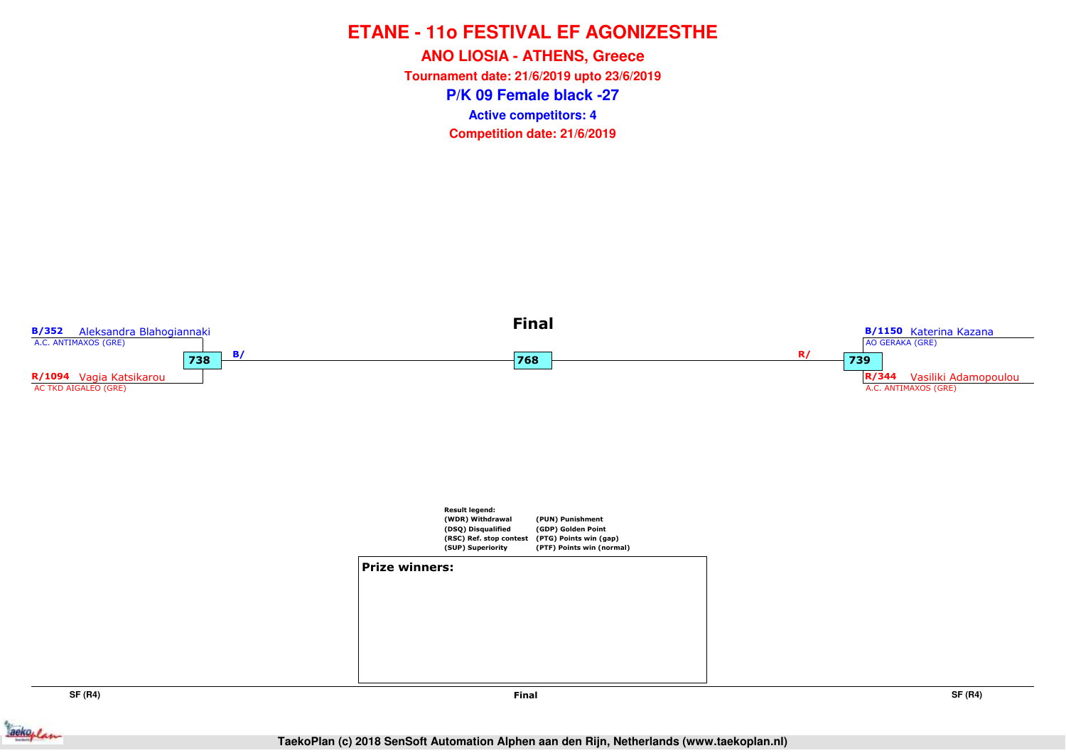# ETANE - 11o FESTIVAL EF AGONIZESTHE

## ANO LIOSIA - ATHENS, Greece

**Tournament date: 21/6/2019 upto 23/6/2019**

## P/K 09 Female black -27

**Active competitors: 4**

**Competition date: 21/6/2019**

### Final

**B/352** Aleksandra Blahogiannaki
A.C. ANTIMAXOS (GRE)

**738** B/

**R/1094** Vagia Katsikarou
AC TKD AIGALEO (GRE)

**768**

**B/1150** Katerina Kazana
AO GERAKA (GRE)

R/ **739**

**R/344** Vasiliki Adamopoulou
A.C. ANTIMAXOS (GRE)

**Result legend:**

| | |
|---|---|
| (WDR) Withdrawal | (PUN) Punishment |
| (DSQ) Disqualified | (GDP) Golden Point |
| (RSC) Ref. stop contest | (PTG) Points win (gap) |
| (SUP) Superiority | (PTF) Points win (normal) |

**Prize winners:**

SF (R4) | Final | SF (R4)

TaekoPlan (c) 2018 SenSoft Automation Alphen aan den Rijn, Netherlands (www.taekoplan.nl)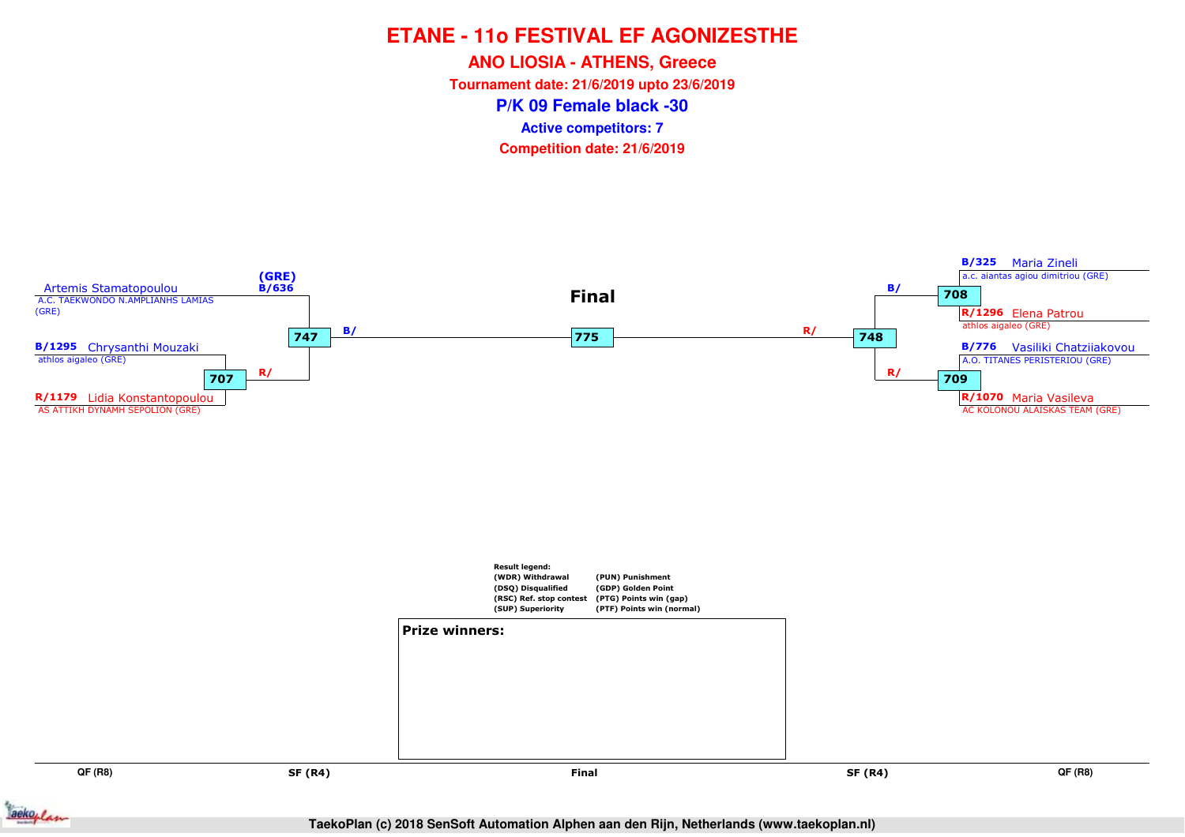# ETANE - 11o FESTIVAL EF AGONIZESTHE

## ANO LIOSIA - ATHENS, Greece

**Tournament date: 21/6/2019 upto 23/6/2019**

## P/K 09 Female black -30

**Active competitors: 7**

**Competition date: 21/6/2019**

### Final

**Left side:**

- Artemis Stamatopoulou — A.C. TAEKWONDO N.AMPLIANHS LAMIAS (GRE) — (GRE) B/636
- B/1295 Chrysanthi Mouzaki — athlos aigaleo (GRE)
- R/1179 Lidia Konstantopoulou — AS ATTIKH DYNAMH SEPOLION (GRE)

Match 707: B/1295 Chrysanthi Mouzaki vs R/1179 Lidia Konstantopoulou → R/

Match 747: B/636 Artemis Stamatopoulou vs winner 707 → B/

**Right side:**

- B/325 Maria Zineli — a.c. aiantas agiou dimitriou (GRE)
- R/1296 Elena Patrou — athlos aigaleo (GRE)
- B/776 Vasiliki Chatziiakovou — A.O. TITANES PERISTERIOU (GRE)
- R/1070 Maria Vasileva — AC KOLONOU ALAISKAS TEAM (GRE)

Match 708: B/325 Maria Zineli vs R/1296 Elena Patrou → B/

Match 709: B/776 Vasiliki Chatziiakovou vs R/1070 Maria Vasileva → R/

Match 748: winner 708 vs winner 709 → R/

**Final — Match 775:** B/ winner 747 vs R/ winner 748

Result legend:

| | |
|---|---|
| (WDR) Withdrawal | (PUN) Punishment |
| (DSQ) Disqualified | (GDP) Golden Point |
| (RSC) Ref. stop contest | (PTG) Points win (gap) |
| (SUP) Superiority | (PTF) Points win (normal) |

**Prize winners:**

QF (R8) | SF (R4) | Final | SF (R4) | QF (R8)

TaekoPlan (c) 2018 SenSoft Automation Alphen aan den Rijn, Netherlands (www.taekoplan.nl)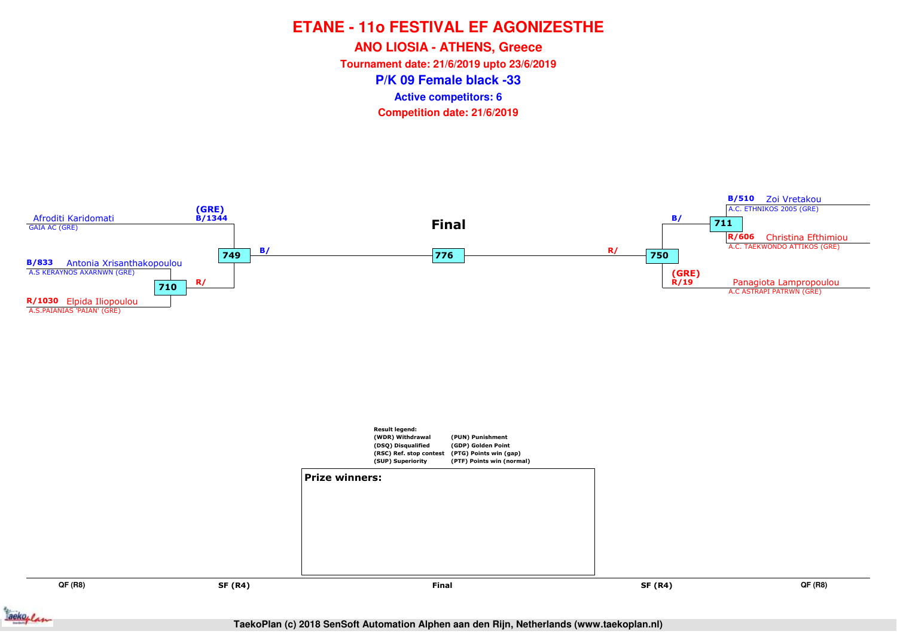# ETANE - 11o FESTIVAL EF AGONIZESTHE

## ANO LIOSIA - ATHENS, Greece

**Tournament date: 21/6/2019 upto 23/6/2019**

## P/K 09 Female black -33

**Active competitors: 6**

**Competition date: 21/6/2019**

Afroditi Karidomati
GAIA AC (GRE)

(GRE)
B/1344

B/833 Antonia Xrisanthakopoulou
A.S KERAYNOS AXARNWN (GRE)

710

R/

R/1030 Elpida Iliopoulou
A.S.PAIANIAS 'PAIAN' (GRE)

749

B/

**Final**

776

R/

750

B/

711

B/510 Zoi Vretakou
A.C. ETHNIKOS 2005 (GRE)

R/606 Christina Efthimiou
A.C. TAEKWONDO ATTIKOS (GRE)

(GRE)
R/19 Panagiota Lampropoulou
A.C ASTRAPI PATRWN (GRE)

Result legend:

| | |
|---|---|
| (WDR) Withdrawal | (PUN) Punishment |
| (DSQ) Disqualified | (GDP) Golden Point |
| (RSC) Ref. stop contest | (PTG) Points win (gap) |
| (SUP) Superiority | (PTF) Points win (normal) |

**Prize winners:**

QF (R8) | SF (R4) | Final | SF (R4) | QF (R8)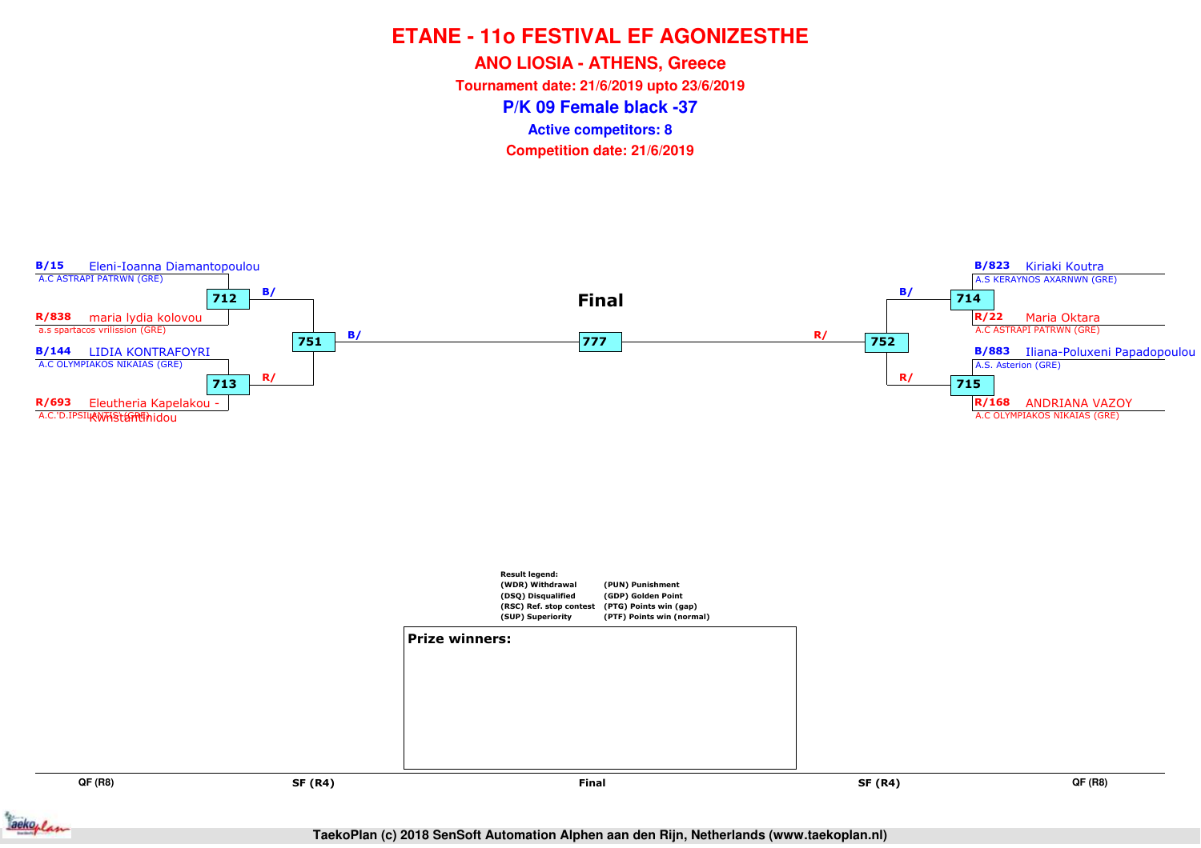# ETANE - 11o FESTIVAL EF AGONIZESTHE

## ANO LIOSIA - ATHENS, Greece

**Tournament date: 21/6/2019 upto 23/6/2019**

## P/K 09 Female black -37

**Active competitors: 8**

**Competition date: 21/6/2019**

### Final

**Left side (QF R8):**

- B/15 Eleni-Ioanna Diamantopoulou — A.C ASTRAPI PATRWN (GRE)
- R/838 maria lydia kolovou — a.s spartacos vrilission (GRE)
  - Match 712 → B/
- B/144 LIDIA KONTRAFOYRI — A.C OLYMPIAKOS NIKAIAS (GRE)
- R/693 Eleutheria Kapelakou - Kwnstantinidou — A.C.'D.IPSILANTIS' (GRE)
  - Match 713 → R/
- SF Match 751 → B/

**Right side (QF R8):**

- B/823 Kiriaki Koutra — A.S KERAYNOS AXARNWN (GRE)
- R/22 Maria Oktara — A.C ASTRAPI PATRWN (GRE)
  - Match 714 → B/
- B/883 Iliana-Poluxeni Papadopoulou — A.S. Asterion (GRE)
- R/168 ANDRIANA VAZOY — A.C OLYMPIAKOS NIKAIAS (GRE)
  - Match 715 → R/
- SF Match 752 → R/

**Final:** Match 777

QF (R8) | SF (R4) | Final | SF (R4) | QF (R8)

**Result legend:**

| | |
|---|---|
| (WDR) Withdrawal | (PUN) Punishment |
| (DSQ) Disqualified | (GDP) Golden Point |
| (RSC) Ref. stop contest | (PTG) Points win (gap) |
| (SUP) Superiority | (PTF) Points win (normal) |

**Prize winners:**

TaekoPlan (c) 2018 SenSoft Automation Alphen aan den Rijn, Netherlands (www.taekoplan.nl)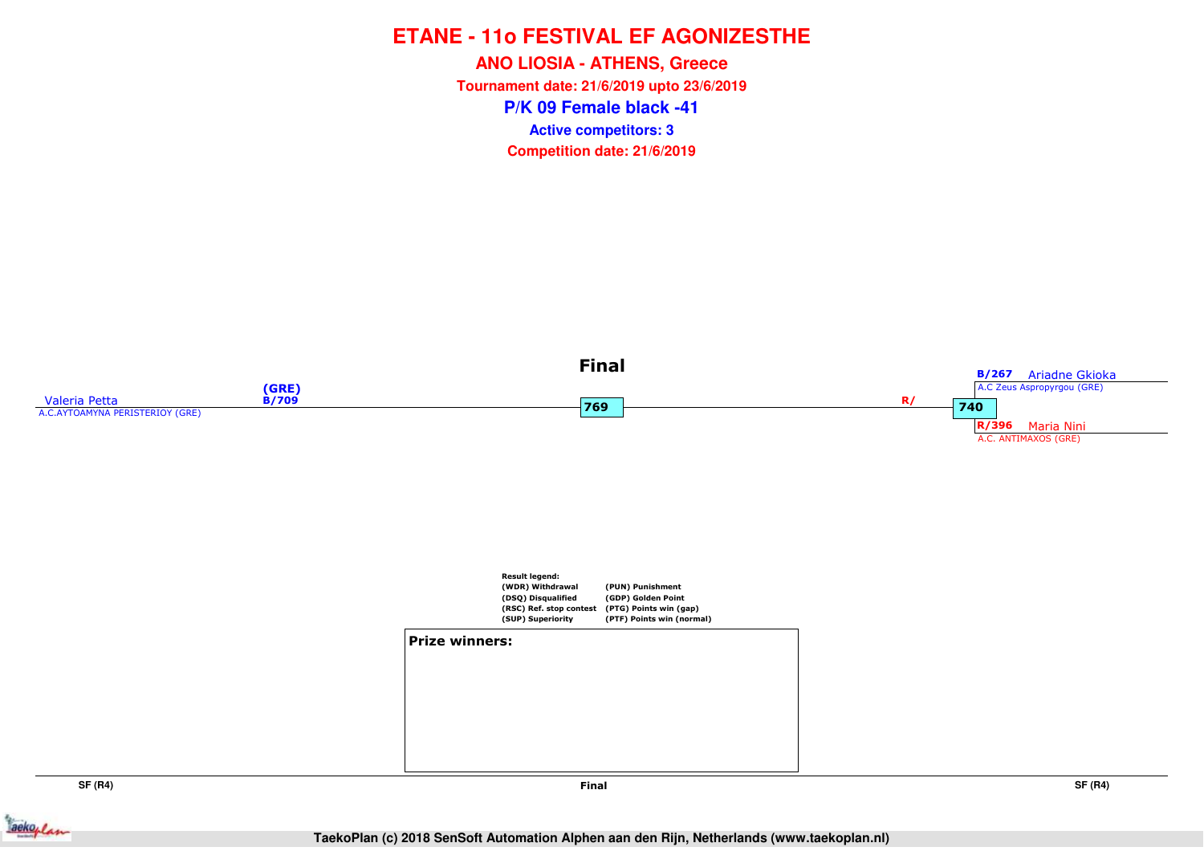# ETANE - 11o FESTIVAL EF AGONIZESTHE

**ANO LIOSIA - ATHENS, Greece**

**Tournament date: 21/6/2019 upto 23/6/2019**

## P/K 09 Female black -41

**Active competitors: 3**

**Competition date: 21/6/2019**

### Final

Valeria Petta
A.C.AYTOAMYNA PERISTERIOY (GRE)
(GRE)
B/709

769

R/

740

B/267 Ariadne Gkioka
A.C Zeus Aspropyrgou (GRE)

R/396 Maria Nini
A.C. ANTIMAXOS (GRE)

**Result legend:**

| | |
|---|---|
| (WDR) Withdrawal | (PUN) Punishment |
| (DSQ) Disqualified | (GDP) Golden Point |
| (RSC) Ref. stop contest | (PTG) Points win (gap) |
| (SUP) Superiority | (PTF) Points win (normal) |

**Prize winners:**

SF (R4) | Final | SF (R4)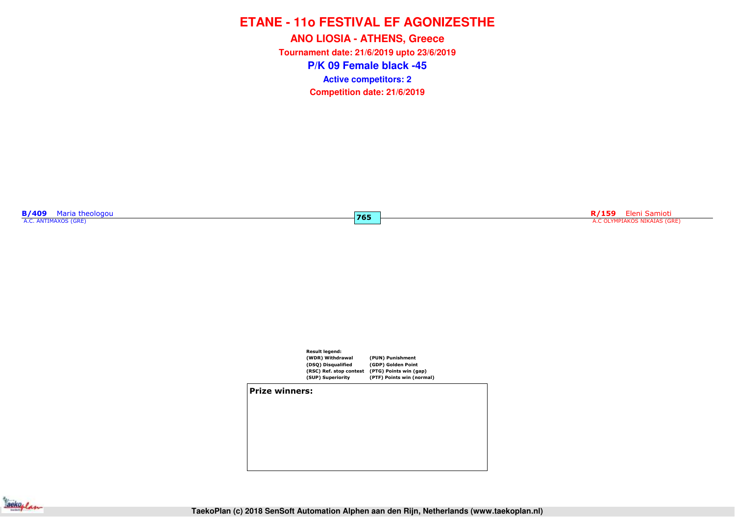# ETANE - 11o FESTIVAL EF AGONIZESTHE

## ANO LIOSIA - ATHENS, Greece

**Tournament date: 21/6/2019 upto 23/6/2019**

## P/K 09 Female black -45

**Active competitors: 2**

**Competition date: 21/6/2019**

**B/409** Maria theologou
A.C. ANTIMAXOS (GRE)

**765**

**R/159** Eleni Samioti
A.C OLYMPIAKOS NIKAIAS (GRE)

**Result legend:**

| | |
|---|---|
| (WDR) Withdrawal | (PUN) Punishment |
| (DSQ) Disqualified | (GDP) Golden Point |
| (RSC) Ref. stop contest | (PTG) Points win (gap) |
| (SUP) Superiority | (PTF) Points win (normal) |

**Prize winners:**

TaekoPlan (c) 2018 SenSoft Automation Alphen aan den Rijn, Netherlands (www.taekoplan.nl)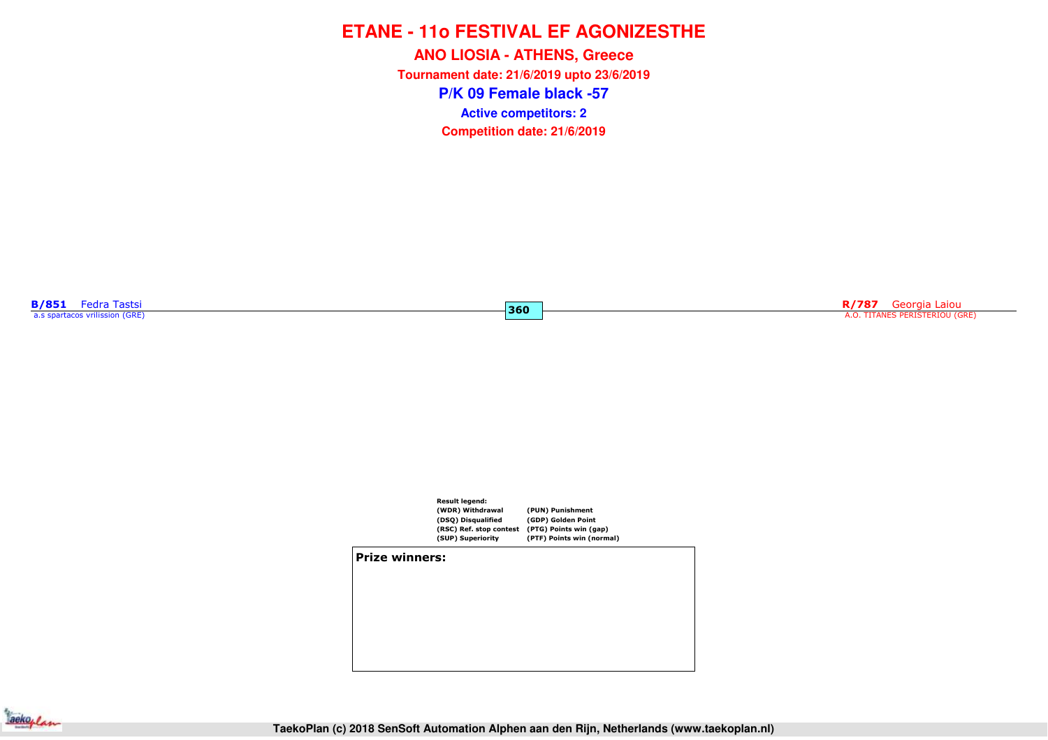# ETANE - 11o FESTIVAL EF AGONIZESTHE

## ANO LIOSIA - ATHENS, Greece

**Tournament date: 21/6/2019 upto 23/6/2019**

## P/K 09 Female black -57

**Active competitors: 2**

**Competition date: 21/6/2019**

**B/851** Fedra Tastsi
a.s spartacos vrilission (GRE)

**360**

**R/787** Georgia Laiou
A.O. TITANES PERISTERIOU (GRE)

**Result legend:**

| | |
|---|---|
| (WDR) Withdrawal | (PUN) Punishment |
| (DSQ) Disqualified | (GDP) Golden Point |
| (RSC) Ref. stop contest | (PTG) Points win (gap) |
| (SUP) Superiority | (PTF) Points win (normal) |

**Prize winners:**

TaekoPlan (c) 2018 SenSoft Automation Alphen aan den Rijn, Netherlands (www.taekoplan.nl)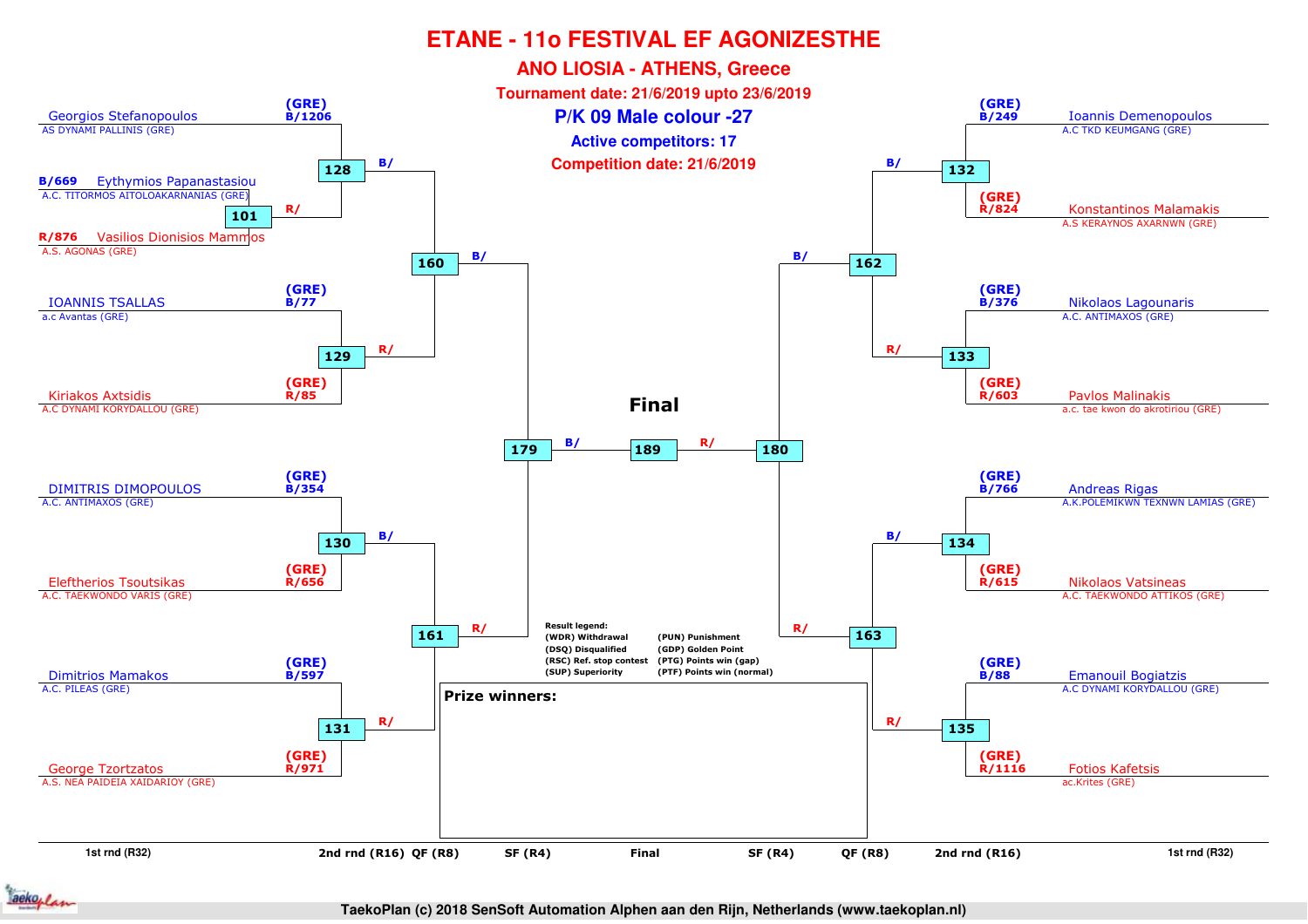# ETANE - 11o FESTIVAL EF AGONIZESTHE

## ANO LIOSIA - ATHENS, Greece

**Tournament date: 21/6/2019 upto 23/6/2019**

## P/K 09 Male colour -27

**Active competitors: 17**

**Competition date: 21/6/2019**

### Left side of bracket

| Competitor | Club | Code | Match |
|---|---|---|---|
| Georgios Stefanopoulos | AS DYNAMI PALLINIS (GRE) | (GRE) B/1206 | 128 |
| Eythymios Papanastasiou | A.C. TITORMOS AITOLOAKARNANIAS (GRE) | B/669 | 101 |
| Vasilios Dionisios Mammos | A.S. AGONAS (GRE) | R/876 | 101 |
| IOANNIS TSALLAS | a.c Avantas (GRE) | (GRE) B/77 | 129 |
| Kiriakos Axtsidis | A.C DYNAMI KORYDALLOU (GRE) | (GRE) R/85 | 129 |
| DIMITRIS DIMOPOULOS | A.C. ANTIMAXOS (GRE) | (GRE) B/354 | 130 |
| Eleftherios Tsoutsikas | A.C. TAEKWONDO VARIS (GRE) | (GRE) R/656 | 130 |
| Dimitrios Mamakos | A.C. PILEAS (GRE) | (GRE) B/597 | 131 |
| George Tzortzatos | A.S. NEA PAIDEIA XAIDARIOY (GRE) | (GRE) R/971 | 131 |

Match 101 winner → 128 (R/)
Matches 128 (B/) and 129 (R/) → 160
Matches 130 (B/) and 131 (R/) → 161
Matches 160 (B/) and 161 (R/) → 179

### Right side of bracket

| Competitor | Club | Code | Match |
|---|---|---|---|
| Ioannis Demenopoulos | A.C TKD KEUMGANG (GRE) | (GRE) B/249 | 132 |
| Konstantinos Malamakis | A.S KERAYNOS AXARNWN (GRE) | (GRE) R/824 | 132 |
| Nikolaos Lagounaris | A.C. ANTIMAXOS (GRE) | (GRE) B/376 | 133 |
| Pavlos Malinakis | a.c. tae kwon do akrotiriou (GRE) | (GRE) R/603 | 133 |
| Andreas Rigas | A.K.POLEMIKWN TEXNWN LAMIAS (GRE) | (GRE) B/766 | 134 |
| Nikolaos Vatsineas | A.C. TAEKWONDO ATTIKOS (GRE) | (GRE) R/615 | 134 |
| Emanouil Bogiatzis | A.C DYNAMI KORYDALLOU (GRE) | (GRE) B/88 | 135 |
| Fotios Kafetsis | ac.Krites (GRE) | (GRE) R/1116 | 135 |

Matches 132 (B/) and 133 (R/) → 162
Matches 134 (B/) and 135 (R/) → 163
Matches 162 (B/) and 163 (R/) → 180

### Final

179 (B/) — **189** — 180 (R/)

**Result legend:**

- (WDR) Withdrawal
- (DSQ) Disqualified
- (RSC) Ref. stop contest
- (SUP) Superiority
- (PUN) Punishment
- (GDP) Golden Point
- (PTG) Points win (gap)
- (PTF) Points win (normal)

**Prize winners:**

1st rnd (R32) | 2nd rnd (R16) | QF (R8) | SF (R4) | Final | SF (R4) | QF (R8) | 2nd rnd (R16) | 1st rnd (R32)

TaekoPlan (c) 2018 SenSoft Automation Alphen aan den Rijn, Netherlands (www.taekoplan.nl)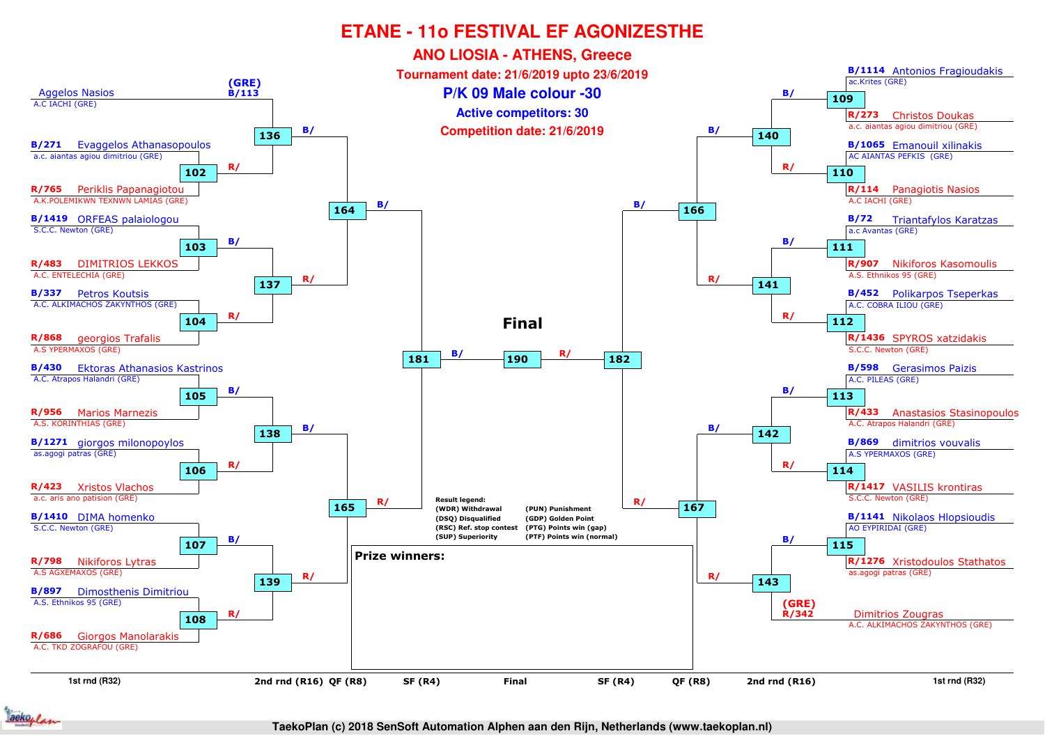# ETANE - 11o FESTIVAL EF AGONIZESTHE

## ANO LIOSIA - ATHENS, Greece

**Tournament date: 21/6/2019 upto 23/6/2019**

**P/K 09 Male colour -30**

**Active competitors: 30**

**Competition date: 21/6/2019**

### 1st round (R32) – Left side

| Match | Blue | Red |
|---|---|---|
| — | (GRE) B/113 Aggelos Nasios – A.C IACHI (GRE) | (bye) |
| 102 | B/271 Evaggelos Athanasopoulos – a.c. aiantas agiou dimitriou (GRE) | R/765 Periklis Papanagiotou – A.K.POLEMIKWN TEXNWN LAMIAS (GRE) |
| 103 | B/1419 ORFEAS palaiologou – S.C.C. Newton (GRE) | R/483 DIMITRIOS LEKKOS – A.C. ENTELECHIA (GRE) |
| 104 | B/337 Petros Koutsis – A.C. ALKIMACHOS ZAKYNTHOS (GRE) | R/868 georgios Trafalis – A.S YPERMAXOS (GRE) |
| 105 | B/430 Ektoras Athanasios Kastrinos – A.C. Atrapos Halandri (GRE) | R/956 Marios Marnezis – A.S. KORINTHIAS (GRE) |
| 106 | B/1271 giorgos milonopoylos – as.agogi patras (GRE) | R/423 Xristos Vlachos – a.c. aris ano patision (GRE) |
| 107 | B/1410 DIMA homenko – S.C.C. Newton (GRE) | R/798 Nikiforos Lytras – A.S AGXEMAXOS (GRE) |
| 108 | B/897 Dimosthenis Dimitriou – A.S. Ethnikos 95 (GRE) | R/686 Giorgos Manolarakis – A.C. TKD ZOGRAFOU (GRE) |

### 1st round (R32) – Right side

| Match | Blue | Red |
|---|---|---|
| 109 | B/1114 Antonios Fragioudakis – ac.Krites (GRE) | R/273 Christos Doukas – a.c. aiantas agiou dimitriou (GRE) |
| 110 | B/1065 Emanouil xilinakis – AC AIANTAS PEFKIS (GRE) | R/114 Panagiotis Nasios – A.C IACHI (GRE) |
| 111 | B/72 Triantafylos Karatzas – a.c Avantas (GRE) | R/907 Nikiforos Kasomoulis – A.S. Ethnikos 95 (GRE) |
| 112 | B/452 Polikarpos Tseperkas – A.C. COBRA ILIOU (GRE) | R/1436 SPYROS xatzidakis – S.C.C. Newton (GRE) |
| 113 | B/598 Gerasimos Paizis – A.C. PILEAS (GRE) | R/433 Anastasios Stasinopoulos – A.C. Atrapos Halandri (GRE) |
| 114 | B/869 dimitrios vouvalis – A.S YPERMAXOS (GRE) | R/1417 VASILIS krontiras – S.C.C. Newton (GRE) |
| 115 | B/1141 Nikolaos Hlopsioudis – AO EYPIRIDAI (GRE) | R/1276 Xristodoulos Stathatos – as.agogi patras (GRE) |
| — | (bye) | (GRE) R/342 Dimitrios Zougras – A.C. ALKIMACHOS ZAKYNTHOS (GRE) |

### 2nd round (R16)

| Match | Blue | Red |
|---|---|---|
| 136 | B/ | R/ (winner 102) |
| 137 | B/ (winner 103) | R/ (winner 104) |
| 138 | B/ (winner 105) | R/ (winner 106) |
| 139 | B/ (winner 107) | R/ (winner 108) |
| 140 | B/ (winner 109) | R/ (winner 110) |
| 141 | B/ (winner 111) | R/ (winner 112) |
| 142 | B/ (winner 113) | R/ (winner 114) |
| 143 | B/ (winner 115) | R/ |

### QF (R8)

| Match | Blue | Red |
|---|---|---|
| 164 | B/ (winner 136) | R/ (winner 137) |
| 165 | B/ (winner 138) | R/ (winner 139) |
| 166 | B/ (winner 140) | R/ (winner 141) |
| 167 | B/ (winner 142) | R/ (winner 143) |

### SF (R4)

| Match | Blue | Red |
|---|---|---|
| 181 | B/ (winner 164) | R/ (winner 165) |
| 182 | B/ (winner 166) | R/ (winner 167) |

### Final

| Match | Blue | Red |
|---|---|---|
| 190 | B/ (winner 181) | R/ (winner 182) |

**Result legend:**

- (WDR) Withdrawal
- (DSQ) Disqualified
- (RSC) Ref. stop contest
- (SUP) Superiority
- (PUN) Punishment
- (GDP) Golden Point
- (PTG) Points win (gap)
- (PTF) Points win (normal)

**Prize winners:**

1st rnd (R32) | 2nd rnd (R16) | QF (R8) | SF (R4) | Final | SF (R4) | QF (R8) | 2nd rnd (R16) | 1st rnd (R32)

TaekoPlan (c) 2018 SenSoft Automation Alphen aan den Rijn, Netherlands (www.taekoplan.nl)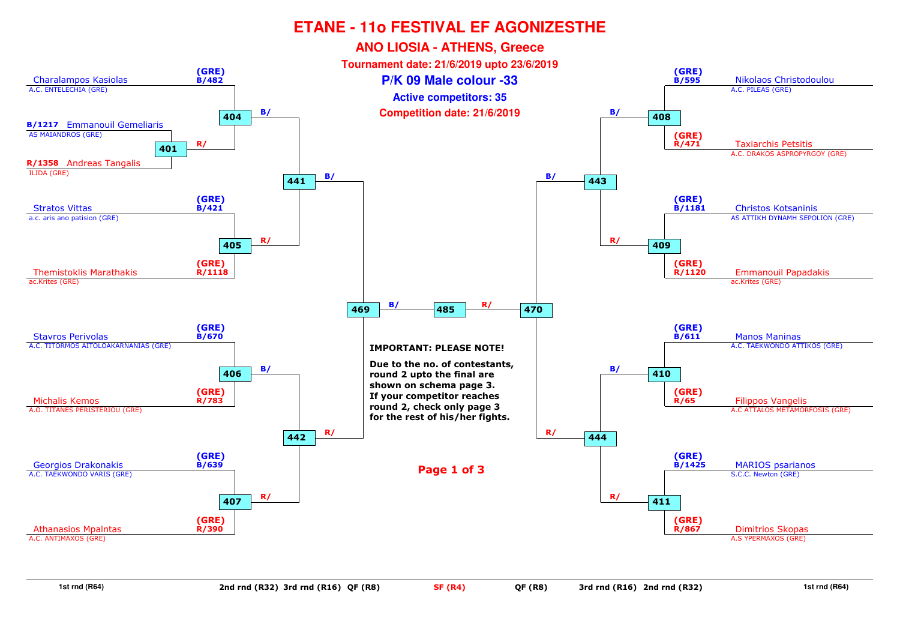# ETANE - 11o FESTIVAL EF AGONIZESTHE

## ANO LIOSIA - ATHENS, Greece

**Tournament date: 21/6/2019 upto 23/6/2019**

## P/K 09 Male colour -33

**Active competitors: 35**

**Competition date: 21/6/2019**

### Left side

| Match | Blue (B/) | Red (R/) |
|---|---|---|
| 401 | B/1217 Emmanouil Gemeliaris — AS MAIANDROS (GRE) | R/1358 Andreas Tangalis — ILIDA (GRE) |
| 404 | (GRE) B/482 Charalampos Kasiolas — A.C. ENTELECHIA (GRE) | Winner 401 |
| 405 | (GRE) B/421 Stratos Vittas — a.c. aris ano patision (GRE) | (GRE) R/1118 Themistoklis Marathakis — ac.Krites (GRE) |
| 406 | (GRE) B/670 Stavros Perivolas — A.C. TITORMOS AITOLOAKARNANIAS (GRE) | (GRE) R/783 Michalis Kemos — A.O. TITANES PERISTERIOU (GRE) |
| 407 | (GRE) B/639 Georgios Drakonakis — A.C. TAEKWONDO VARIS (GRE) | (GRE) R/390 Athanasios Mpaltnas — A.C. ANTIMAXOS (GRE) |
| 441 | Winner 404 | Winner 405 |
| 442 | Winner 406 | Winner 407 |
| 469 | Winner 441 | Winner 442 |

### Right side

| Match | Blue (B/) | Red (R/) |
|---|---|---|
| 408 | (GRE) B/595 Nikolaos Christodoulou — A.C. PILEAS (GRE) | (GRE) R/471 Taxiarchis Petsitis — A.C. DRAKOS ASPROPYRGOY (GRE) |
| 409 | (GRE) B/1181 Christos Kotsaninis — AS ATTIKH DYNAMH SEPOLION (GRE) | (GRE) R/1120 Emmanouil Papadakis — ac.Krites (GRE) |
| 410 | (GRE) B/611 Manos Maninas — A.C. TAEKWONDO ATTIKOS (GRE) | (GRE) R/65 Filippos Vangelis — A.C ATTALOS METAMORFOSIS (GRE) |
| 411 | (GRE) B/1425 MARIOS psarianos — S.C.C. Newton (GRE) | (GRE) R/867 Dimitrios Skopas — A.S YPERMAXOS (GRE) |
| 443 | Winner 408 | Winner 409 |
| 444 | Winner 410 | Winner 411 |
| 470 | Winner 443 | Winner 444 |

### Final

| Match | Blue (B/) | Red (R/) |
|---|---|---|
| 485 | Winner 469 | Winner 470 |

**IMPORTANT: PLEASE NOTE!**

**Due to the no. of contestants, round 2 upto the final are shown on schema page 3. If your competitor reaches round 2, check only page 3 for the rest of his/her fights.**

1st rnd (R64) | 2nd rnd (R32) | 3rd rnd (R16) | QF (R8) | SF (R4) | QF (R8) | 3rd rnd (R16) | 2nd rnd (R32) | 1st rnd (R64)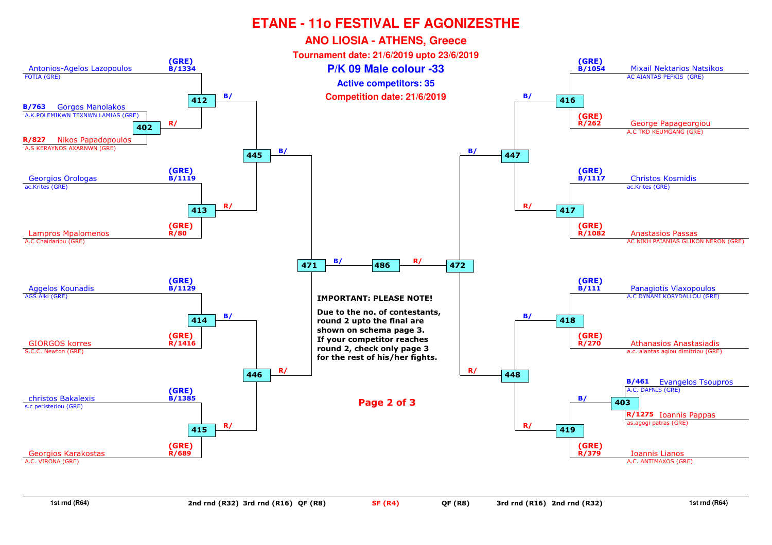# ETANE - 11o FESTIVAL EF AGONIZESTHE

## ANO LIOSIA - ATHENS, Greece

**Tournament date: 21/6/2019 upto 23/6/2019**

**P/K 09 Male colour -33**

**Active competitors: 35**

**Competition date: 21/6/2019**

### Left side of bracket

| Competitor | Club | Country/Number | Match |
|---|---|---|---|
| Antonios-Agelos Lazopoulos | FOTIA (GRE) | (GRE) B/1334 | 412 |
| Gorgos Manolakos | A.K.POLEMIKWN TEXNWN LAMIAS (GRE) | B/763 | 402 |
| Nikos Papadopoulos | A.S KERAYNOS AXARNWN (GRE) | R/827 | 402 |
| Georgios Orologas | ac.Krites (GRE) | (GRE) B/1119 | 413 |
| Lampros Mpalomenos | A.C Chaidariou (GRE) | (GRE) R/80 | 413 |
| Aggelos Kounadis | AGS Alki (GRE) | (GRE) B/1129 | 414 |
| GIORGOS korres | S.C.C. Newton (GRE) | (GRE) R/1416 | 414 |
| christos Bakalexis | s.c peristeriou (GRE) | (GRE) B/1385 | 415 |
| Georgios Karakostas | A.C. VIRONA (GRE) | (GRE) R/689 | 415 |

- 402 winner → 412 (R/)
- 412 (B/) and 413 (R/) → 445
- 414 (B/) and 415 (R/) → 446
- 445 (B/) and 446 (R/) → 471
- 471 (B/) and 472 (R/) → 486

### Right side of bracket

| Competitor | Club | Country/Number | Match |
|---|---|---|---|
| Mixail Nektarios Natsikos | AC AIANTAS PEFKIS (GRE) | (GRE) B/1054 | 416 |
| George Papageorgiou | A.C TKD KEUMGANG (GRE) | (GRE) R/262 | 416 |
| Christos Kosmidis | ac.Krites (GRE) | (GRE) B/1117 | 417 |
| Anastasios Passas | AC NIKH PAIANIAS GLIKON NERON (GRE) | (GRE) R/1082 | 417 |
| Panagiotis Vlaxopoulos | A.C DYNAMI KORYDALLOU (GRE) | (GRE) B/111 | 418 |
| Athanasios Anastasiadis | a.c. aiantas agiou dimitriou (GRE) | (GRE) R/270 | 418 |
| Evangelos Tsoupros | A.C. DAFNIS (GRE) | B/461 | 403 |
| Ioannis Pappas | as.agogi patras (GRE) | R/1275 | 403 |
| Ioannis Lianos | A.C. ANTIMAXOS (GRE) | (GRE) R/379 | 419 |

- 403 winner → 419 (B/)
- 416 (B/) and 417 (R/) → 447
- 418 (B/) and 419 (R/) → 448
- 447 (B/) and 448 (R/) → 472

**IMPORTANT: PLEASE NOTE!**

**Due to the no. of contestants, round 2 upto the final are shown on schema page 3. If your competitor reaches round 2, check only page 3 for the rest of his/her fights.**

1st rnd (R64) | 2nd rnd (R32) | 3rd rnd (R16) | QF (R8) | SF (R4) | QF (R8) | 3rd rnd (R16) | 2nd rnd (R32) | 1st rnd (R64)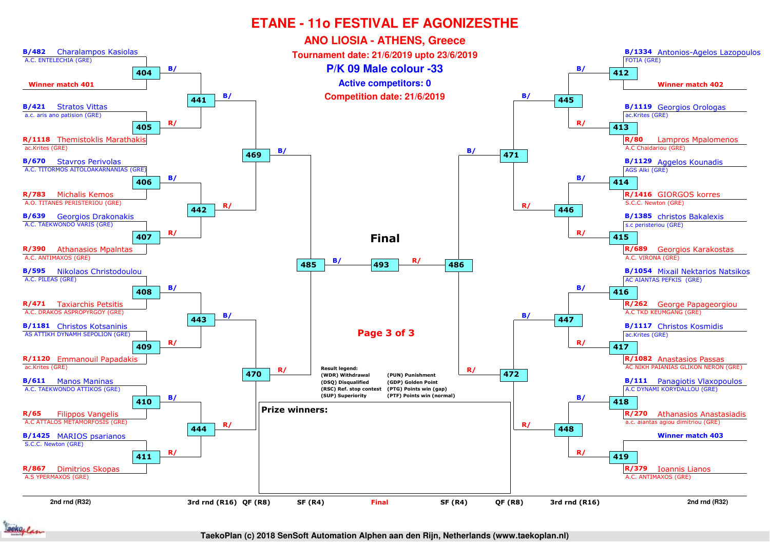# ETANE - 11o FESTIVAL EF AGONIZESTHE

## ANO LIOSIA - ATHENS, Greece

**Tournament date: 21/6/2019 upto 23/6/2019**

**P/K 09 Male colour -33**

**Active competitors: 0**

**Competition date: 21/6/2019**

### Left side (2nd rnd (R32))

| Match | Blue | Red |
|---|---|---|
| 404 | B/482 Charalampos Kasiolas – A.C. ENTELECHIA (GRE) | Winner match 401 |
| 405 | B/421 Stratos Vittas – a.c. aris ano patision (GRE) | R/1118 Themistoklis Marathakis – ac.Krites (GRE) |
| 406 | B/670 Stavros Perivolas – A.C. TITORMOS AITOLOAKARNANIAS (GRE) | R/783 Michalis Kemos – A.O. TITANES PERISTERIOU (GRE) |
| 407 | B/639 Georgios Drakonakis – A.C. TAEKWONDO VARIS (GRE) | R/390 Athanasios Mpaltas – A.C. ANTIMAXOS (GRE) |
| 408 | B/595 Nikolaos Christodoulou – A.C. PILEAS (GRE) | R/471 Taxiarchis Petsitis – A.C. DRAKOS ASPROPYRGOY (GRE) |
| 409 | B/1181 Christos Kotsaninis – AS ATTIKH DYNAMH SEPOLION (GRE) | R/1120 Emmanouil Papadakis – ac.Krites (GRE) |
| 410 | B/611 Manos Maninas – A.C. TAEKWONDO ATTIKOS (GRE) | R/65 Filippos Vangelis – A.C ATTALOS METAMORFOSIS (GRE) |
| 411 | B/1425 MARIOS psarianos – S.C.C. Newton (GRE) | R/867 Dimitrios Skopas – A.S YPERMAXOS (GRE) |

3rd rnd (R16): 441 (404 vs 405), 442 (406 vs 407), 443 (408 vs 409), 444 (410 vs 411)

QF (R8): 469 (441 vs 442), 470 (443 vs 444)

SF (R4): 485 (469 vs 470)

### Right side (2nd rnd (R32))

| Match | Blue | Red |
|---|---|---|
| 412 | B/1334 Antonios-Agelos Lazopoulos – FOTIA (GRE) | Winner match 402 |
| 413 | B/1119 Georgios Orologas – ac.Krites (GRE) | R/80 Lampros Mpalomenos – A.C Chaidariou (GRE) |
| 414 | B/1129 Aggelos Kounadis – AGS Alki (GRE) | R/1416 GIORGOS korres – S.C.C. Newton (GRE) |
| 415 | B/1385 christos Bakalexis – s.c peristeriou (GRE) | R/689 Georgios Karakostas – A.C. VIRONA (GRE) |
| 416 | B/1054 Mixail Nektarios Natsikos – AC AIANTAS PEFKIS (GRE) | R/262 George Papageorgiou – A.C TKD KEUMGANG (GRE) |
| 417 | B/1117 Christos Kosmidis – ac.Krites (GRE) | R/1082 Anastasios Passas – AC NIKH PAIANIAS GLIKON NERON (GRE) |
| 418 | B/111 Panagiotis Vlaxopoulos – A.C DYNAMI KORYDALLOU (GRE) | R/270 Athanasios Anastasiadis – a.c. aiantas agiou dimitriou (GRE) |
| 419 | Winner match 403 | R/379 Ioannis Lianos – A.C. ANTIMAXOS (GRE) |

3rd rnd (R16): 445 (412 vs 413), 446 (414 vs 415), 447 (416 vs 417), 448 (418 vs 419)

QF (R8): 471 (445 vs 446), 472 (447 vs 448)

SF (R4): 486 (471 vs 472)

### Final

493: 485 (B/) vs 486 (R/)

Page 3 of 3

**Result legend:**

- (WDR) Withdrawal
- (DSQ) Disqualified
- (RSC) Ref. stop contest
- (SUP) Superiority
- (PUN) Punishment
- (GDP) Golden Point
- (PTG) Points win (gap)
- (PTF) Points win (normal)

**Prize winners:**

2nd rnd (R32) | 3rd rnd (R16) | QF (R8) | SF (R4) | Final | SF (R4) | QF (R8) | 3rd rnd (R16) | 2nd rnd (R32)

TaekoPlan (c) 2018 SenSoft Automation Alphen aan den Rijn, Netherlands (www.taekoplan.nl)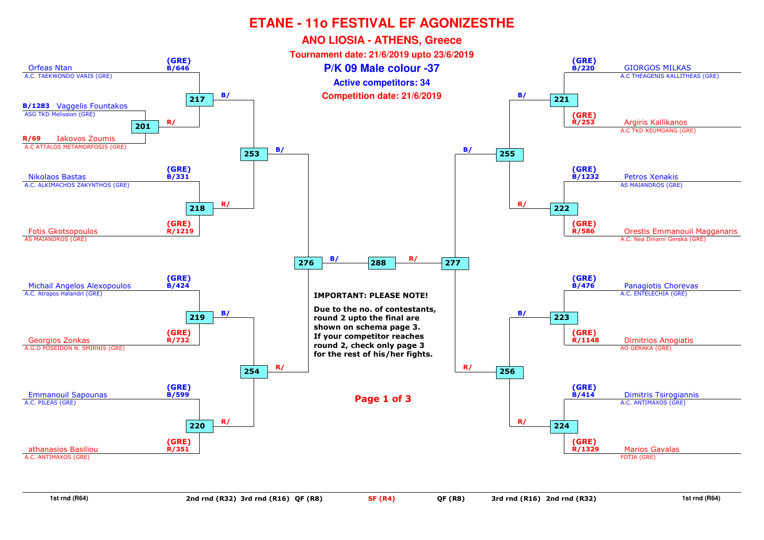# ETANE - 11o FESTIVAL EF AGONIZESTHE

## ANO LIOSIA - ATHENS, Greece

**Tournament date: 21/6/2019 upto 23/6/2019**

**P/K 09 Male colour -37**

**Active competitors: 34**

**Competition date: 21/6/2019**

### Left side

| Competitor | Club | Code | Match |
|---|---|---|---|
| Orfeas Ntan | A.C. TAEKWONDO VARIS (GRE) | (GRE) B/646 | 217 |
| Vaggelis Fountakos | ASG TKD Melission (GRE) | B/1283 | 201 |
| Iakovos Zoumis | A.C ATTALOS METAMORFOSIS (GRE) | R/69 | 201 |
| Nikolaos Bastas | A.C. ALKIMACHOS ZAKYNTHOS (GRE) | (GRE) B/331 | 218 |
| Fotis Gkotsopoulos | AS MAIANDROS (GRE) | (GRE) R/1219 | 218 |
| Michail Angelos Alexopoulos | A.C. Atrapos Halandri (GRE) | (GRE) B/424 | 219 |
| Georgios Zonkas | A.G.O POSEIDON N. SMIRNIS (GRE) | (GRE) R/732 | 219 |
| Emmanouil Sapounas | A.C. PILEAS (GRE) | (GRE) B/599 | 220 |
| athanasios Basiliou | A.C. ANTIMAXOS (GRE) | (GRE) R/351 | 220 |

Bracket: 201 winner → 217 (R/); 217 (B/) and 218 (R/) → 253; 219 (B/) and 220 (R/) → 254; 253 (B/) and 254 (R/) → 276.

### Right side

| Competitor | Club | Code | Match |
|---|---|---|---|
| GIORGOS MILKAS | A.C THEAGENIS KALLITHEAS (GRE) | (GRE) B/220 | 221 |
| Argiris Kallikanos | A.C TKD KEUMGANG (GRE) | (GRE) R/253 | 221 |
| Petros Xenakis | AS MAIANDROS (GRE) | (GRE) B/1232 | 222 |
| Orestis Emmanouil Magganaris | A.C. Nea Dinami Geraka (GRE) | (GRE) R/586 | 222 |
| Panagiotis Chorevas | A.C. ENTELECHIA (GRE) | (GRE) B/476 | 223 |
| Dimitrios Anogiatis | AO GERAKA (GRE) | (GRE) R/1148 | 223 |
| Dimitris Tsirogiannis | A.C. ANTIMAXOS (GRE) | (GRE) B/414 | 224 |
| Marios Gavalas | FOTIA (GRE) | (GRE) R/1329 | 224 |

Bracket: 221 (B/) and 222 (R/) → 255; 223 (B/) and 224 (R/) → 256; 255 (B/) and 256 (R/) → 277.

Final: 276 (B/) and 277 (R/) → 288

**IMPORTANT: PLEASE NOTE!**

**Due to the no. of contestants, round 2 upto the final are shown on schema page 3. If your competitor reaches round 2, check only page 3 for the rest of his/her fights.**

1st rnd (R64) | 2nd rnd (R32) | 3rd rnd (R16) | QF (R8) | SF (R4) | QF (R8) | 3rd rnd (R16) | 2nd rnd (R32) | 1st rnd (R64)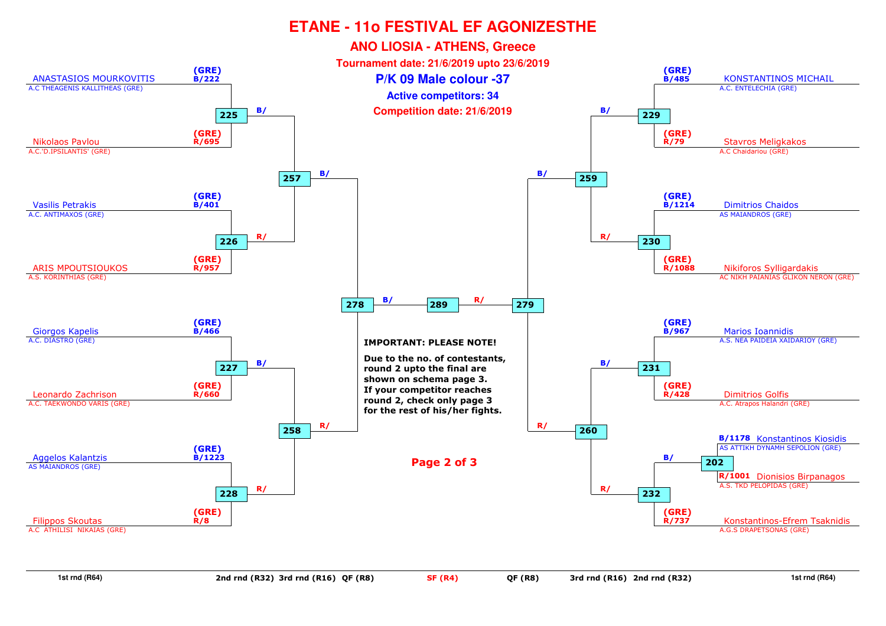# ETANE - 11o FESTIVAL EF AGONIZESTHE

## ANO LIOSIA - ATHENS, Greece

**Tournament date: 21/6/2019 upto 23/6/2019**

## P/K 09 Male colour -37

**Active competitors: 34**

**Competition date: 21/6/2019**

### Left side

| Competitor | Club | Country | Color/No. | Match (R32) |
|---|---|---|---|---|
| ANASTASIOS MOURKOVITIS | A.C THEAGENIS KALLITHEAS (GRE) | (GRE) | B/222 | 225 |
| Nikolaos Pavlou | A.C.'D.IPSILANTIS' (GRE) | (GRE) | R/695 | 225 |
| Vasilis Petrakis | A.C. ANTIMAXOS (GRE) | (GRE) | B/401 | 226 |
| ARIS MPOUTSIOUKOS | A.S. KORINTHIAS (GRE) | (GRE) | R/957 | 226 |
| Giorgos Kapelis | A.C. DIASTRO (GRE) | (GRE) | B/466 | 227 |
| Leonardo Zachrison | A.C. TAEKWONDO VARIS (GRE) | (GRE) | R/660 | 227 |
| Aggelos Kalantzis | AS MAIANDROS (GRE) | (GRE) | B/1223 | 228 |
| Filippos Skoutas | A.C ATHILISI NIKAIAS (GRE) | (GRE) | R/8 | 228 |

- 225 (B/) vs 226 (R/) → 257
- 227 (B/) vs 228 (R/) → 258
- 257 (B/) vs 258 (R/) → 278

### Right side

| Competitor | Club | Country | Color/No. | Match |
|---|---|---|---|---|
| KONSTANTINOS MICHAIL | A.C. ENTELECHIA (GRE) | (GRE) | B/485 | 229 |
| Stavros Meligkakos | A.C Chaidariou (GRE) | (GRE) | R/79 | 229 |
| Dimitrios Chaidos | AS MAIANDROS (GRE) | (GRE) | B/1214 | 230 |
| Nikiforos Sylligardakis | AC NIKH PAIANIAS GLIKON NERON (GRE) | (GRE) | R/1088 | 230 |
| Marios Ioannidis | A.S. NEA PAIDEIA XAIDARIOY (GRE) | (GRE) | B/967 | 231 |
| Dimitrios Golfis | A.C. Atrapos Halandri (GRE) | (GRE) | R/428 | 231 |
| Konstantinos Kiosidis | AS ATTIKH DYNAMH SEPOLION (GRE) | | B/1178 | 202 |
| Dionisios Birpanagos | A.S. TKD PELOPIDAS (GRE) | | R/1001 | 202 |
| Konstantinos-Efrem Tsaknidis | A.G.S DRAPETSONAS (GRE) | (GRE) | R/737 | 232 |

- 202 winner (B/) vs Konstantinos-Efrem Tsaknidis → 232
- 229 (B/) vs 230 (R/) → 259
- 231 (B/) vs 232 (R/) → 260
- 259 (B/) vs 260 (R/) → 279

### Final

- 278 (B/) vs 279 (R/) → 289

**IMPORTANT: PLEASE NOTE!**

**Due to the no. of contestants, round 2 upto the final are shown on schema page 3. If your competitor reaches round 2, check only page 3 for the rest of his/her fights.**

1st rnd (R64) | 2nd rnd (R32) | 3rd rnd (R16) | QF (R8) | SF (R4) | QF (R8) | 3rd rnd (R16) | 2nd rnd (R32) | 1st rnd (R64)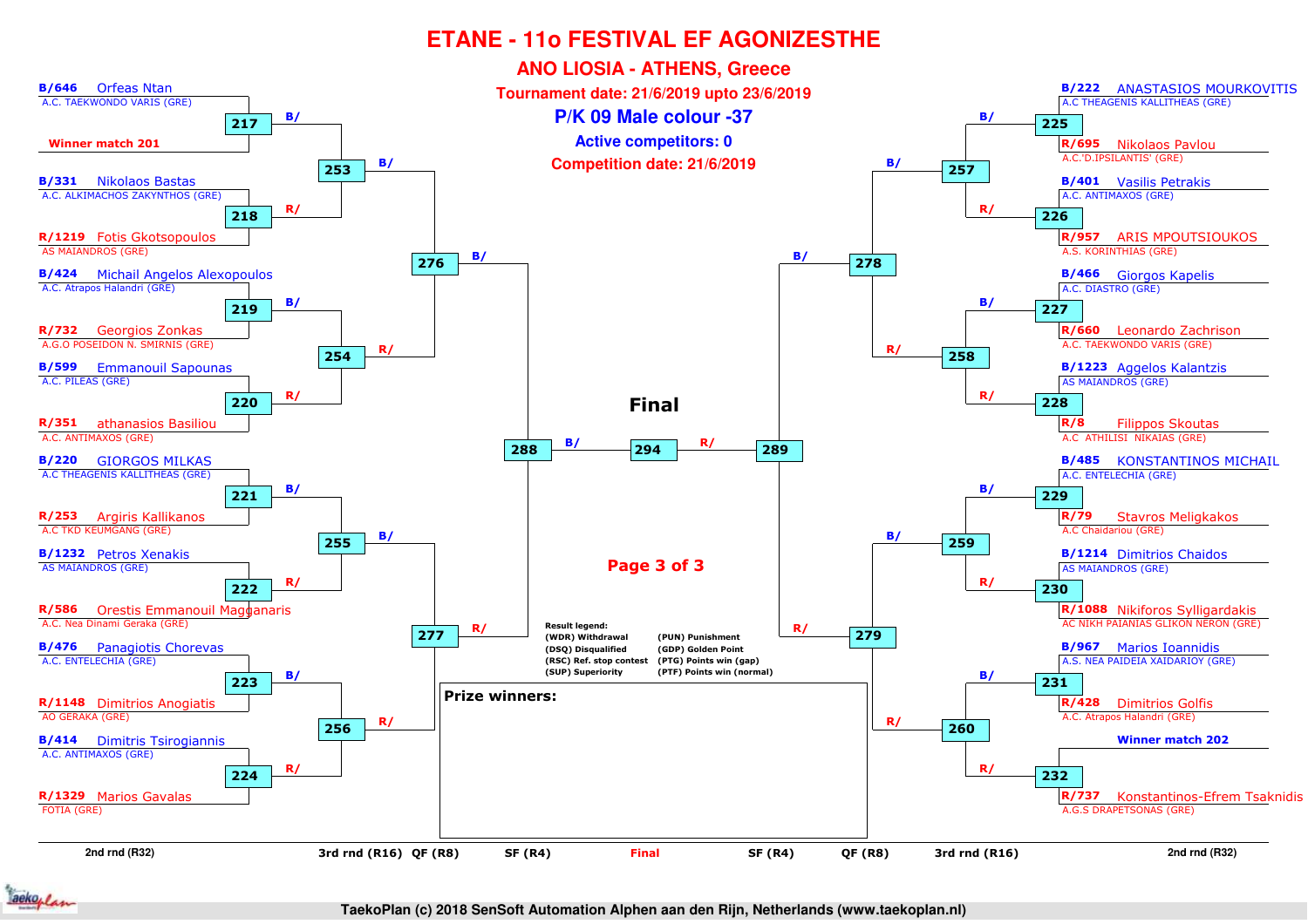# ETANE - 11o FESTIVAL EF AGONIZESTHE

## ANO LIOSIA - ATHENS, Greece

**Tournament date: 21/6/2019 upto 23/6/2019**

## P/K 09 Male colour -37

**Active competitors: 0**

**Competition date: 21/6/2019**

### Left half of bracket

| Match | Blue (B/) | Red (R/) |
|---|---|---|
| 217 | B/646 Orfeas Ntan – A.C. TAEKWONDO VARIS (GRE) | Winner match 201 |
| 218 | B/331 Nikolaos Bastas – A.C. ALKIMACHOS ZAKYNTHOS (GRE) | R/1219 Fotis Gkotsopoulos – AS MAIANDROS (GRE) |
| 219 | B/424 Michail Angelos Alexopoulos – A.C. Atrapos Halandri (GRE) | R/732 Georgios Zonkas – A.G.O POSEIDON N. SMIRNIS (GRE) |
| 220 | B/599 Emmanouil Sapounas – A.C. PILEAS (GRE) | R/351 athanasios Basiliou – A.C. ANTIMAXOS (GRE) |
| 221 | B/220 GIORGOS MILKAS – A.C THEAGENIS KALLITHEAS (GRE) | R/253 Argiris Kallikanos – A.C TKD KEUMGANG (GRE) |
| 222 | B/1232 Petros Xenakis – AS MAIANDROS (GRE) | R/586 Orestis Emmanouil Magganaris – A.C. Nea Dinami Geraka (GRE) |
| 223 | B/476 Panagiotis Chorevas – A.C. ENTELECHIA (GRE) | R/1148 Dimitrios Anogiatis – AO GERAKA (GRE) |
| 224 | B/414 Dimitris Tsirogiannis – A.C. ANTIMAXOS (GRE) | R/1329 Marios Gavalas – FOTIA (GRE) |

- 253: winner 217 (B/) vs winner 218 (R/)
- 254: winner 219 (B/) vs winner 220 (R/)
- 255: winner 221 (B/) vs winner 222 (R/)
- 256: winner 223 (B/) vs winner 224 (R/)
- 276: winner 253 (B/) vs winner 254 (R/)
- 277: winner 255 (B/) vs winner 256 (R/)
- 288: winner 276 (B/) vs winner 277 (R/)

### Right half of bracket

| Match | Blue (B/) | Red (R/) |
|---|---|---|
| 225 | B/222 ANASTASIOS MOURKOVITIS – A.C THEAGENIS KALLITHEAS (GRE) | R/695 Nikolaos Pavlou – A.C.'D.IPSILANTIS' (GRE) |
| 226 | B/401 Vasilis Petrakis – A.C. ANTIMAXOS (GRE) | R/957 ARIS MPOUTSIOUKOS – A.S. KORINTHIAS (GRE) |
| 227 | B/466 Giorgos Kapelis – A.C. DIASTRO (GRE) | R/660 Leonardo Zachrison – A.C. TAEKWONDO VARIS (GRE) |
| 228 | B/1223 Aggelos Kalantzis – AS MAIANDROS (GRE) | R/8 Filippos Skoutas – A.C ATHILISI NIKAIAS (GRE) |
| 229 | B/485 KONSTANTINOS MICHAIL – A.C. ENTELECHIA (GRE) | R/79 Stavros Meligkakos – A.C Chaidariou (GRE) |
| 230 | B/1214 Dimitrios Chaidos – AS MAIANDROS (GRE) | R/1088 Nikiforos Sylligardakis – AC NIKH PAIANIAS GLIKON NERON (GRE) |
| 231 | B/967 Marios Ioannidis – A.S. NEA PAIDEIA XAIDARIOY (GRE) | R/428 Dimitrios Golfis – A.C. Atrapos Halandri (GRE) |
| 232 | Winner match 202 | R/737 Konstantinos-Efrem Tsaknidis – A.G.S DRAPETSONAS (GRE) |

- 257: winner 225 (B/) vs winner 226 (R/)
- 258: winner 227 (B/) vs winner 228 (R/)
- 259: winner 229 (B/) vs winner 230 (R/)
- 260: winner 231 (B/) vs winner 232 (R/)
- 278: winner 257 (B/) vs winner 258 (R/)
- 279: winner 259 (B/) vs winner 260 (R/)
- 289: winner 278 (B/) vs winner 279 (R/)

### Final

- 294: winner 288 (B/) vs winner 289 (R/)

Rounds: 2nd rnd (R32) | 3rd rnd (R16) | QF (R8) | SF (R4) | Final | SF (R4) | QF (R8) | 3rd rnd (R16) | 2nd rnd (R32)

**Page 3 of 3**

**Result legend:**
- (WDR) Withdrawal
- (DSQ) Disqualified
- (RSC) Ref. stop contest
- (SUP) Superiority
- (PUN) Punishment
- (GDP) Golden Point
- (PTG) Points win (gap)
- (PTF) Points win (normal)

**Prize winners:**

TaekoPlan (c) 2018 SenSoft Automation Alphen aan den Rijn, Netherlands (www.taekoplan.nl)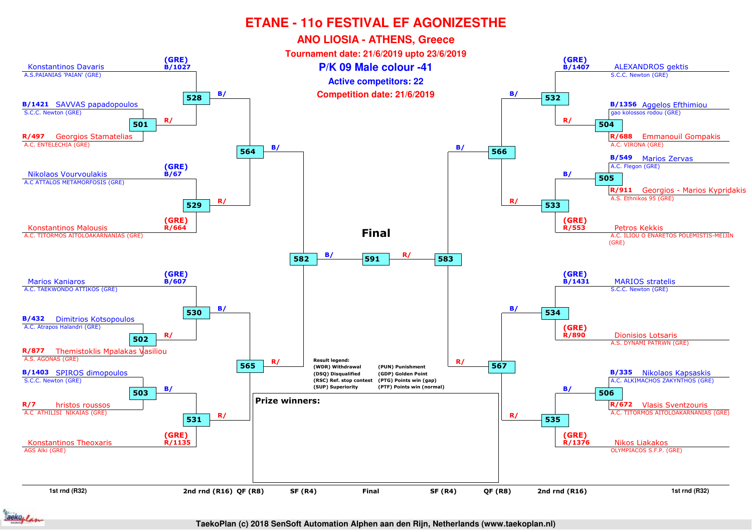# ETANE - 11o FESTIVAL EF AGONIZESTHE

## ANO LIOSIA - ATHENS, Greece

**Tournament date: 21/6/2019 upto 23/6/2019**

**P/K 09 Male colour -41**

**Active competitors: 22**

**Competition date: 21/6/2019**

### Left side of bracket

| Competitor | Club | Code | Match |
| --- | --- | --- | --- |
| Konstantinos Davaris | A.S.PAIANIAS 'PAIAN' (GRE) | (GRE) B/1027 | 528 |
| SAVVAS papadopoulos | S.C.C. Newton (GRE) | B/1421 | 501 |
| Georgios Stamatelias | A.C. ENTELECHIA (GRE) | R/497 | 501 |
| Nikolaos Vourvoulakis | A.C ATTALOS METAMORFOSIS (GRE) | (GRE) B/67 | 529 |
| Konstantinos Malousis | A.C. TITORMOS AITOLOAKARNANIAS (GRE) | (GRE) R/664 | 529 |
| Marios Kaniaros | A.C. TAEKWONDO ATTIKOS (GRE) | (GRE) B/607 | 530 |
| Dimitrios Kotsopoulos | A.C. Atrapos Halandri (GRE) | B/432 | 502 |
| Themistoklis Mpalakas Vasiliou | A.S. AGONAS (GRE) | R/877 | 502 |
| SPIROS dimopoulos | S.C.C. Newton (GRE) | B/1403 | 503 |
| hristos roussos | A.C ATHILISI NIKAIAS (GRE) | R/7 | 503 |
| Konstantinos Theoxaris | AGS Alki (GRE) | (GRE) R/1135 | 531 |

- 501 → 528 (R/); 528 (B/) vs 529 (R/) → 564
- 502 → 530 (R/); 503 → 531 (B/); 530 (B/) vs 531 (R/) → 565
- 564 (B/) vs 565 (R/) → 582

### Right side of bracket

| Competitor | Club | Code | Match |
| --- | --- | --- | --- |
| ALEXANDROS gektis | S.C.C. Newton (GRE) | (GRE) B/1407 | 532 |
| Aggelos Efthimiou | gao kolossos rodou (GRE) | B/1356 | 504 |
| Emmanouil Gompakis | A.C. VIRONA (GRE) | R/688 | 504 |
| Marios Zervas | A.C. Flegon (GRE) | B/549 | 505 |
| Georgios - Marios Kypridakis | A.S. Ethnikos 95 (GRE) | R/911 | 505 |
| Petros Kekkis | A.C. ILIOU O ENARETOS POLEMISTIS-MEIJIN (GRE) | (GRE) R/553 | 533 |
| MARIOS stratelis | S.C.C. Newton (GRE) | (GRE) B/1431 | 534 |
| Dionisios Lotsaris | A.S. DYNAMI PATRWN (GRE) | (GRE) R/890 | 534 |
| Nikolaos Kapsaskis | A.C. ALKIMACHOS ZAKYNTHOS (GRE) | B/335 | 506 |
| Vlasis Sventzouris | A.C. TITORMOS AITOLOAKARNANIAS (GRE) | R/672 | 506 |
| Nikos Liakakos | OLYMPIACOS S.F.P. (GRE) | (GRE) R/1376 | 535 |

- 504 → 532 (R/); 505 → 533 (B/); 532 (B/) vs 533 (R/) → 566
- 506 → 535 (B/); 534 (B/) vs 535 (R/) → 567
- 566 (B/) vs 567 (R/) → 583

### Final

582 (B/) vs 583 (R/) → 591

**Result legend:**

| | |
| --- | --- |
| (WDR) Withdrawal | (PUN) Punishment |
| (DSQ) Disqualified | (GDP) Golden Point |
| (RSC) Ref. stop contest | (PTG) Points win (gap) |
| (SUP) Superiority | (PTF) Points win (normal) |

**Prize winners:**

1st rnd (R32) | 2nd rnd (R16) | QF (R8) | SF (R4) | Final | SF (R4) | QF (R8) | 2nd rnd (R16) | 1st rnd (R32)

TaekoPlan (c) 2018 SenSoft Automation Alphen aan den Rijn, Netherlands (www.taekoplan.nl)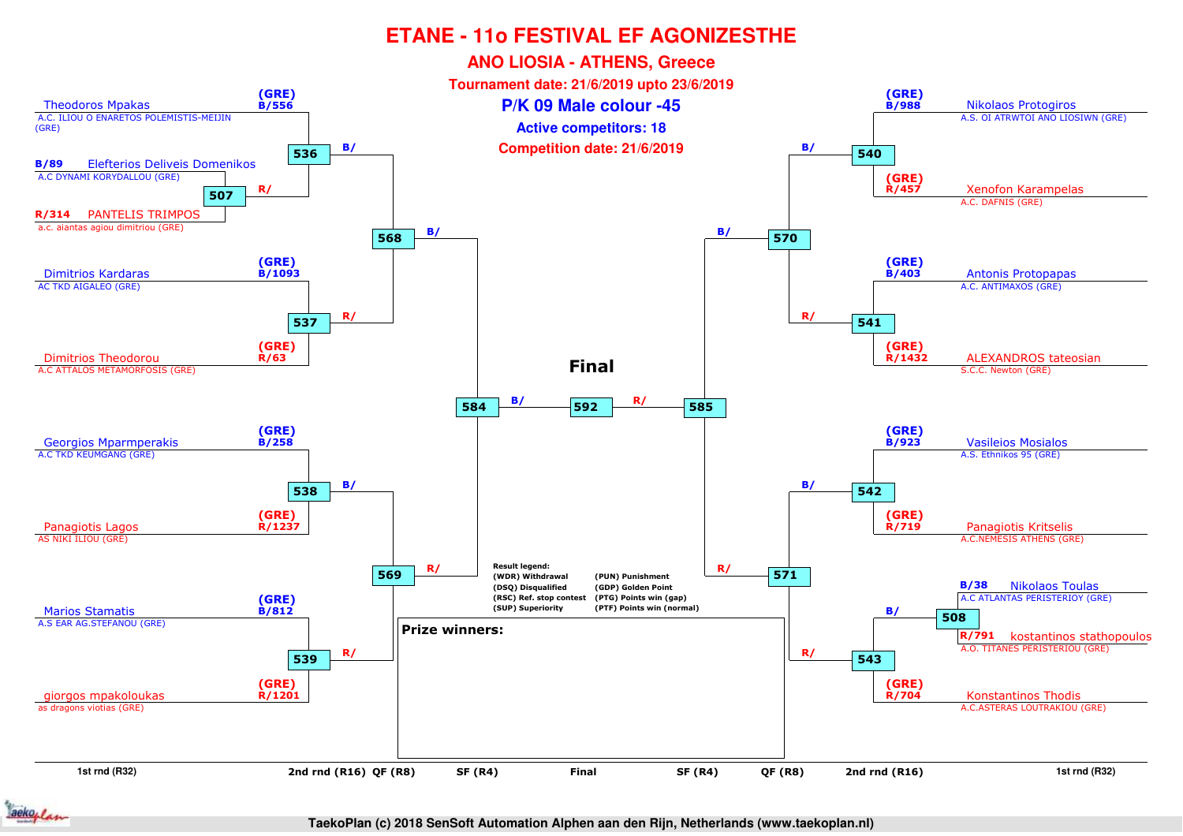# ETANE - 11o FESTIVAL EF AGONIZESTHE

## ANO LIOSIA - ATHENS, Greece

### Tournament date: 21/6/2019 upto 23/6/2019

### P/K 09 Male colour -45

**Active competitors: 18**

**Competition date: 21/6/2019**

## Left side of bracket

**1st rnd (R32)**

| Match | Blue | Red |
|---|---|---|
| 507 | B/89 Elefterios Deliveis Domenikos – A.C DYNAMI KORYDALLOU (GRE) | R/314 PANTELIS TRIMPOS – a.c. aiantas agiou dimitriou (GRE) |

**2nd rnd (R16)**

| Match | Blue | Red |
|---|---|---|
| 536 | (GRE) B/556 Theodoros Mpakas – A.C. ILIOU O ENARETOS POLEMISTIS-MEIJIN (GRE) | R/ (winner 507) |
| 537 | (GRE) B/1093 Dimitrios Kardaras – AC TKD AIGALEO (GRE) | (GRE) R/63 Dimitrios Theodorou – A.C ATTALOS METAMORFOSIS (GRE) |
| 538 | (GRE) B/258 Georgios Mparmperakis – A.C TKD KEUMGANG (GRE) | (GRE) R/1237 Panagiotis Lagos – AS NIKI ILIOU (GRE) |
| 539 | (GRE) B/812 Marios Stamatis – A.S EAR AG.STEFANOU (GRE) | (GRE) R/1201 giorgos mpakoloukas – as dragons viotias (GRE) |

**QF (R8)**

| Match | Blue | Red |
|---|---|---|
| 568 | B/ (winner 536) | R/ (winner 537) |
| 569 | B/ (winner 538) | R/ (winner 539) |

**SF (R4)**

| Match | Blue | Red |
|---|---|---|
| 584 | B/ (winner 568) | R/ (winner 569) |

## Final

| Match | Blue | Red |
|---|---|---|
| 592 | B/ (winner 584) | R/ (winner 585) |

## Right side of bracket

**1st rnd (R32)**

| Match | Blue | Red |
|---|---|---|
| 508 | B/38 Nikolaos Toulas – A.C ATLANTAS PERISTERIOY (GRE) | R/791 kostantinos stathopoulos – A.O. TITANES PERISTERIOU (GRE) |

**2nd rnd (R16)**

| Match | Blue | Red |
|---|---|---|
| 540 | (GRE) B/988 Nikolaos Protogiros – A.S. OI ATRWTOI ANO LIOSIWN (GRE) | (GRE) R/457 Xenofon Karampelas – A.C. DAFNIS (GRE) |
| 541 | (GRE) B/403 Antonis Protopapas – A.C. ANTIMAXOS (GRE) | (GRE) R/1432 ALEXANDROS tateosian – S.C.C. Newton (GRE) |
| 542 | (GRE) B/923 Vasileios Mosialos – A.S. Ethnikos 95 (GRE) | (GRE) R/719 Panagiotis Kritselis – A.C.NEMESIS ATHENS (GRE) |
| 543 | B/ (winner 508) | (GRE) R/704 Konstantinos Thodis – A.C.ASTERAS LOUTRAKIOU (GRE) |

**QF (R8)**

| Match | Blue | Red |
|---|---|---|
| 570 | B/ (winner 540) | R/ (winner 541) |
| 571 | B/ (winner 542) | R/ (winner 543) |

**SF (R4)**

| Match | Blue | Red |
|---|---|---|
| 585 | B/ (winner 570) | R/ (winner 571) |

**Result legend:**

| | |
|---|---|
| (WDR) Withdrawal | (PUN) Punishment |
| (DSQ) Disqualified | (GDP) Golden Point |
| (RSC) Ref. stop contest | (PTG) Points win (gap) |
| (SUP) Superiority | (PTF) Points win (normal) |

**Prize winners:**

1st rnd (R32) | 2nd rnd (R16) | QF (R8) | SF (R4) | Final | SF (R4) | QF (R8) | 2nd rnd (R16) | 1st rnd (R32)

TaekoPlan (c) 2018 SenSoft Automation Alphen aan den Rijn, Netherlands (www.taekoplan.nl)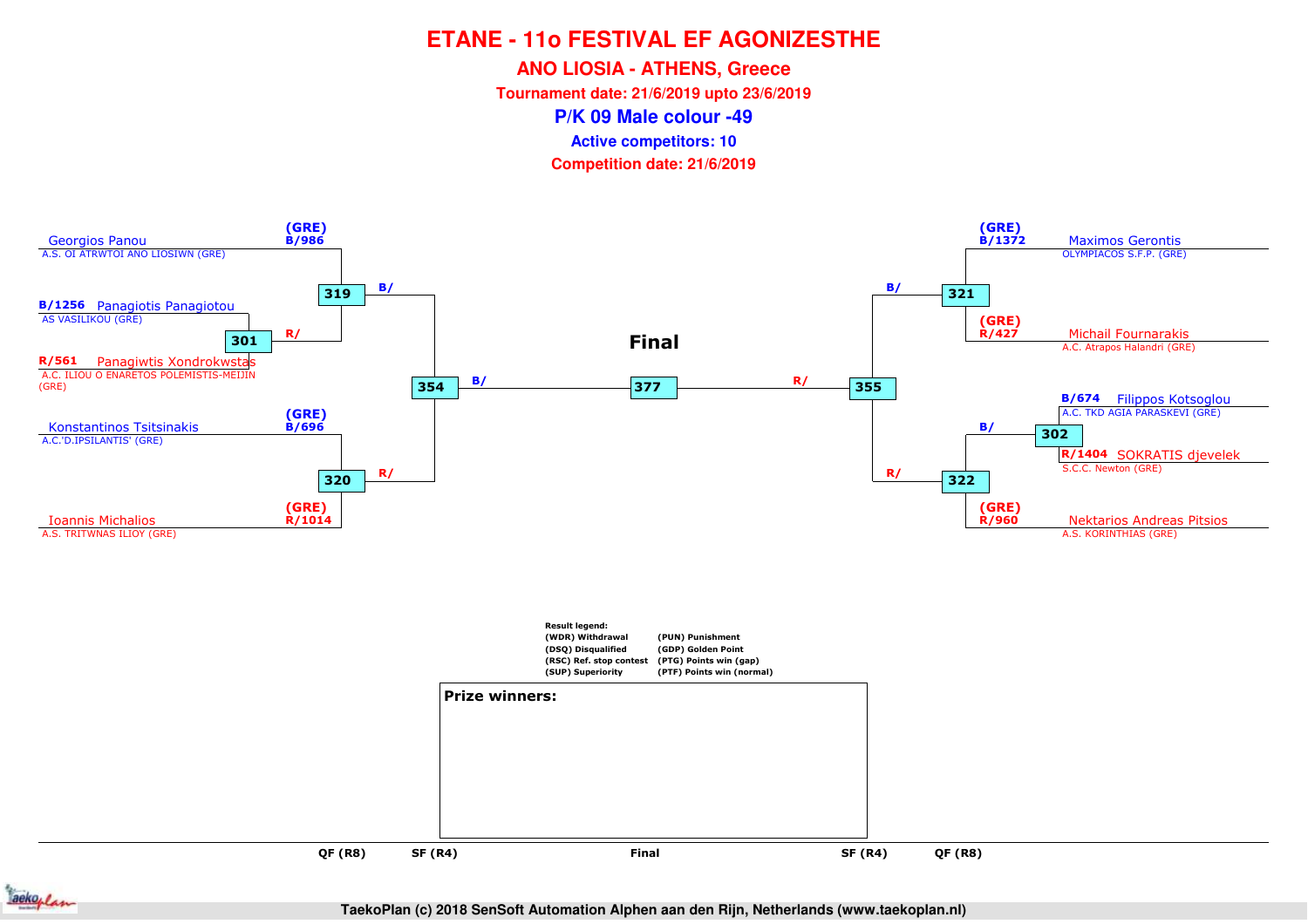# ETANE - 11o FESTIVAL EF AGONIZESTHE

## ANO LIOSIA - ATHENS, Greece

**Tournament date: 21/6/2019 upto 23/6/2019**

## P/K 09 Male colour -49

**Active competitors: 10**

**Competition date: 21/6/2019**

### Left side of bracket

- (GRE) B/986 — Georgios Panou — A.S. OI ATRWTOI ANO LIOSIWN (GRE)
- B/1256 — Panagiotis Panagiotou — AS VASILIKOU (GRE)
- R/561 — Panagiwtis Xondrokwstas — A.C. ILIOU O ENARETOS POLEMISTIS-MEIJIN (GRE)
- (GRE) B/696 — Konstantinos Tsitsinakis — A.C.'D.IPSILANTIS' (GRE)
- (GRE) R/1014 — Ioannis Michalios — A.S. TRITWNAS ILIOY (GRE)

Matches:
- 301: Panagiotis Panagiotou (B) vs Panagiwtis Xondrokwstas (R) → R/
- 319: Georgios Panou (B) vs winner 301 (R) → B/
- 320: Konstantinos Tsitsinakis (B) vs Ioannis Michalios (R) → R/
- 354: winner 319 (B/) vs winner 320 (R/) → B/

### Right side of bracket

- (GRE) B/1372 — Maximos Gerontis — OLYMPIACOS S.F.P. (GRE)
- (GRE) R/427 — Michail Fournarakis — A.C. Atrapos Halandri (GRE)
- B/674 — Filippos Kotsoglou — A.C. TKD AGIA PARASKEVI (GRE)
- R/1404 — SOKRATIS djevelek — S.C.C. Newton (GRE)
- (GRE) R/960 — Nektarios Andreas Pitsios — A.S. KORINTHIAS (GRE)

Matches:
- 321: Maximos Gerontis (B) vs Michail Fournarakis (R) → B/
- 302: Filippos Kotsoglou (B) vs SOKRATIS djevelek (R) → B/
- 322: winner 302 (B/) vs Nektarios Andreas Pitsios (R) → R/
- 355: winner 321 (B/) vs winner 322 (R/) → R/

### Final

- 377: winner 354 (B/) vs winner 355 (R/)

QF (R8) — SF (R4) — Final — SF (R4) — QF (R8)

**Result legend:**

| | |
|---|---|
| (WDR) Withdrawal | (PUN) Punishment |
| (DSQ) Disqualified | (GDP) Golden Point |
| (RSC) Ref. stop contest | (PTG) Points win (gap) |
| (SUP) Superiority | (PTF) Points win (normal) |

**Prize winners:**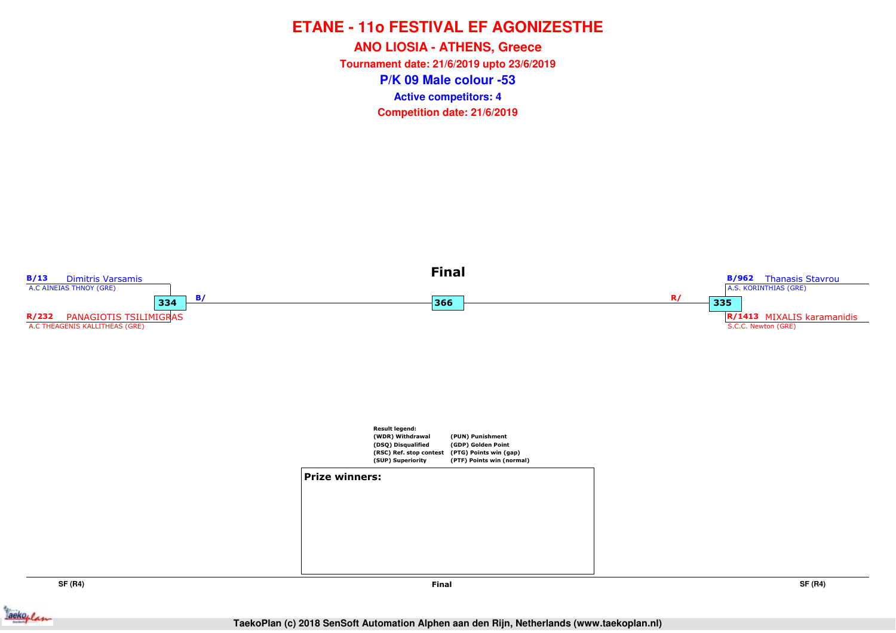# ETANE - 11o FESTIVAL EF AGONIZESTHE

## ANO LIOSIA - ATHENS, Greece

**Tournament date: 21/6/2019 upto 23/6/2019**

## P/K 09 Male colour -53

**Active competitors: 4**

**Competition date: 21/6/2019**

### Final

**B/13** Dimitris Varsamis
A.C AINEIAS THNOY (GRE)

**334** B/

**R/232** PANAGIOTIS TSILIMIGRAS
A.C THEAGENIS KALLITHEAS (GRE)

**366**

**B/962** Thanasis Stavrou
A.S. KORINTHIAS (GRE)

R/ **335**

**R/1413** MIXALIS karamanidis
S.C.C. Newton (GRE)

**Result legend:**

| | |
|---|---|
| (WDR) Withdrawal | (PUN) Punishment |
| (DSQ) Disqualified | (GDP) Golden Point |
| (RSC) Ref. stop contest | (PTG) Points win (gap) |
| (SUP) Superiority | (PTF) Points win (normal) |

**Prize winners:**

SF (R4) | Final | SF (R4)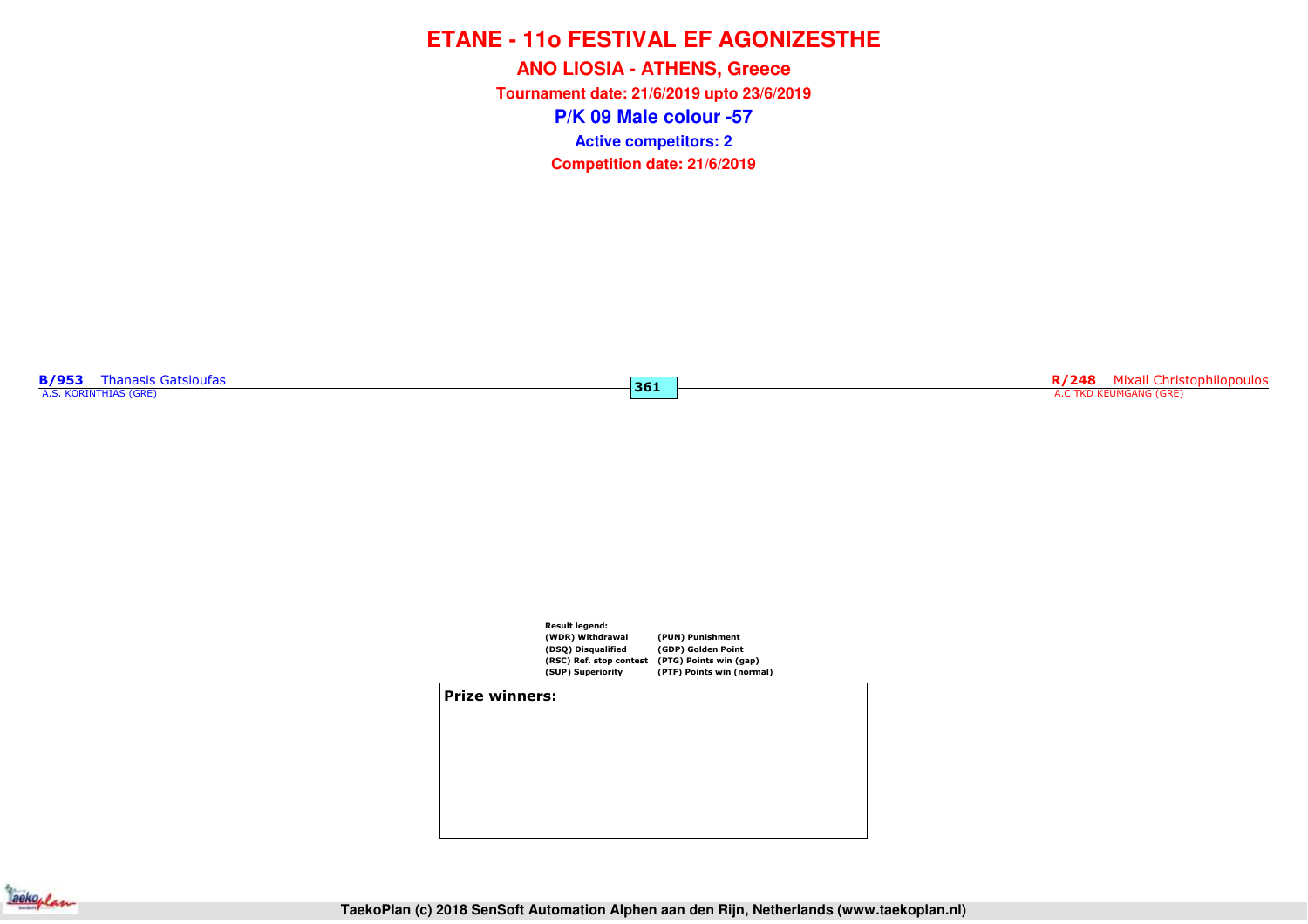# ETANE - 11o FESTIVAL EF AGONIZESTHE

## ANO LIOSIA - ATHENS, Greece

**Tournament date: 21/6/2019 upto 23/6/2019**

## P/K 09 Male colour -57

**Active competitors: 2**

**Competition date: 21/6/2019**

**B/953** Thanasis Gatsioufas
A.S. KORINTHIAS (GRE)

**361**

**R/248** Mixail Christophilopoulos
A.C TKD KEUMGANG (GRE)

**Result legend:**

| | |
|---|---|
| (WDR) Withdrawal | (PUN) Punishment |
| (DSQ) Disqualified | (GDP) Golden Point |
| (RSC) Ref. stop contest | (PTG) Points win (gap) |
| (SUP) Superiority | (PTF) Points win (normal) |

**Prize winners:**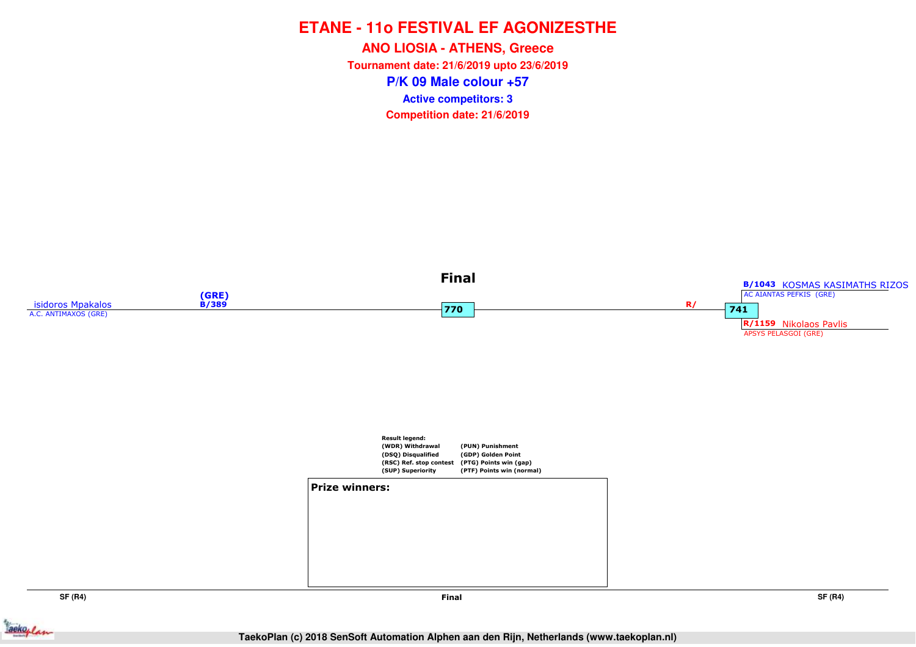# ETANE - 11o FESTIVAL EF AGONIZESTHE

## ANO LIOSIA - ATHENS, Greece

**Tournament date: 21/6/2019 upto 23/6/2019**

## P/K 09 Male colour +57

**Active competitors: 3**

**Competition date: 21/6/2019**

### Final

isidoros Mpakalos
A.C. ANTIMAXOS (GRE)
(GRE)
B/389

770

R/

741

B/1043 KOSMAS KASIMATHS RIZOS
AC AIANTAS PEFKIS (GRE)

R/1159 Nikolaos Pavlis
APSYS PELASGOI (GRE)

Result legend:

| | |
|---|---|
| (WDR) Withdrawal | (PUN) Punishment |
| (DSQ) Disqualified | (GDP) Golden Point |
| (RSC) Ref. stop contest | (PTG) Points win (gap) |
| (SUP) Superiority | (PTF) Points win (normal) |

**Prize winners:**

SF (R4) | Final | SF (R4)

TaekoPlan (c) 2018 SenSoft Automation Alphen aan den Rijn, Netherlands (www.taekoplan.nl)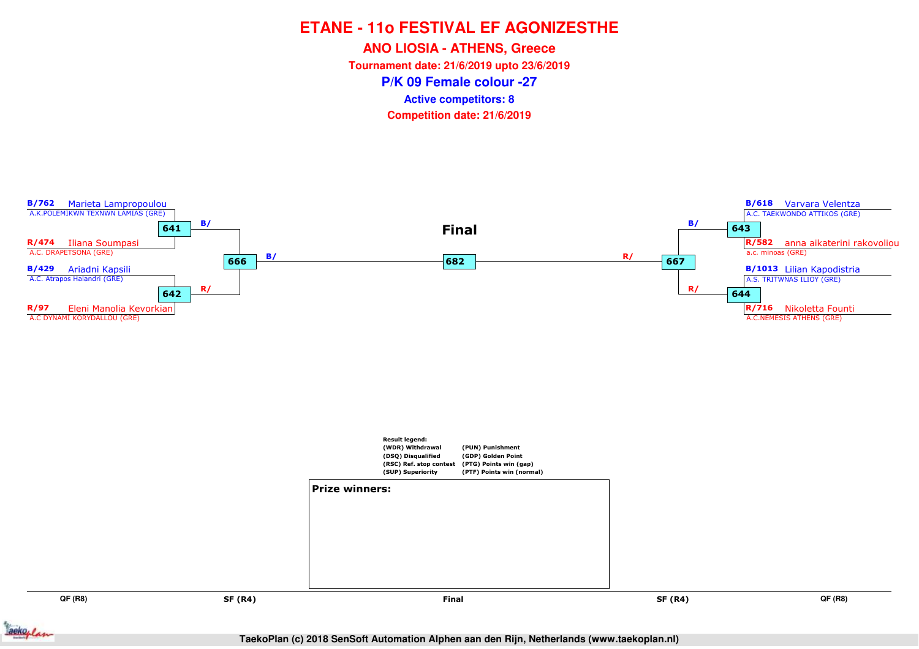# ETANE - 11o FESTIVAL EF AGONIZESTHE

## ANO LIOSIA - ATHENS, Greece

**Tournament date: 21/6/2019 upto 23/6/2019**

## P/K 09 Female colour -27

**Active competitors: 8**

**Competition date: 21/6/2019**

### Final

**QF (R8) – Left side**

- **B/762** Marieta Lampropoulou – A.K.POLEMIKWN TEXNWN LAMIAS (GRE)
- **R/474** Iliana Soumpasi – A.C. DRAPETSONA (GRE)
- Match 641 → B/
- **B/429** Ariadni Kapsili – A.C. Atrapos Halandri (GRE)
- **R/97** Eleni Manolia Kevorkian – A.C DYNAMI KORYDALLOU (GRE)
- Match 642 → R/

**SF (R4) – Left side**

- Match 666 → B/

**Final**

- Match 682

**SF (R4) – Right side**

- Match 667 → R/

**QF (R8) – Right side**

- **B/618** Varvara Velentza – A.C. TAEKWONDO ATTIKOS (GRE)
- **R/582** anna aikaterini rakovoliou – a.c. minoas (GRE)
- Match 643 → B/
- **B/1013** Lilian Kapodistria – A.S. TRITWNAS ILIOY (GRE)
- **R/716** Nikoletta Founti – A.C.NEMESIS ATHENS (GRE)
- Match 644 → R/

**Result legend:**

| | |
|---|---|
| (WDR) Withdrawal | (PUN) Punishment |
| (DSQ) Disqualified | (GDP) Golden Point |
| (RSC) Ref. stop contest | (PTG) Points win (gap) |
| (SUP) Superiority | (PTF) Points win (normal) |

**Prize winners:**

QF (R8) | SF (R4) | Final | SF (R4) | QF (R8)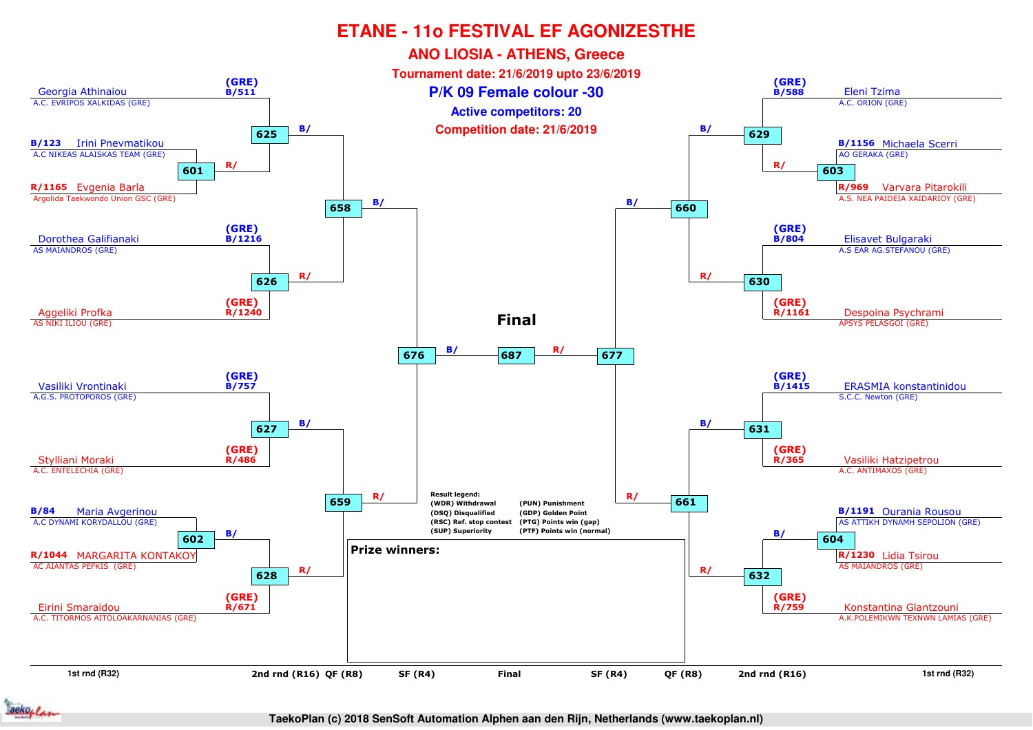# ETANE - 11o FESTIVAL EF AGONIZESTHE

## ANO LIOSIA - ATHENS, Greece

**Tournament date: 21/6/2019 upto 23/6/2019**

## P/K 09 Female colour -30

**Active competitors: 20**

**Competition date: 21/6/2019**

### Left side of bracket

| 1st rnd (R32) | 2nd rnd (R16) | QF (R8) | SF (R4) |
|---|---|---|---|
| | (GRE) B/511 Georgia Athinaiou – A.C. EVRIPOS XALKIDAS (GRE) | 625 | |
| 601: B/123 Irini Pnevmatikou – A.C NIKEAS ALAISKAS TEAM (GRE) vs R/1165 Evgenia Barla – Argolida Taekwondo Union GSC (GRE) | R/ | 658 | |
| | (GRE) B/1216 Dorothea Galifianaki – AS MAIANDROS (GRE) | 626 | 676 |
| | (GRE) R/1240 Aggeliki Profka – AS NIKI ILIOU (GRE) | | |
| | (GRE) B/757 Vasiliki Vrontinaki – A.G.S. PROTOPOROS (GRE) | 627 | |
| | (GRE) R/486 Stylliani Moraki – A.C. ENTELECHIA (GRE) | | 659 |
| 602: B/84 Maria Avgerinou – A.C DYNAMI KORYDALLOU (GRE) vs R/1044 MARGARITA KONTAKOY – AC AIANTAS PEFKIS (GRE) | B/ | 628 | |
| | (GRE) R/671 Eirini Smaraidou – A.C. TITORMOS AITOLOAKARNANIAS (GRE) | | |

### Final

676 B/ — **687** — R/ 677

### Right side of bracket

| SF (R4) | QF (R8) | 2nd rnd (R16) | 1st rnd (R32) |
|---|---|---|---|
| | 629 | (GRE) B/588 Eleni Tzima – A.C. ORION (GRE) | |
| | 660 | R/ | 603: B/1156 Michaela Scerri – AO GERAKA (GRE) vs R/969 Varvara Pitarokili – A.S. NEA PAIDEIA XAIDARIOY (GRE) |
| 677 | 630 | (GRE) B/804 Elisavet Bulgaraki – A.S EAR AG.STEFANOU (GRE) | |
| | | (GRE) R/1161 Despoina Psychrami – APSYS PELASGOI (GRE) | |
| | 631 | (GRE) B/1415 ERASMIA konstantinidou – S.C.C. Newton (GRE) | |
| | 661 | (GRE) R/365 Vasiliki Hatzipetrou – A.C. ANTIMAXOS (GRE) | |
| | 632 | B/ | 604: B/1191 Ourania Rousou – AS ATTIKH DYNAMH SEPOLION (GRE) vs R/1230 Lidia Tsirou – AS MAIANDROS (GRE) |
| | | (GRE) R/759 Konstantina Glantzouni – A.K.POLEMIKWN TEXNWN LAMIAS (GRE) | |

**Result legend:**

| | |
|---|---|
| (WDR) Withdrawal | (PUN) Punishment |
| (DSQ) Disqualified | (GDP) Golden Point |
| (RSC) Ref. stop contest | (PTG) Points win (gap) |
| (SUP) Superiority | (PTF) Points win (normal) |

**Prize winners:**

1st rnd (R32) | 2nd rnd (R16) | QF (R8) | SF (R4) | Final | SF (R4) | QF (R8) | 2nd rnd (R16) | 1st rnd (R32)

TaekoPlan (c) 2018 SenSoft Automation Alphen aan den Rijn, Netherlands (www.taekoplan.nl)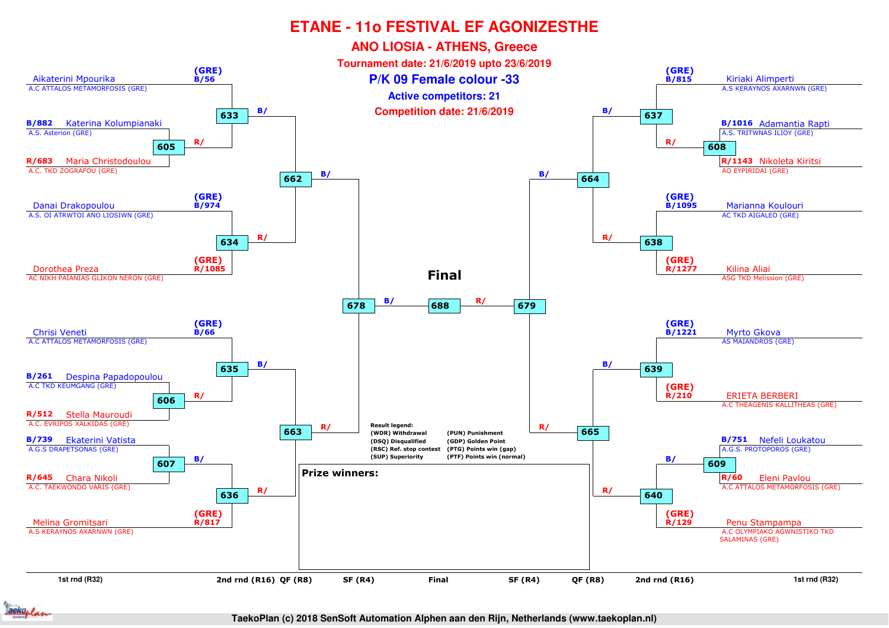# ETANE - 11o FESTIVAL EF AGONIZESTHE

## ANO LIOSIA - ATHENS, Greece

**Tournament date: 21/6/2019 upto 23/6/2019**

## P/K 09 Female colour -33

**Active competitors: 21**

**Competition date: 21/6/2019**

### Left side of bracket

**1st rnd (R32) / 2nd rnd (R16)**

- Aikaterini Mpourika — A.C ATTALOS METAMORFOSIS (GRE) — (GRE) B/56
- Match 605:
  - B/882 Katerina Kolumpianaki — A.S. Asterion (GRE)
  - R/683 Maria Christodoulou — A.C. TKD ZOGRAFOU (GRE)
- Match 633: B/56 Aikaterini Mpourika vs R/ winner of 605
- Match 634:
  - (GRE) B/974 Danai Drakopoulou — A.S. OI ATRWTOI ANO LIOSIWN (GRE)
  - (GRE) R/1085 Dorothea Preza — AC NIKH PAIANIAS GLIKON NERON (GRE)
- Match 662: B/ winner of 633 vs R/ winner of 634

- Match 635:
  - (GRE) B/66 Chrisi Veneti — A.C ATTALOS METAMORFOSIS (GRE)
  - R/ winner of 606
- Match 606:
  - B/261 Despina Papadopoulou — A.C TKD KEUMGANG (GRE)
  - R/512 Stella Mauroudi — A.C. EVRIPOS XALKIDAS (GRE)
- Match 607:
  - B/739 Ekaterini Vatista — A.G.S DRAPETSONAS (GRE)
  - R/645 Chara Nikoli — A.C. TAEKWONDO VARIS (GRE)
- Match 636:
  - B/ winner of 607
  - (GRE) R/817 Melina Gromitsari — A.S KERAYNOS AXARNWN (GRE)
- Match 663: B/ winner of 635 vs R/ winner of 636

**SF (R4)**
- Match 678: B/ winner of 662 vs R/ winner of 663

### Right side of bracket

- Match 637:
  - (GRE) B/815 Kiriaki Alimperti — A.S KERAYNOS AXARNWN (GRE)
  - R/ winner of 608
- Match 608:
  - B/1016 Adamantia Rapti — A.S. TRITWNAS ILIOY (GRE)
  - R/1143 Nikoleta Kiritsi — AO EYPIRIDAI (GRE)
- Match 638:
  - (GRE) B/1095 Marianna Koulouri — AC TKD AIGALEO (GRE)
  - (GRE) R/1277 Kilina Aliai — ASG TKD Melission (GRE)
- Match 664: B/ winner of 637 vs R/ winner of 638

- Match 639:
  - (GRE) B/1221 Myrto Gkova — AS MAIANDROS (GRE)
  - (GRE) R/210 ERIETA BERBERI — A.C THEAGENIS KALLITHEAS (GRE)
- Match 609:
  - B/751 Nefeli Loukatou — A.G.S. PROTOPOROS (GRE)
  - R/60 Eleni Pavlou — A.C ATTALOS METAMORFOSIS (GRE)
- Match 640:
  - B/ winner of 609
  - (GRE) R/129 Penu Stampampa — A.C OLYMPIAKO AGWNISTIKO TKD SALAMINAS (GRE)
- Match 665: B/ winner of 639 vs R/ winner of 640

**SF (R4)**
- Match 679: B/ winner of 664 vs R/ winner of 665

### Final

- Match 688: B/ winner of 678 vs R/ winner of 679

**Result legend:**

| | |
|---|---|
| (WDR) Withdrawal | (PUN) Punishment |
| (DSQ) Disqualified | (GDP) Golden Point |
| (RSC) Ref. stop contest | (PTG) Points win (gap) |
| (SUP) Superiority | (PTF) Points win (normal) |

**Prize winners:**

1st rnd (R32) | 2nd rnd (R16) | QF (R8) | SF (R4) | Final | SF (R4) | QF (R8) | 2nd rnd (R16) | 1st rnd (R32)

TaekoPlan (c) 2018 SenSoft Automation Alphen aan den Rijn, Netherlands (www.taekoplan.nl)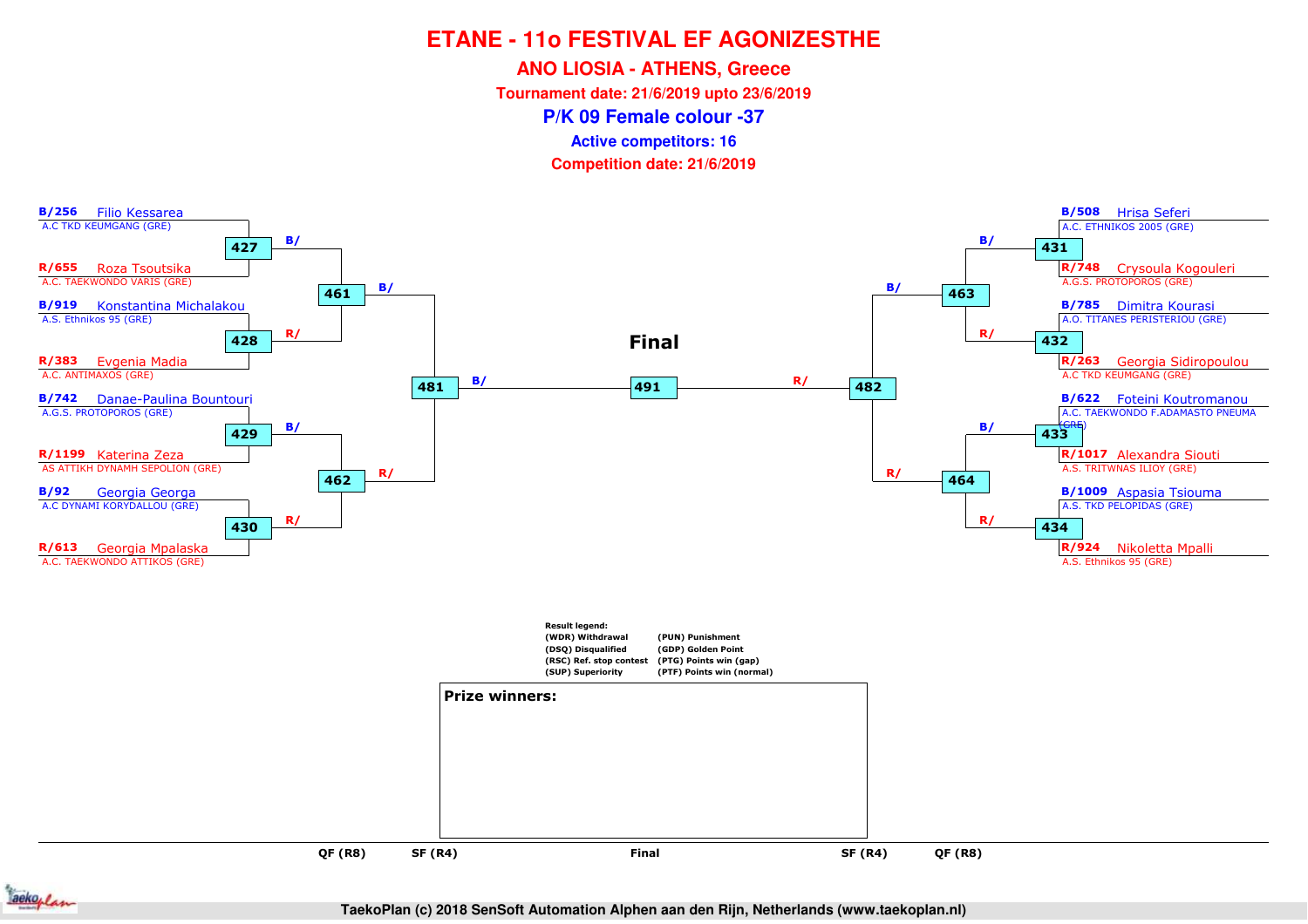# ETANE - 11o FESTIVAL EF AGONIZESTHE

## ANO LIOSIA - ATHENS, Greece

**Tournament date: 21/6/2019 upto 23/6/2019**

## P/K 09 Female colour -37

**Active competitors: 16**

**Competition date: 21/6/2019**

| Match | Blue | Red |
|---|---|---|
| 427 | B/256 Filio Kessarea – A.C TKD KEUMGANG (GRE) | R/655 Roza Tsoutsika – A.C. TAEKWONDO VARIS (GRE) |
| 428 | B/919 Konstantina Michalakou – A.S. Ethnikos 95 (GRE) | R/383 Evgenia Madia – A.C. ANTIMAXOS (GRE) |
| 429 | B/742 Danae-Paulina Bountouri – A.G.S. PROTOPOROS (GRE) | R/1199 Katerina Zeza – AS ATTIKH DYNAMH SEPOLION (GRE) |
| 430 | B/92 Georgia Georga – A.C DYNAMI KORYDALLOU (GRE) | R/613 Georgia Mpalaska – A.C. TAEKWONDO ATTIKOS (GRE) |
| 431 | B/508 Hrisa Seferi – A.C. ETHNIKOS 2005 (GRE) | R/748 Crysoula Kogouleri – A.G.S. PROTOPOROS (GRE) |
| 432 | B/785 Dimitra Kourasi – A.O. TITANES PERISTERIOU (GRE) | R/263 Georgia Sidiropoulou – A.C TKD KEUMGANG (GRE) |
| 433 | B/622 Foteini Koutromanou – A.C. TAEKWONDO F.ADAMASTO PNEUMA (GRE) | R/1017 Alexandra Siouti – A.S. TRITWNAS ILIOY (GRE) |
| 434 | B/1009 Aspasia Tsiouma – A.S. TKD PELOPIDAS (GRE) | R/924 Nikoletta Mpalli – A.S. Ethnikos 95 (GRE) |
| 461 | B/ (winner 427) | R/ (winner 428) |
| 462 | B/ (winner 429) | R/ (winner 430) |
| 463 | B/ (winner 431) | R/ (winner 432) |
| 464 | B/ (winner 433) | R/ (winner 434) |
| 481 | B/ (winner 461) | R/ (winner 462) |
| 482 | B/ (winner 463) | R/ (winner 464) |
| 491 (Final) | B/ (winner 481) | R/ (winner 482) |

QF (R8) – SF (R4) – Final – SF (R4) – QF (R8)

**Result legend:**

- (WDR) Withdrawal
- (DSQ) Disqualified
- (RSC) Ref. stop contest
- (SUP) Superiority
- (PUN) Punishment
- (GDP) Golden Point
- (PTG) Points win (gap)
- (PTF) Points win (normal)

**Prize winners:**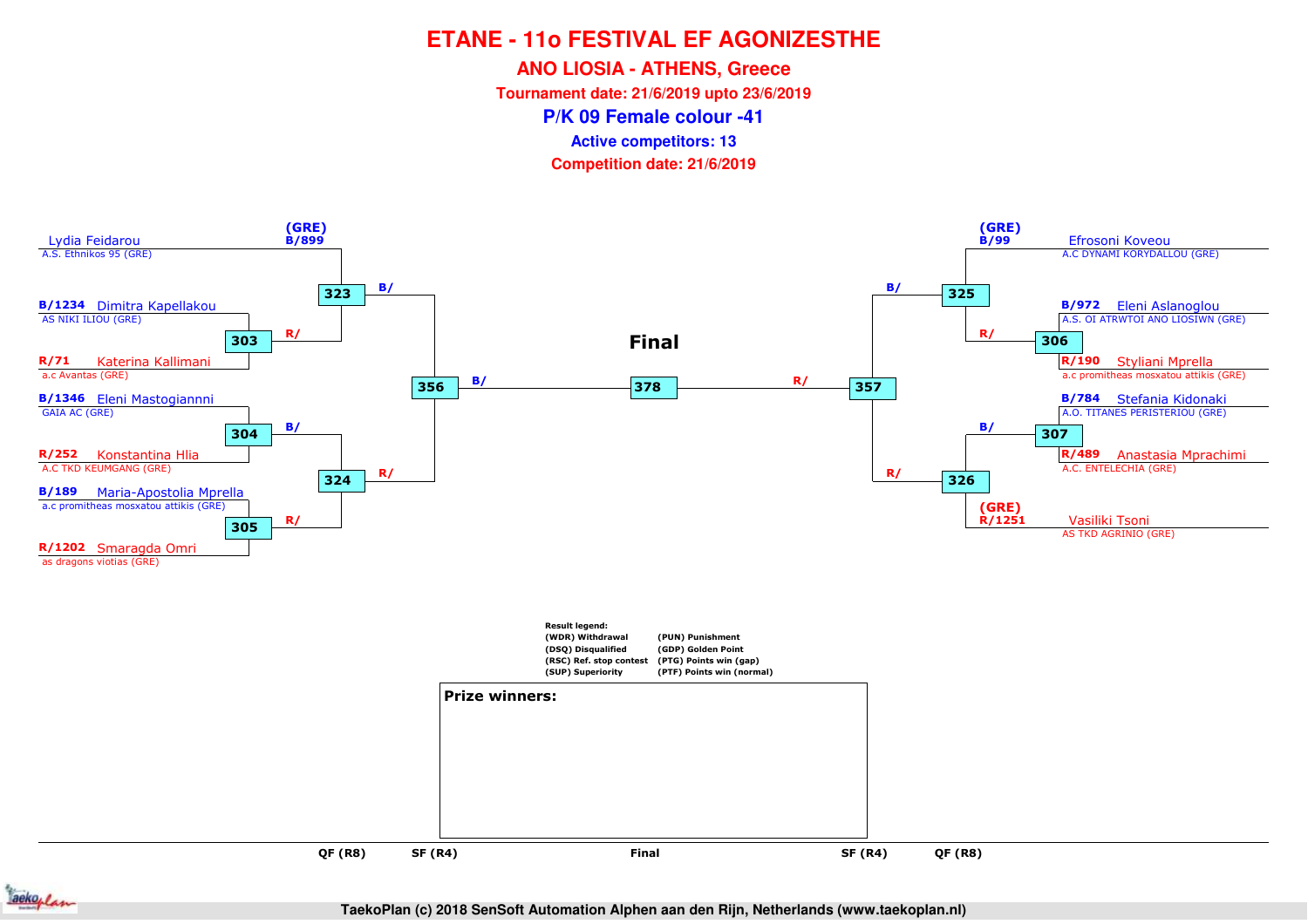# ETANE - 11o FESTIVAL EF AGONIZESTHE

## ANO LIOSIA - ATHENS, Greece

**Tournament date: 21/6/2019 upto 23/6/2019**

## P/K 09 Female colour -41

**Active competitors: 13**

**Competition date: 21/6/2019**

### Left side of bracket

| Match | Blue | Red |
|---|---|---|
| 323 | (GRE) B/899 Lydia Feidarou – A.S. Ethnikos 95 (GRE) | R/ (winner 303) |
| 303 | B/1234 Dimitra Kapellakou – AS NIKI ILIOU (GRE) | R/71 Katerina Kallimani – a.c Avantas (GRE) |
| 304 | B/1346 Eleni Mastogiannni – GAIA AC (GRE) | R/252 Konstantina Hlia – A.C TKD KEUMGANG (GRE) |
| 305 | B/189 Maria-Apostolia Mprella – a.c promitheas mosxatou attikis (GRE) | R/1202 Smaragda Omri – as dragons viotias (GRE) |
| 324 | B/ (winner 304) | R/ (winner 305) |
| 356 | B/ (winner 323) | R/ (winner 324) |

### Final

| Match | Blue | Red |
|---|---|---|
| 378 | B/ (winner 356) | R/ (winner 357) |

### Right side of bracket

| Match | Blue | Red |
|---|---|---|
| 325 | (GRE) B/99 Efrosoni Koveou – A.C DYNAMI KORYDALLOU (GRE) | R/ (winner 306) |
| 306 | B/972 Eleni Aslanoglou – A.S. OI ATRWTOI ANO LIOSIWN (GRE) | R/190 Styliani Mprella – a.c promitheas mosxatou attikis (GRE) |
| 307 | B/784 Stefania Kidonaki – A.O. TITANES PERISTERIOU (GRE) | R/489 Anastasia Mprachimi – A.C. ENTELECHIA (GRE) |
| 326 | B/ (winner 307) | (GRE) R/1251 Vasiliki Tsoni – AS TKD AGRINIO (GRE) |
| 357 | B/ (winner 325) | R/ (winner 326) |

QF (R8) | SF (R4) | Final | SF (R4) | QF (R8)

**Result legend:**

- (WDR) Withdrawal
- (DSQ) Disqualified
- (RSC) Ref. stop contest
- (SUP) Superiority
- (PUN) Punishment
- (GDP) Golden Point
- (PTG) Points win (gap)
- (PTF) Points win (normal)

**Prize winners:**

TaekoPlan (c) 2018 SenSoft Automation Alphen aan den Rijn, Netherlands (www.taekoplan.nl)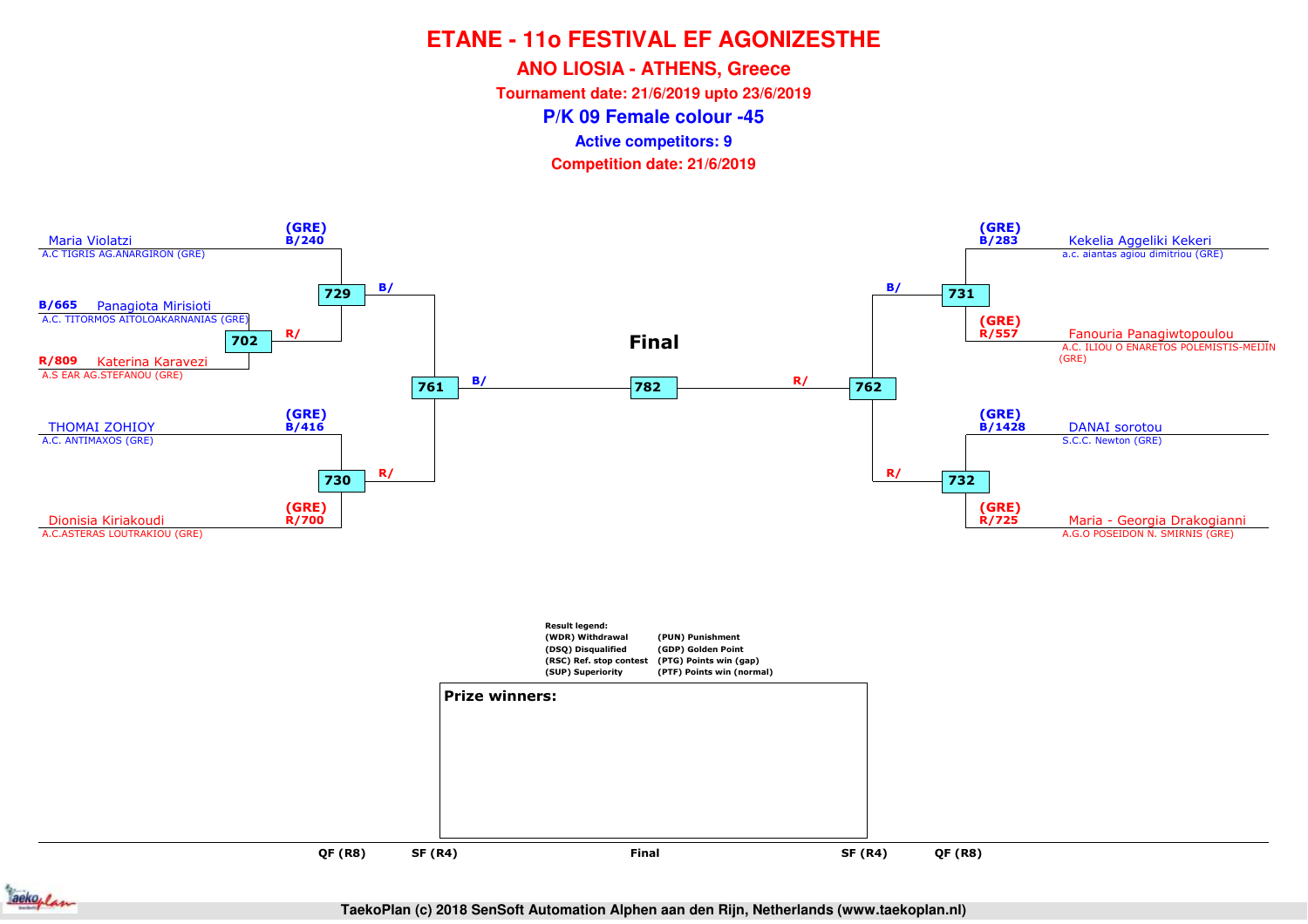# ETANE - 11o FESTIVAL EF AGONIZESTHE

## ANO LIOSIA - ATHENS, Greece

**Tournament date: 21/6/2019 upto 23/6/2019**

## P/K 09 Female colour -45

**Active competitors: 9**

**Competition date: 21/6/2019**

### Left side of bracket

- Maria Violatzi — A.C TIGRIS AG.ANARGIRON (GRE) — (GRE) B/240
- B/665 Panagiota Mirisioti — A.C. TITORMOS AITOLOAKARNANIAS (GRE)
- R/809 Katerina Karavezi — A.S EAR AG.STEFANOU (GRE)
- THOMAI ZOHIOY — A.C. ANTIMAXOS (GRE) — (GRE) B/416
- Dionisia Kiriakoudi — A.C.ASTERAS LOUTRAKIOU (GRE) — (GRE) R/700

Matches: 702 (B/665 vs R/809, winner → R/ of 729), 729 (B/240 vs R/, winner → B/ of 761), 730 (B/416 vs R/700, winner → R/ of 761), 761 (winner → B/ of 782)

### Right side of bracket

- Kekelia Aggeliki Kekeri — a.c. aiantas agiou dimitriou (GRE) — (GRE) B/283
- Fanouria Panagiwtopoulou — A.C. ILIOU O ENARETOS POLEMISTIS-MEIJIN (GRE) — (GRE) R/557
- DANAI sorotou — S.C.C. Newton (GRE) — (GRE) B/1428
- Maria - Georgia Drakogianni — A.G.O POSEIDON N. SMIRNIS (GRE) — (GRE) R/725

Matches: 731 (B/283 vs R/557, winner → B/ of 762), 732 (B/1428 vs R/725, winner → R/ of 762), 762 (winner → R/ of 782)

### Final

782 (B/ vs R/)

Rounds: QF (R8) — SF (R4) — Final — SF (R4) — QF (R8)

**Result legend:**

| | |
|---|---|
| (WDR) Withdrawal | (PUN) Punishment |
| (DSQ) Disqualified | (GDP) Golden Point |
| (RSC) Ref. stop contest | (PTG) Points win (gap) |
| (SUP) Superiority | (PTF) Points win (normal) |

**Prize winners:**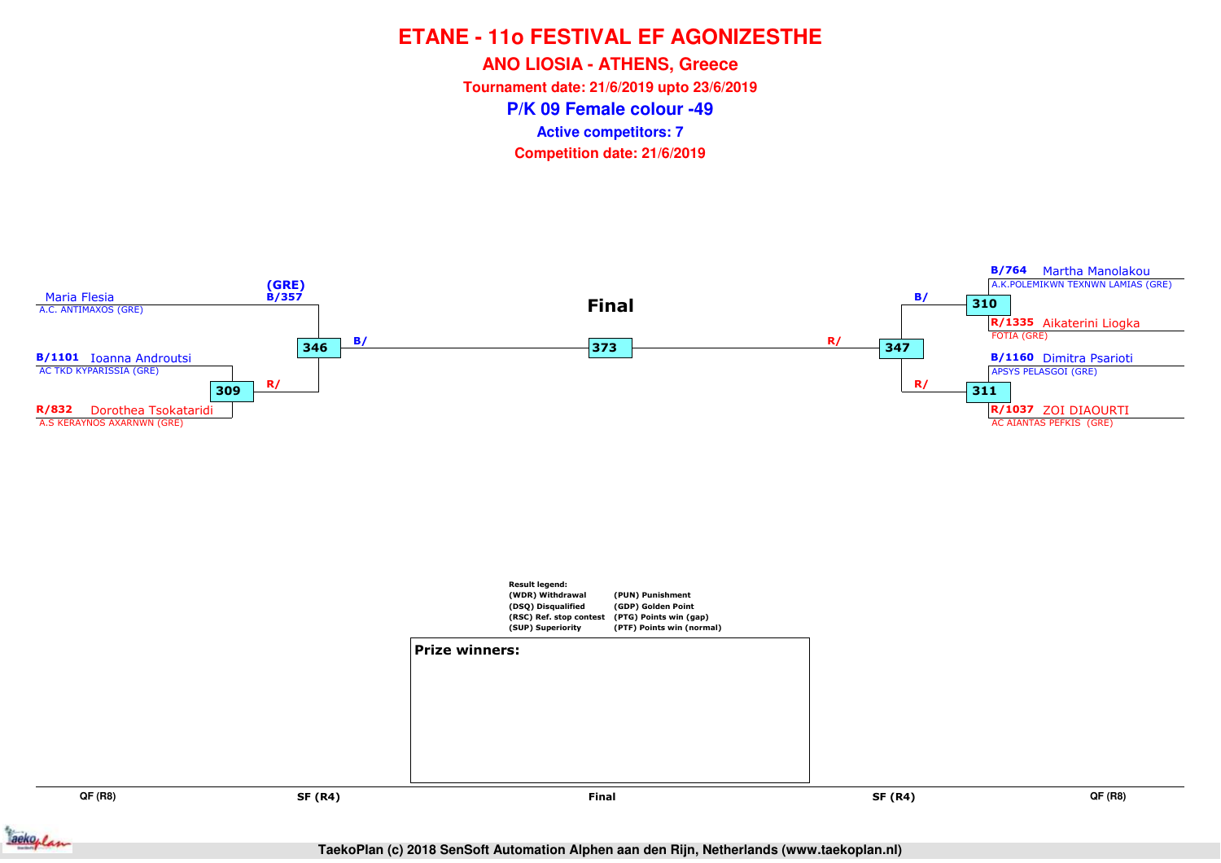# ETANE - 11o FESTIVAL EF AGONIZESTHE

## ANO LIOSIA - ATHENS, Greece

**Tournament date: 21/6/2019 upto 23/6/2019**

## P/K 09 Female colour -49

**Active competitors: 7**

**Competition date: 21/6/2019**

### Final

**Left side of bracket**

- Maria Flesia — A.C. ANTIMAXOS (GRE) — (GRE) B/357
- B/1101 Ioanna Androutsi — AC TKD KYPARISSIA (GRE)
- R/832 Dorothea Tsokataridi — A.S KERAYNOS AXARNWN (GRE)

Match 309: B/1101 Ioanna Androutsi vs R/832 Dorothea Tsokataridi → R/

Match 346: Maria Flesia (B/357) vs winner of 309 (R/) → B/

**Right side of bracket**

- B/764 Martha Manolakou — A.K.POLEMIKWN TEXNWN LAMIAS (GRE)
- R/1335 Aikaterini Liogka — FOTIA (GRE)
- B/1160 Dimitra Psarioti — APSYS PELASGOI (GRE)
- R/1037 ZOI DIAOURTI — AC AIANTAS PEFKIS (GRE)

Match 310: B/764 Martha Manolakou vs R/1335 Aikaterini Liogka → B/

Match 311: B/1160 Dimitra Psarioti vs R/1037 ZOI DIAOURTI → R/

Match 347: winner of 310 (B/) vs winner of 311 (R/) → R/

**Final**

Match 373: winner of 346 (B/) vs winner of 347 (R/)

Rounds: QF (R8) | SF (R4) | Final | SF (R4) | QF (R8)

**Result legend:**

| | |
|---|---|
| (WDR) Withdrawal | (PUN) Punishment |
| (DSQ) Disqualified | (GDP) Golden Point |
| (RSC) Ref. stop contest | (PTG) Points win (gap) |
| (SUP) Superiority | (PTF) Points win (normal) |

**Prize winners:**

TaekoPlan (c) 2018 SenSoft Automation Alphen aan den Rijn, Netherlands (www.taekoplan.nl)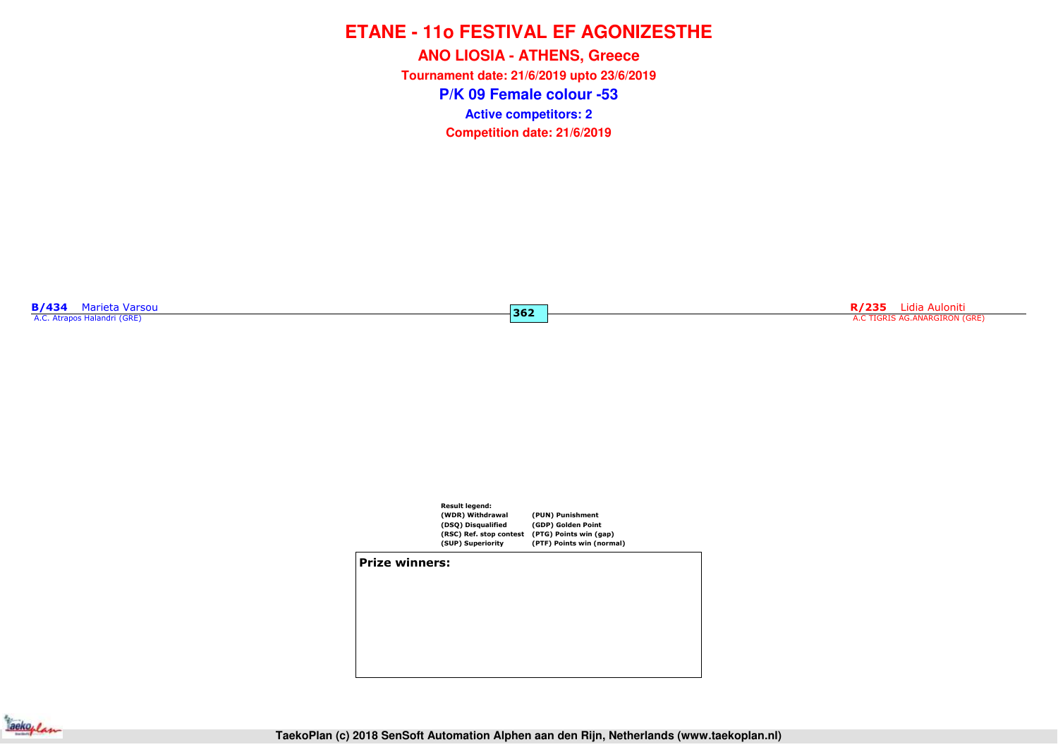# ETANE - 11o FESTIVAL EF AGONIZESTHE

## ANO LIOSIA - ATHENS, Greece

**Tournament date: 21/6/2019 upto 23/6/2019**

## P/K 09 Female colour -53

**Active competitors: 2**

**Competition date: 21/6/2019**

**B/434** Marieta Varsou
A.C. Atrapos Halandri (GRE)

**362**

**R/235** Lidia Auloniti
A.C TIGRIS AG.ANARGIRON (GRE)

**Result legend:**

| | |
|---|---|
| (WDR) Withdrawal | (PUN) Punishment |
| (DSQ) Disqualified | (GDP) Golden Point |
| (RSC) Ref. stop contest | (PTG) Points win (gap) |
| (SUP) Superiority | (PTF) Points win (normal) |

**Prize winners:**

TaekoPlan (c) 2018 SenSoft Automation Alphen aan den Rijn, Netherlands (www.taekoplan.nl)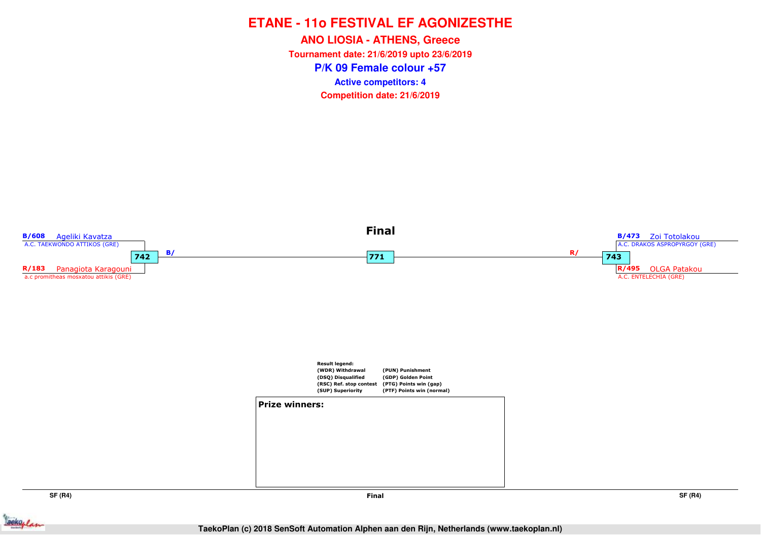# ETANE - 11o FESTIVAL EF AGONIZESTHE

## ANO LIOSIA - ATHENS, Greece

**Tournament date: 21/6/2019 upto 23/6/2019**

## P/K 09 Female colour +57

**Active competitors: 4**

**Competition date: 21/6/2019**

### Final

**B/608** Ageliki Kavatza
A.C. TAEKWONDO ATTIKOS (GRE)

**742**

**R/183** Panagiota Karagouni
a.c promitheas mosxatou attikis (GRE)

B/

**771**

R/

**B/473** Zoi Totolakou
A.C. DRAKOS ASPROPYRGOY (GRE)

**743**

**R/495** OLGA Patakou
A.C. ENTELECHIA (GRE)

**Result legend:**

| | |
|---|---|
| (WDR) Withdrawal | (PUN) Punishment |
| (DSQ) Disqualified | (GDP) Golden Point |
| (RSC) Ref. stop contest | (PTG) Points win (gap) |
| (SUP) Superiority | (PTF) Points win (normal) |

**Prize winners:**

SF (R4) | Final | SF (R4)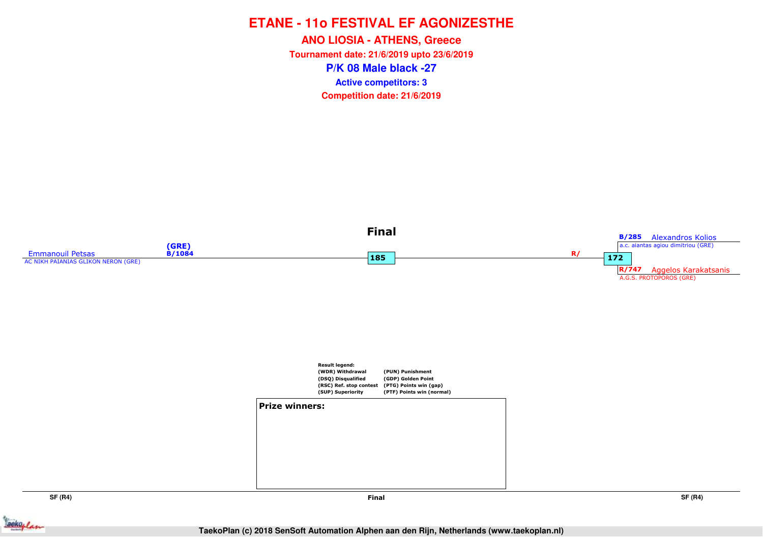# ETANE - 11o FESTIVAL EF AGONIZESTHE

## ANO LIOSIA - ATHENS, Greece

**Tournament date: 21/6/2019 upto 23/6/2019**

## P/K 08 Male black -27

**Active competitors: 3**

**Competition date: 21/6/2019**

### Final

Emmanouil Petsas (GRE) B/1084
AC NIKH PAIANIAS GLIKON NERON (GRE)

185

R/

172

B/285 Alexandros Kolios
a.c. aiantas agiou dimitriou (GRE)

R/747 Aggelos Karakatsanis
A.G.S. PROTOPOROS (GRE)

**Result legend:**

| | |
|---|---|
| (WDR) Withdrawal | (PUN) Punishment |
| (DSQ) Disqualified | (GDP) Golden Point |
| (RSC) Ref. stop contest | (PTG) Points win (gap) |
| (SUP) Superiority | (PTF) Points win (normal) |

**Prize winners:**

SF (R4) | Final | SF (R4)

TaekoPlan (c) 2018 SenSoft Automation Alphen aan den Rijn, Netherlands (www.taekoplan.nl)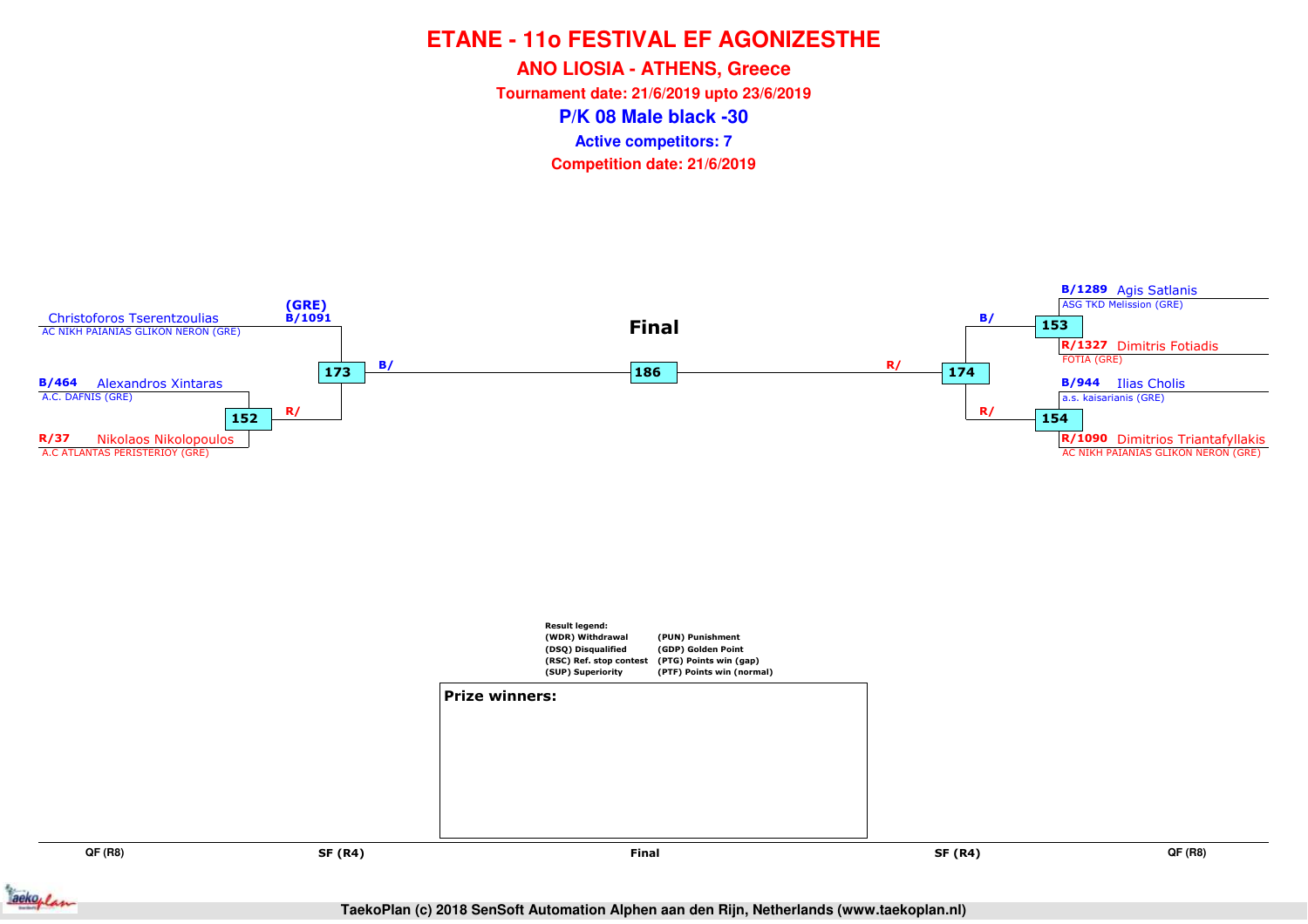# ETANE - 11o FESTIVAL EF AGONIZESTHE

## ANO LIOSIA - ATHENS, Greece

**Tournament date: 21/6/2019 upto 23/6/2019**

## P/K 08 Male black -30

**Active competitors: 7**

**Competition date: 21/6/2019**

### Bracket

**QF (R8) – left side**

- Christoforos Tserentzoulias – AC NIKH PAIANIAS GLIKON NERON (GRE) – (GRE) B/1091
- B/464 Alexandros Xintaras – A.C. DAFNIS (GRE)
- R/37 Nikolaos Nikolopoulos – A.C ATLANTAS PERISTERIOY (GRE)

Match 152: B/464 Alexandros Xintaras vs R/37 Nikolaos Nikolopoulos → R/

**SF (R4) – left side**

Match 173: B/1091 Christoforos Tserentzoulias vs R/ (winner of 152) → B/

**Final**

Match 186: B/ (winner of 173) vs R/ (winner of 174)

**SF (R4) – right side**

Match 174: B/ (winner of 153) vs R/ (winner of 154) → R/

**QF (R8) – right side**

Match 153: B/1289 Agis Satlanis – ASG TKD Melissión (GRE) vs R/1327 Dimitris Fotiadis – FOTIA (GRE) → B/

Match 154: B/944 Ilias Cholis – a.s. kaisarianis (GRE) vs R/1090 Dimitrios Triantafyllakis – AC NIKH PAIANIAS GLIKON NERON (GRE) → R/

**Result legend:**

| | |
|---|---|
| (WDR) Withdrawal | (PUN) Punishment |
| (DSQ) Disqualified | (GDP) Golden Point |
| (RSC) Ref. stop contest | (PTG) Points win (gap) |
| (SUP) Superiority | (PTF) Points win (normal) |

**Prize winners:**

QF (R8) | SF (R4) | Final | SF (R4) | QF (R8)

TaekoPlan (c) 2018 SenSoft Automation Alphen aan den Rijn, Netherlands (www.taekoplan.nl)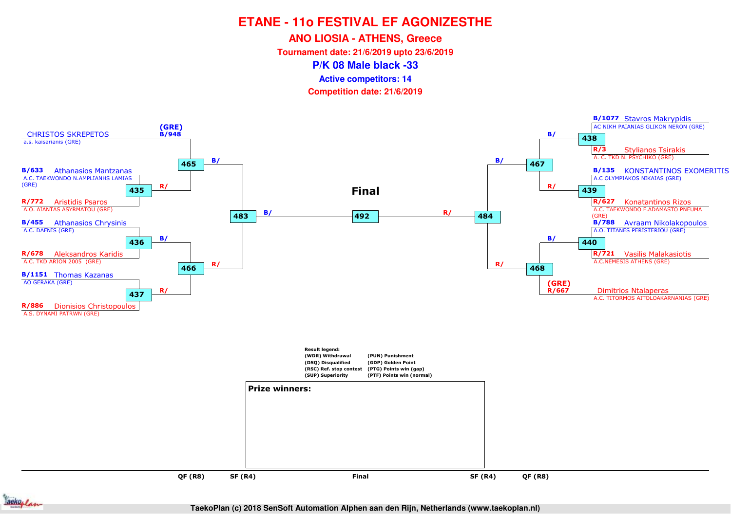# ETANE - 11o FESTIVAL EF AGONIZESTHE

## ANO LIOSIA - ATHENS, Greece

**Tournament date: 21/6/2019 upto 23/6/2019**

**P/K 08 Male black -33**

**Active competitors: 14**

**Competition date: 21/6/2019**

### Left side of bracket

- (GRE) B/948 CHRISTOS SKREPETOS — a.s. kaisarianis (GRE)
- B/633 Athanasios Mantzanas — A.C. TAEKWONDO N.AMPLIANHS LAMIAS (GRE)
- R/772 Aristidis Psaros — A.O. AIANTAS ASYRMATOU (GRE)
- B/455 Athanasios Chrysinis — A.C. DAFNIS (GRE)
- R/678 Aleksandros Karidis — A.C. TKD ARION 2005 (GRE)
- B/1151 Thomas Kazanas — AO GERAKA (GRE)
- R/886 Dionisios Christopoulos — A.S. DYNAMI PATRWN (GRE)

Matches:
- 435: B/633 Athanasios Mantzanas vs R/772 Aristidis Psaros → R/
- 465: B/948 CHRISTOS SKREPETOS vs winner 435 → B/
- 436: B/455 Athanasios Chrysinis vs R/678 Aleksandros Karidis → B/
- 437: B/1151 Thomas Kazanas vs R/886 Dionisios Christopoulos → R/
- 466: winner 436 vs winner 437 → R/
- 483: winner 465 vs winner 466 → B/

### Right side of bracket

- B/1077 Stavros Makrypidis — AC NIKH PAIANIAS GLIKON NERON (GRE)
- R/3 Stylianos Tsirakis — A. C. TKD N. PSYCHIKO (GRE)
- B/135 KONSTANTINOS EXOMERITIS — A.C OLYMPIAKOS NIKAIAS (GRE)
- R/627 Konatantinos Rizos — A.C. TAEKWONDO F.ADAMASTO PNEUMA (GRE)
- B/788 Avraam Nikolakopoulos — A.O. TITANES PERISTERIOU (GRE)
- R/721 Vasilis Malakasiotis — A.C.NEMESIS ATHENS (GRE)
- (GRE) R/667 Dimitrios Ntalaperas — A.C. TITORMOS AITOLOAKARNANIAS (GRE)

Matches:
- 438: B/1077 Stavros Makrypidis vs R/3 Stylianos Tsirakis → B/
- 439: B/135 KONSTANTINOS EXOMERITIS vs R/627 Konatantinos Rizos → R/
- 467: winner 438 vs winner 439 → B/
- 440: B/788 Avraam Nikolakopoulos vs R/721 Vasilis Malakasiotis → B/
- 468: winner 440 vs R/667 Dimitrios Ntalaperas → R/
- 484: winner 467 vs winner 468 → R/

### Final

- 492: B/ (winner 483) vs R/ (winner 484)

QF (R8) — SF (R4) — Final — SF (R4) — QF (R8)

**Result legend:**

| | |
|---|---|
| (WDR) Withdrawal | (PUN) Punishment |
| (DSQ) Disqualified | (GDP) Golden Point |
| (RSC) Ref. stop contest | (PTG) Points win (gap) |
| (SUP) Superiority | (PTF) Points win (normal) |

**Prize winners:**

TaekoPlan (c) 2018 SenSoft Automation Alphen aan den Rijn, Netherlands (www.taekoplan.nl)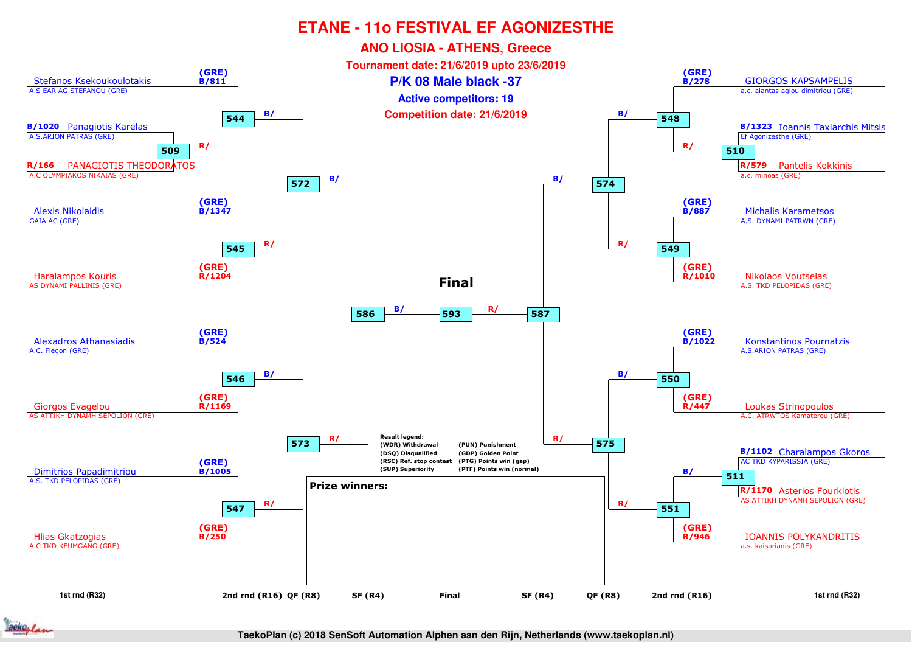# ETANE - 11o FESTIVAL EF AGONIZESTHE

## ANO LIOSIA - ATHENS, Greece

**Tournament date: 21/6/2019 upto 23/6/2019**

**P/K 08 Male black -37**

**Active competitors: 19**

**Competition date: 21/6/2019**

### Left side

| Match | Blue (B/) | Red (R/) |
|---|---|---|
| 509 | B/1020 Panagiotis Karelas – A.S.ARION PATRAS (GRE) | R/166 PANAGIOTIS THEODORATOS – A.C OLYMPIAKOS NIKAIAS (GRE) |
| 544 | (GRE) B/811 Stefanos Ksekoukoulotakis – A.S EAR AG.STEFANOU (GRE) | Winner 509 |
| 545 | (GRE) B/1347 Alexis Nikolaidis – GAIA AC (GRE) | (GRE) R/1204 Haralampos Kouris – AS DYNAMI PALLINIS (GRE) |
| 546 | (GRE) B/524 Alexadros Athanasiadis – A.C. Flegon (GRE) | (GRE) R/1169 Giorgos Evagelou – AS ATTIKH DYNAMH SEPOLION (GRE) |
| 547 | (GRE) B/1005 Dimitrios Papadimitriou – A.S. TKD PELOPIDAS (GRE) | (GRE) R/250 Hlias Gkatzogias – A.C TKD KEUMGANG (GRE) |
| 572 | Winner 544 | Winner 545 |
| 573 | Winner 546 | Winner 547 |
| 586 | Winner 572 | Winner 573 |

### Right side

| Match | Blue (B/) | Red (R/) |
|---|---|---|
| 510 | B/1323 Ioannis Taxiarchis Mitsis – Ef Agonizesthe (GRE) | R/579 Pantelis Kokkinis – a.c. minoas (GRE) |
| 548 | (GRE) B/278 GIORGOS KAPSAMPELIS – a.c. aiantas agiou dimitriou (GRE) | Winner 510 |
| 549 | (GRE) B/887 Michalis Karametsos – A.S. DYNAMI PATRWN (GRE) | (GRE) R/1010 Nikolaos Voutselas – A.S. TKD PELOPIDAS (GRE) |
| 550 | (GRE) B/1022 Konstantinos Pournatzis – A.S.ARION PATRAS (GRE) | (GRE) R/447 Loukas Strinopoulos – A.C. ATRWTOS Kamaterou (GRE) |
| 511 | B/1102 Charalampos Gkoros – AC TKD KYPARISSIA (GRE) | R/1170 Asterios Fourkiotis – AS ATTIKH DYNAMH SEPOLION (GRE) |
| 551 | Winner 511 | (GRE) R/946 IOANNIS POLYKANDRITIS – a.s. kaisarianis (GRE) |
| 574 | Winner 548 | Winner 549 |
| 575 | Winner 550 | Winner 551 |
| 587 | Winner 574 | Winner 575 |

### Final

| Match | Blue (B/) | Red (R/) |
|---|---|---|
| 593 | Winner 586 | Winner 587 |

**Result legend:**

- (WDR) Withdrawal
- (DSQ) Disqualified
- (RSC) Ref. stop contest
- (SUP) Superiority
- (PUN) Punishment
- (GDP) Golden Point
- (PTG) Points win (gap)
- (PTF) Points win (normal)

**Prize winners:**

1st rnd (R32) | 2nd rnd (R16) | QF (R8) | SF (R4) | Final | SF (R4) | QF (R8) | 2nd rnd (R16) | 1st rnd (R32)

TaekoPlan (c) 2018 SenSoft Automation Alphen aan den Rijn, Netherlands (www.taekoplan.nl)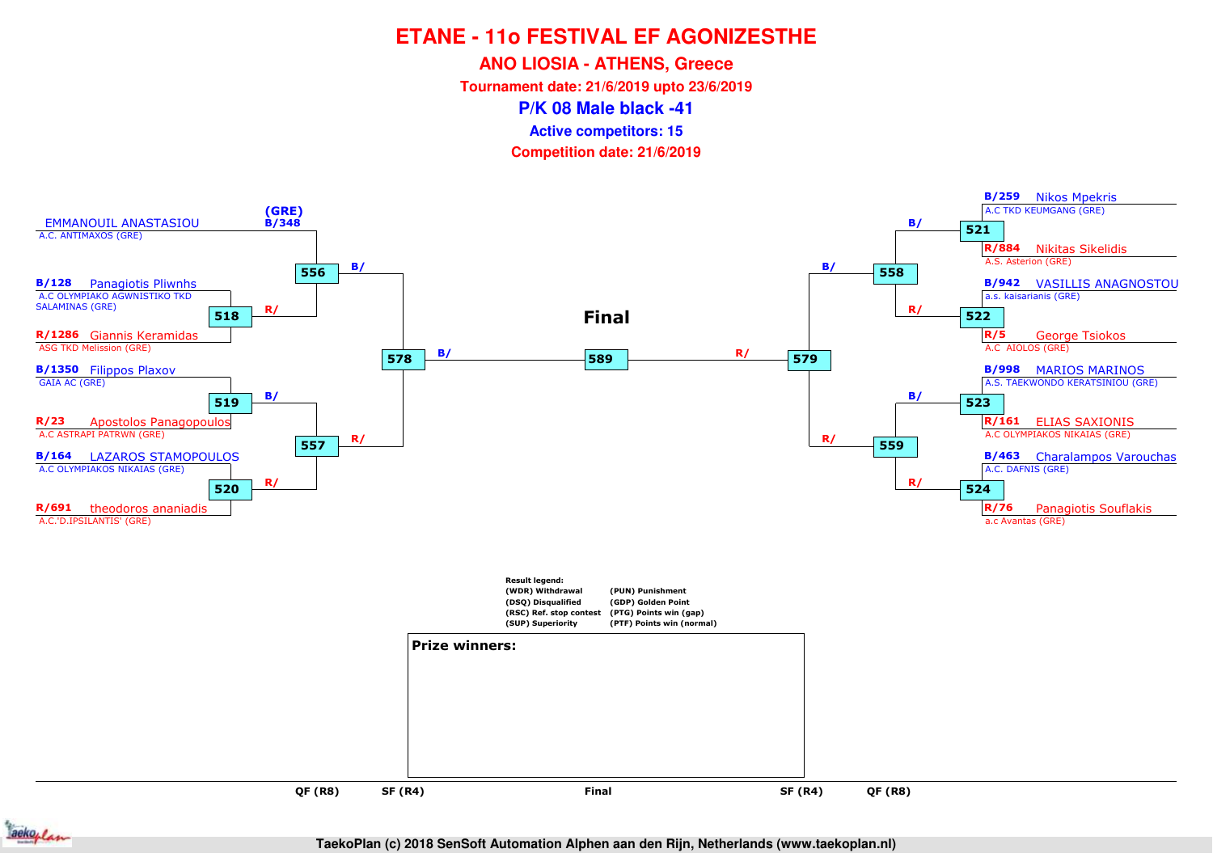# ETANE - 11o FESTIVAL EF AGONIZESTHE

## ANO LIOSIA - ATHENS, Greece

**Tournament date: 21/6/2019 upto 23/6/2019**

**P/K 08 Male black -41**

**Active competitors: 15**

**Competition date: 21/6/2019**

### Left half of bracket

| Match | Competitors |
|---|---|
| 556 | (GRE) B/348 EMMANOUIL ANASTASIOU – A.C. ANTIMAXOS (GRE) (B/) vs. winner of 518 (R/) |
| 518 | B/128 Panagiotis Pliwnhs – A.C OLYMPIAKO AGWNISTIKO TKD SALAMINAS (GRE) vs. R/1286 Giannis Keramidas – ASG TKD Melission (GRE) |
| 519 | B/1350 Filippos Plaxov – GAIA AC (GRE) vs. R/23 Apostolos Panagopoulos – A.C ASTRAPI PATRWN (GRE) |
| 520 | B/164 LAZAROS STAMOPOULOS – A.C OLYMPIAKOS NIKAIAS (GRE) vs. R/691 theodoros ananiadis – A.C.'D.IPSILANTIS' (GRE) |
| 557 | Winner 519 (B/) vs. Winner 520 (R/) |
| 578 | Winner 556 (B/) vs. Winner 557 (R/) |

### Final

| Match | Competitors |
|---|---|
| 589 | Winner 578 (B/) vs. Winner 579 (R/) |

### Right half of bracket

| Match | Competitors |
|---|---|
| 521 | B/259 Nikos Mpekris – A.C TKD KEUMGANG (GRE) vs. R/884 Nikitas Sikelidis – A.S. Asterion (GRE) |
| 522 | B/942 VASILLIS ANAGNOSTOU – a.s. kaisarianis (GRE) vs. R/5 George Tsiokos – A.C AIOLOS (GRE) |
| 523 | B/998 MARIOS MARINOS – A.S. TAEKWONDO KERATSINIOU (GRE) vs. R/161 ELIAS SAXIONIS – A.C OLYMPIAKOS NIKAIAS (GRE) |
| 524 | B/463 Charalampos Varouchas – A.C. DAFNIS (GRE) vs. R/76 Panagiotis Souflakis – a.c Avantas (GRE) |
| 558 | Winner 521 (B/) vs. Winner 522 (R/) |
| 559 | Winner 523 (B/) vs. Winner 524 (R/) |
| 579 | Winner 558 (B/) vs. Winner 559 (R/) |

QF (R8) | SF (R4) | Final | SF (R4) | QF (R8)

**Result legend:**

- (WDR) Withdrawal
- (DSQ) Disqualified
- (RSC) Ref. stop contest
- (SUP) Superiority
- (PUN) Punishment
- (GDP) Golden Point
- (PTG) Points win (gap)
- (PTF) Points win (normal)

**Prize winners:**

TaekoPlan (c) 2018 SenSoft Automation Alphen aan den Rijn, Netherlands (www.taekoplan.nl)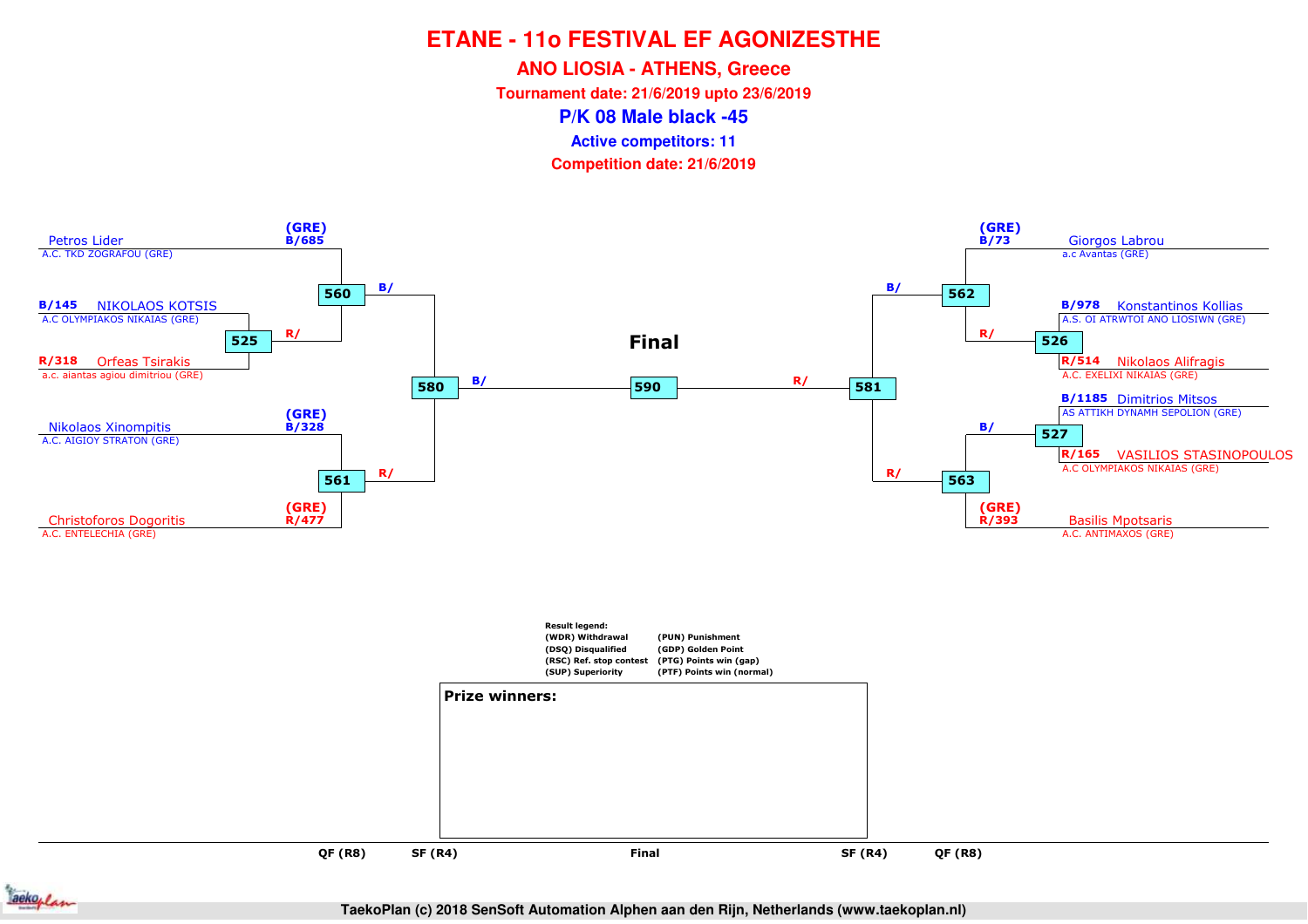# ETANE - 11o FESTIVAL EF AGONIZESTHE

## ANO LIOSIA - ATHENS, Greece

**Tournament date: 21/6/2019 upto 23/6/2019**

## P/K 08 Male black -45

**Active competitors: 11**

**Competition date: 21/6/2019**

### Left side

- **560**: Petros Lider — A.C. TKD ZOGRAFOU (GRE) — (GRE) B/685
  - vs winner of **525** — R/
- **525**:
  - B/145 NIKOLAOS KOTSIS — A.C OLYMPIAKOS NIKAIAS (GRE)
  - R/318 Orfeas Tsirakis — a.c. aiantas agiou dimitriou (GRE)
- **561**:
  - Nikolaos Xinompitis — A.C. AIGIOY STRATON (GRE) — (GRE) B/328
  - Christoforos Dogoritis — A.C. ENTELECHIA (GRE) — (GRE) R/477
- **580**: winner 560 (B/) vs winner 561 (R/)

### Final

- **590**: winner 580 (B/) vs winner 581 (R/)

### Right side

- **562**: Giorgos Labrou — a.c Avantas (GRE) — (GRE) B/73
  - vs winner of **526** — R/
- **526**:
  - B/978 Konstantinos Kollias — A.S. OI ATRWTOI ANO LIOSIWN (GRE)
  - R/514 Nikolaos Alifragis — A.C. EXELIXI NIKAIAS (GRE)
- **527**:
  - B/1185 Dimitrios Mitsos — AS ATTIKH DYNAMH SEPOLION (GRE)
  - R/165 VASILIOS STASINOPOULOS — A.C OLYMPIAKOS NIKAIAS (GRE)
- **563**: winner 527 (B/) vs Basilis Mpotsaris — A.C. ANTIMAXOS (GRE) — (GRE) R/393
- **581**: winner 562 (B/) vs winner 563 (R/)

**Result legend:**

| | |
|---|---|
| (WDR) Withdrawal | (PUN) Punishment |
| (DSQ) Disqualified | (GDP) Golden Point |
| (RSC) Ref. stop contest | (PTG) Points win (gap) |
| (SUP) Superiority | (PTF) Points win (normal) |

**Prize winners:**

QF (R8) | SF (R4) | Final | SF (R4) | QF (R8)

TaekoPlan (c) 2018 SenSoft Automation Alphen aan den Rijn, Netherlands (www.taekoplan.nl)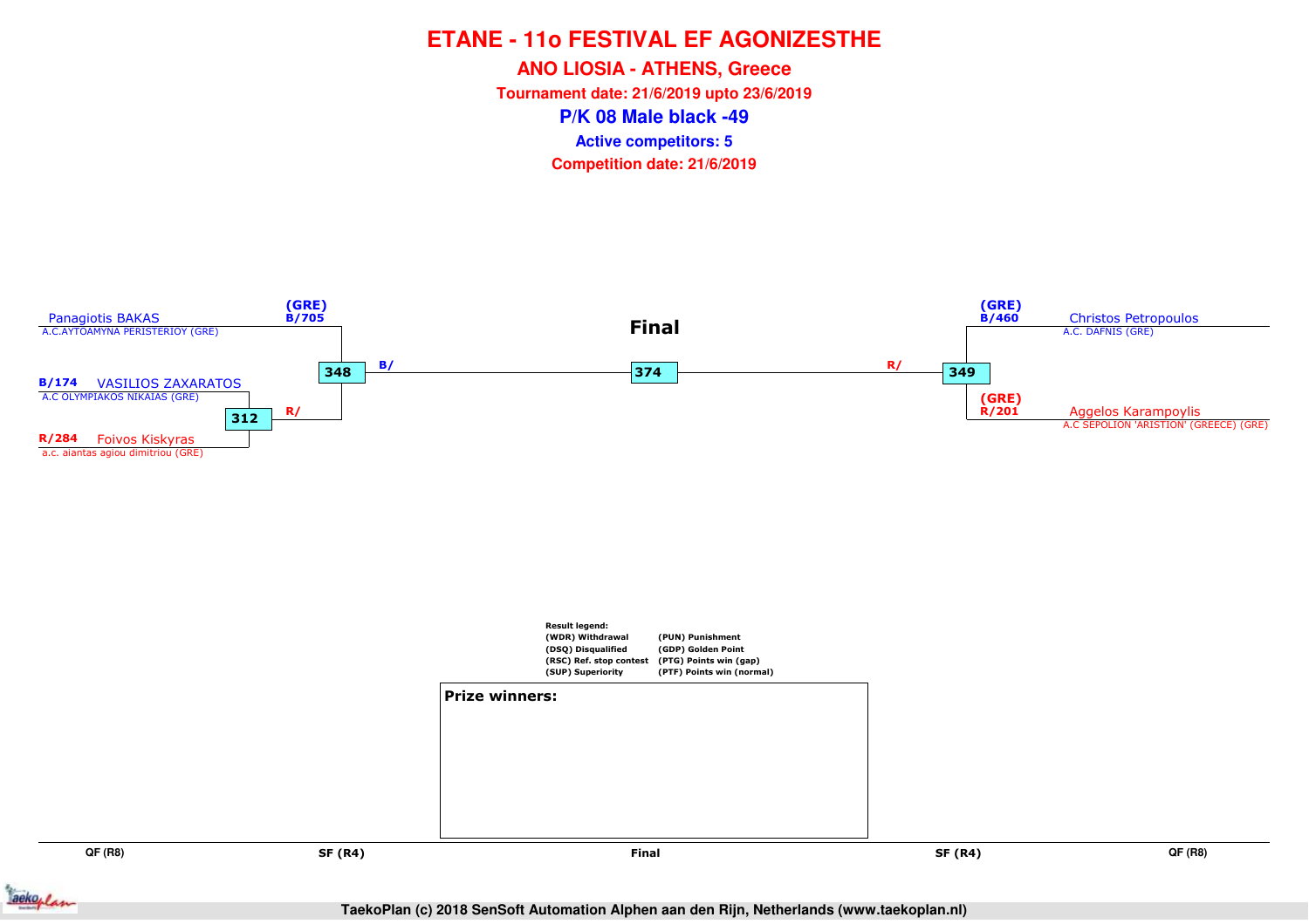# ETANE - 11o FESTIVAL EF AGONIZESTHE

## ANO LIOSIA - ATHENS, Greece

**Tournament date: 21/6/2019 upto 23/6/2019**

## P/K 08 Male black -49

**Active competitors: 5**

**Competition date: 21/6/2019**

**Final**

(GRE) B/705 Panagiotis BAKAS
A.C.AYTOAMYNA PERISTERIOY (GRE)

B/174 VASILIOS ZAXARATOS
A.C OLYMPIAKOS NIKAIAS (GRE)

312 R/

R/284 Foivos Kiskyras
a.c. aiantas agiou dimitriou (GRE)

348 B/

374

R/ 349

(GRE) B/460 Christos Petropoulos
A.C. DAFNIS (GRE)

(GRE) R/201 Aggelos Karampoylis
A.C SEPOLION 'ARISTION' (GREECE) (GRE)

**Result legend:**

| | |
|---|---|
| (WDR) Withdrawal | (PUN) Punishment |
| (DSQ) Disqualified | (GDP) Golden Point |
| (RSC) Ref. stop contest | (PTG) Points win (gap) |
| (SUP) Superiority | (PTF) Points win (normal) |

**Prize winners:**

QF (R8) | SF (R4) | Final | SF (R4) | QF (R8)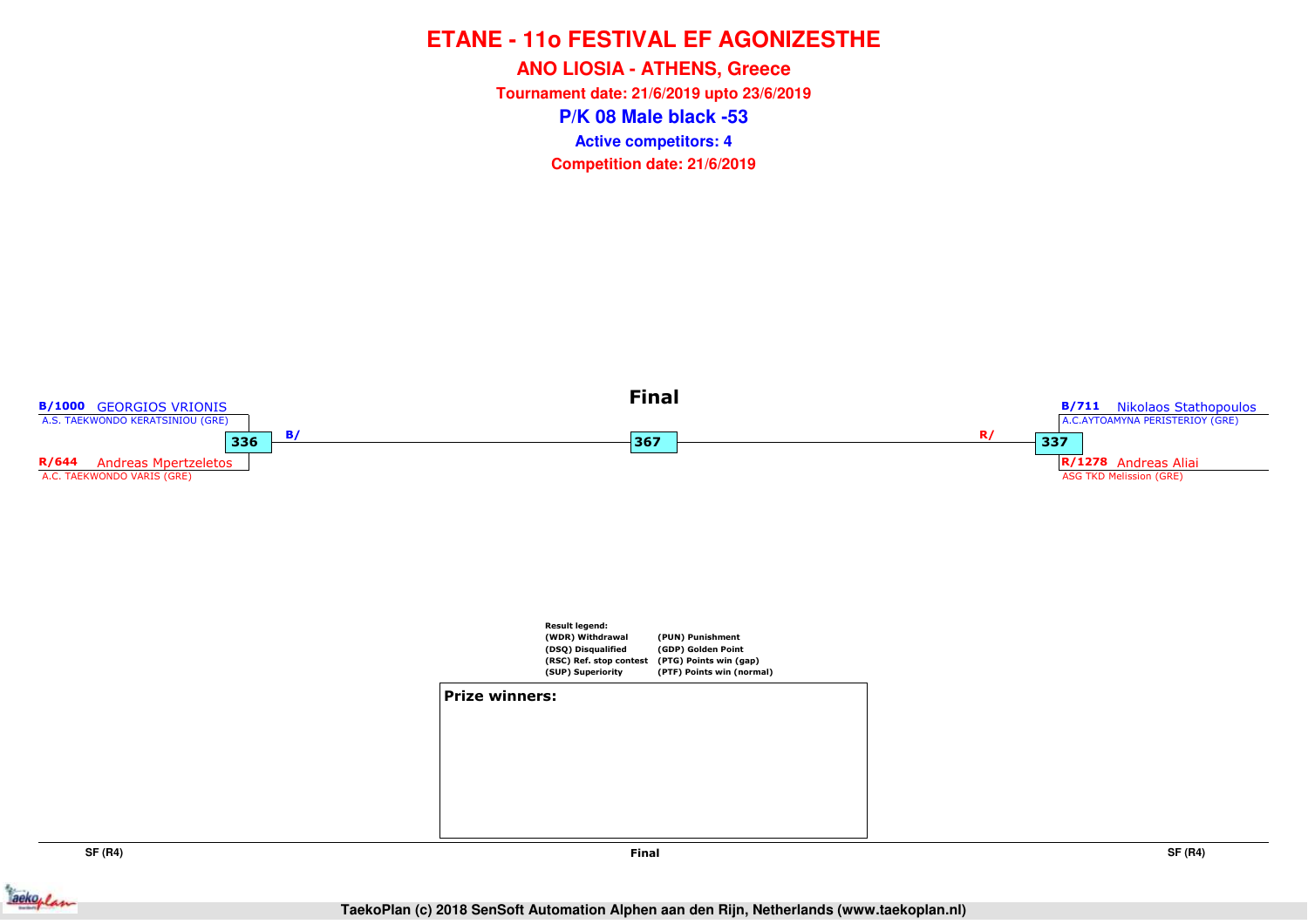# ETANE - 11o FESTIVAL EF AGONIZESTHE

## ANO LIOSIA - ATHENS, Greece

**Tournament date: 21/6/2019 upto 23/6/2019**

## P/K 08 Male black -53

**Active competitors: 4**

**Competition date: 21/6/2019**

### Final

**SF (R4)**

**B/1000** GEORGIOS VRIONIS
A.S. TAEKWONDO KERATSINIOU (GRE)

336

**R/644** Andreas Mpertzeletos
A.C. TAEKWONDO VARIS (GRE)

B/

**Final**

367

R/

**SF (R4)**

**B/711** Nikolaos Stathopoulos
A.C.AYTOAMYNA PERISTERIOY (GRE)

337

**R/1278** Andreas Aliai
ASG TKD Melission (GRE)

**Result legend:**

| | |
|---|---|
| (WDR) Withdrawal | (PUN) Punishment |
| (DSQ) Disqualified | (GDP) Golden Point |
| (RSC) Ref. stop contest | (PTG) Points win (gap) |
| (SUP) Superiority | (PTF) Points win (normal) |

**Prize winners:**

TaekoPlan (c) 2018 SenSoft Automation Alphen aan den Rijn, Netherlands (www.taekoplan.nl)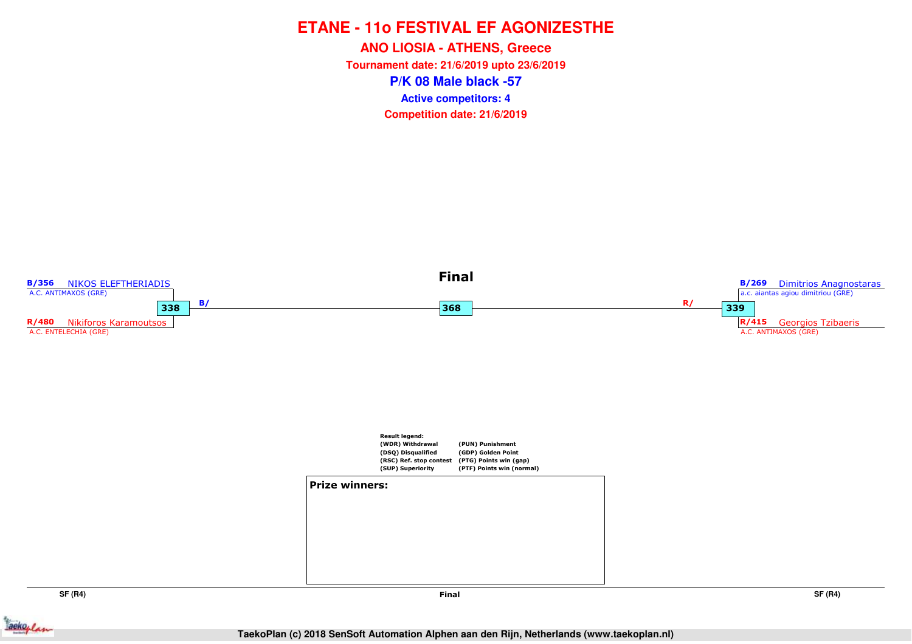# ETANE - 11o FESTIVAL EF AGONIZESTHE

## ANO LIOSIA - ATHENS, Greece

**Tournament date: 21/6/2019 upto 23/6/2019**

## P/K 08 Male black -57

**Active competitors: 4**

**Competition date: 21/6/2019**

**Final**

**B/356** NIKOS ELEFTHERIADIS
A.C. ANTIMAXOS (GRE)

**338** B/

**R/480** Nikiforos Karamoutsos
A.C. ENTELECHIA (GRE)

**368**

**B/269** Dimitrios Anagnostaras
a.c. aiantas agiou dimitriou (GRE)

R/ **339**

**R/415** Georgios Tzibaeris
A.C. ANTIMAXOS (GRE)

**Result legend:**

| | |
|---|---|
| (WDR) Withdrawal | (PUN) Punishment |
| (DSQ) Disqualified | (GDP) Golden Point |
| (RSC) Ref. stop contest | (PTG) Points win (gap) |
| (SUP) Superiority | (PTF) Points win (normal) |

**Prize winners:**

SF (R4) | Final | SF (R4)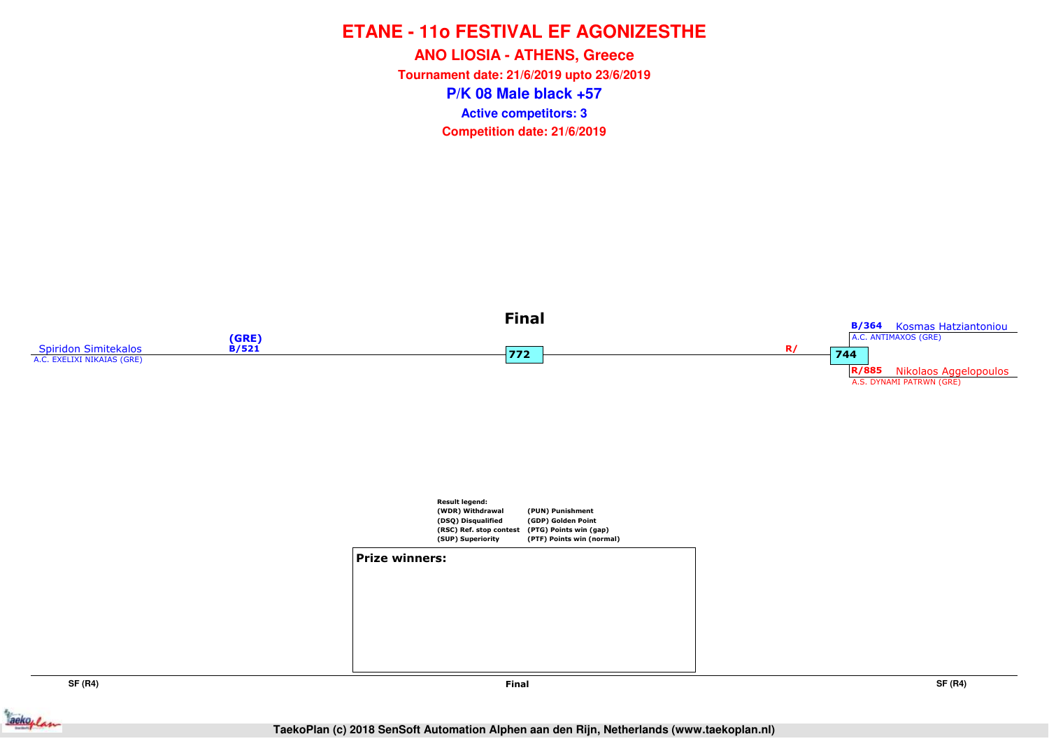# ETANE - 11o FESTIVAL EF AGONIZESTHE

## ANO LIOSIA - ATHENS, Greece

**Tournament date: 21/6/2019 upto 23/6/2019**

## P/K 08 Male black +57

**Active competitors: 3**

**Competition date: 21/6/2019**

### Final

Spiridon Simitekalos
A.C. EXELIXI NIKAIAS (GRE)
(GRE)
B/521

772

R/

744

B/364 Kosmas Hatziantoniou
A.C. ANTIMAXOS (GRE)

R/885 Nikolaos Aggelopoulos
A.S. DYNAMI PATRWN (GRE)

Result legend:

| | |
|---|---|
| (WDR) Withdrawal | (PUN) Punishment |
| (DSQ) Disqualified | (GDP) Golden Point |
| (RSC) Ref. stop contest | (PTG) Points win (gap) |
| (SUP) Superiority | (PTF) Points win (normal) |

**Prize winners:**

SF (R4) | Final | SF (R4)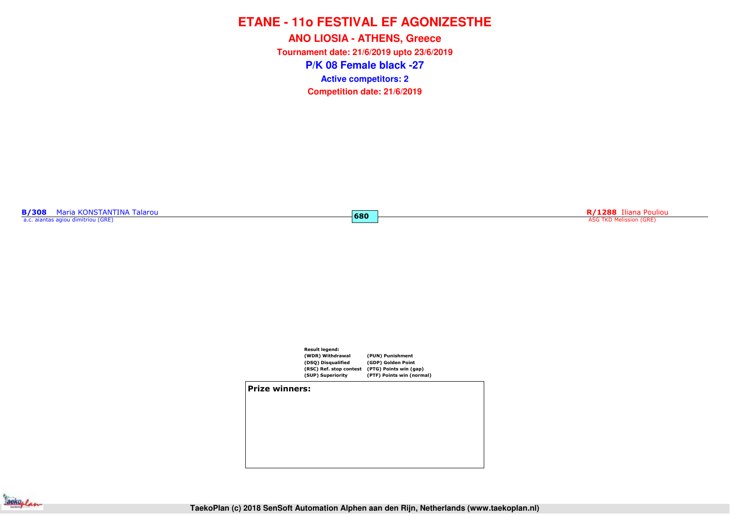# ETANE - 11o FESTIVAL EF AGONIZESTHE

## ANO LIOSIA - ATHENS, Greece

**Tournament date: 21/6/2019 upto 23/6/2019**

## P/K 08 Female black -27

**Active competitors: 2**

**Competition date: 21/6/2019**

**B/308** Maria KONSTANTINA Talarou
a.c. aiantas agiou dimitriou (GRE)

**680**

**R/1288** Iliana Pouliou
ASG TKD Melission (GRE)

**Result legend:**

| | |
|---|---|
| (WDR) Withdrawal | (PUN) Punishment |
| (DSQ) Disqualified | (GDP) Golden Point |
| (RSC) Ref. stop contest | (PTG) Points win (gap) |
| (SUP) Superiority | (PTF) Points win (normal) |

**Prize winners:**

TaekoPlan (c) 2018 SenSoft Automation Alphen aan den Rijn, Netherlands (www.taekoplan.nl)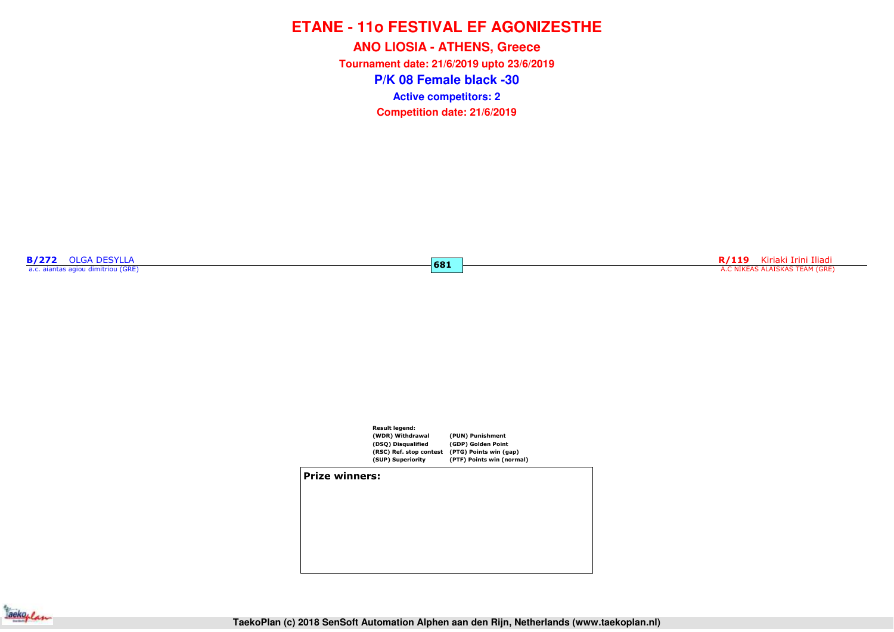# ETANE - 11o FESTIVAL EF AGONIZESTHE

## ANO LIOSIA - ATHENS, Greece

**Tournament date: 21/6/2019 upto 23/6/2019**

## P/K 08 Female black -30

**Active competitors: 2**

**Competition date: 21/6/2019**

**B/272** OLGA DESYLLA
a.c. aiantas agiou dimitriou (GRE)

**681**

**R/119** Kiriaki Irini Iliadi
A.C NIKEAS ALAISKAS TEAM (GRE)

**Result legend:**

| | |
|---|---|
| (WDR) Withdrawal | (PUN) Punishment |
| (DSQ) Disqualified | (GDP) Golden Point |
| (RSC) Ref. stop contest | (PTG) Points win (gap) |
| (SUP) Superiority | (PTF) Points win (normal) |

**Prize winners:**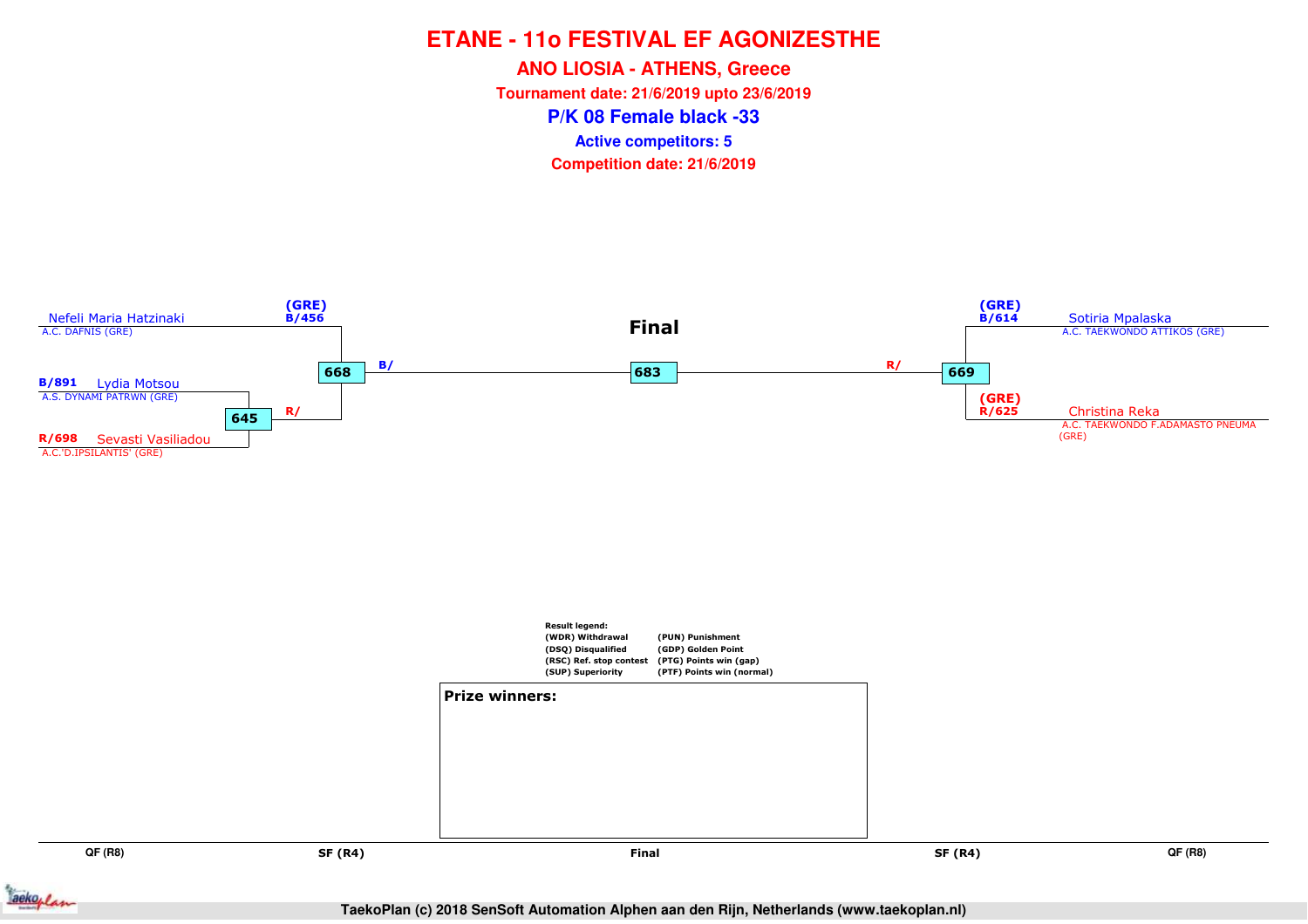# ETANE - 11o FESTIVAL EF AGONIZESTHE

## ANO LIOSIA - ATHENS, Greece

**Tournament date: 21/6/2019 upto 23/6/2019**

## P/K 08 Female black -33

**Active competitors: 5**

**Competition date: 21/6/2019**

### Final

**Left side:**

- (GRE) B/456 Nefeli Maria Hatzinaki — A.C. DAFNIS (GRE)
- B/891 Lydia Motsou — A.S. DYNAMI PATRWN (GRE)
- R/698 Sevasti Vasiliadou — A.C.'D.IPSILANTIS' (GRE)

Match 645: Lydia Motsou vs Sevasti Vasiliadou → R/

Match 668: Nefeli Maria Hatzinaki vs winner of 645 → B/

**Right side:**

- (GRE) B/614 Sotiria Mpalaska — A.C. TAEKWONDO ATTIKOS (GRE)
- (GRE) R/625 Christina Reka — A.C. TAEKWONDO F.ADAMASTO PNEUMA (GRE)

Match 669: Sotiria Mpalaska vs Christina Reka → R/

**Final:** Match 683

| QF (R8) | SF (R4) | Final | SF (R4) | QF (R8) |
|---|---|---|---|---|

**Result legend:**

| | |
|---|---|
| (WDR) Withdrawal | (PUN) Punishment |
| (DSQ) Disqualified | (GDP) Golden Point |
| (RSC) Ref. stop contest | (PTG) Points win (gap) |
| (SUP) Superiority | (PTF) Points win (normal) |

**Prize winners:**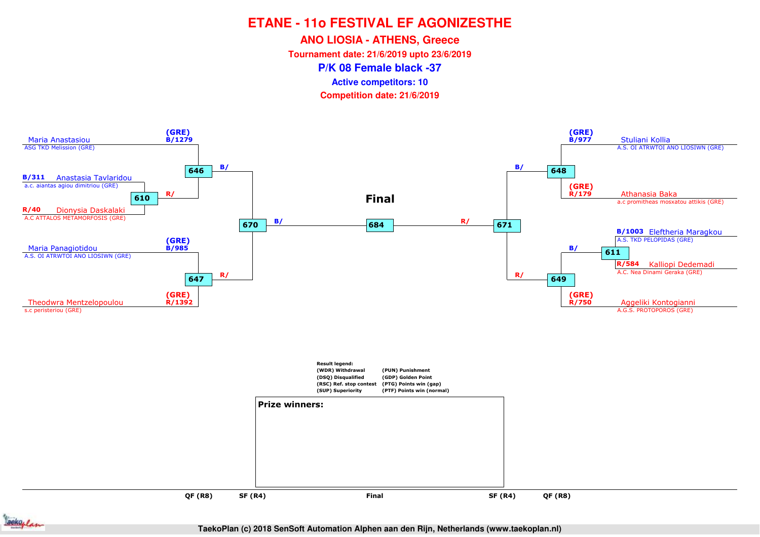# ETANE - 11o FESTIVAL EF AGONIZESTHE

## ANO LIOSIA - ATHENS, Greece

**Tournament date: 21/6/2019 upto 23/6/2019**

## P/K 08 Female black -37

**Active competitors: 10**

**Competition date: 21/6/2019**

### Left side of bracket

- (GRE) B/1279 — Maria Anastasiou — ASG TKD Melission (GRE)
- B/311 — Anastasia Tavlaridou — a.c. aiantas agiou dimitriou (GRE)
- R/40 — Dionysia Daskalaki — A.C ATTALOS METAMORFOSIS (GRE)
- (GRE) B/985 — Maria Panagiotidou — A.S. OI ATRWTOI ANO LIOSIWN (GRE)
- (GRE) R/1392 — Theodwra Mentzelopoulou — s.c peristeriou (GRE)

Matches: 610 (R/), 646 (B/), 647 (R/), 670 (B/)

### Right side of bracket

- (GRE) B/977 — Stuliani Kollia — A.S. OI ATRWTOI ANO LIOSIWN (GRE)
- (GRE) R/179 — Athanasia Baka — a.c promitheas moschatou attikis (GRE)
- B/1003 — Eleftheria Maragkou — A.S. TKD PELOPIDAS (GRE)
- R/584 — Kalliopi Dedemadi — A.C. Nea Dinami Geraka (GRE)
- (GRE) R/750 — Aggeliki Kontogianni — A.G.S. PROTOPOROS (GRE)

Matches: 648 (B/), 611 (B/), 649 (R/), 671 (R/)

### Final

684

**Result legend:**

| | |
|---|---|
| (WDR) Withdrawal | (PUN) Punishment |
| (DSQ) Disqualified | (GDP) Golden Point |
| (RSC) Ref. stop contest | (PTG) Points win (gap) |
| (SUP) Superiority | (PTF) Points win (normal) |

**Prize winners:**

QF (R8) | SF (R4) | Final | SF (R4) | QF (R8)

TaekoPlan (c) 2018 SenSoft Automation Alphen aan den Rijn, Netherlands (www.taekoplan.nl)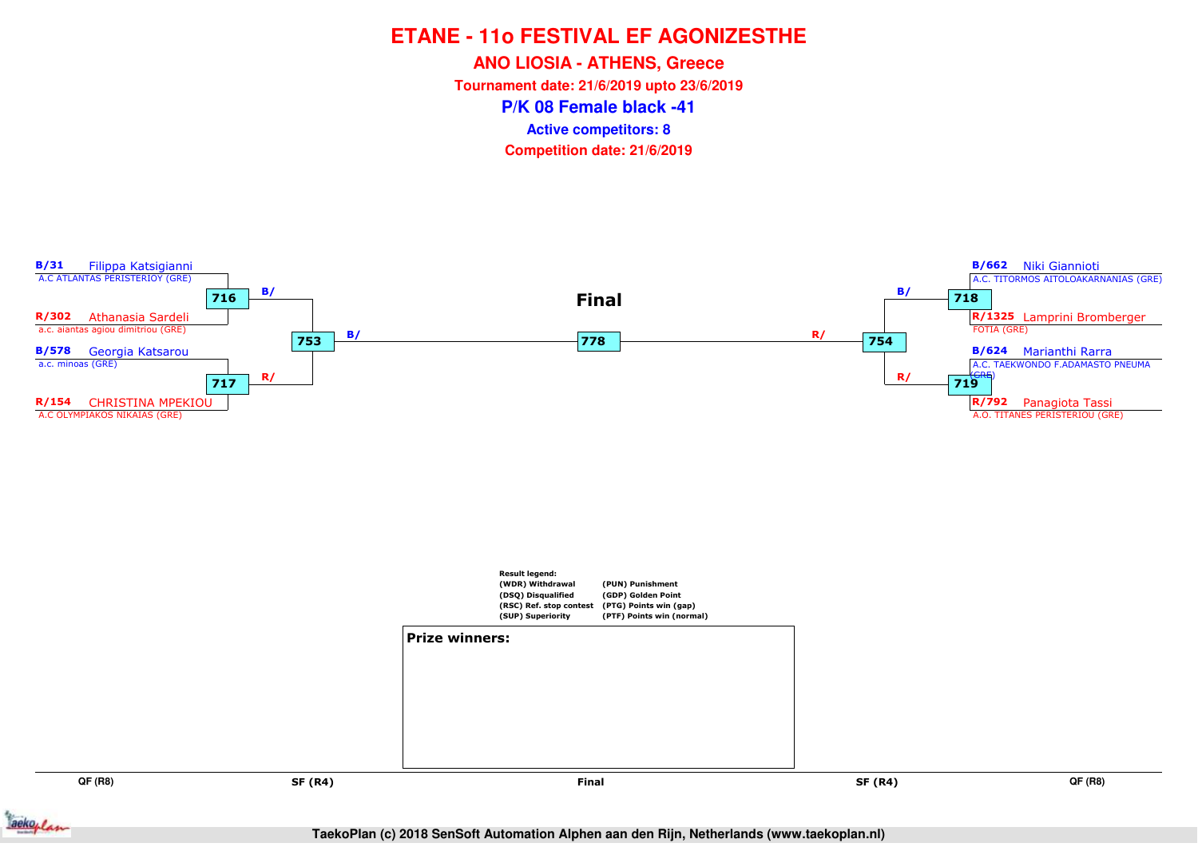# ETANE - 11o FESTIVAL EF AGONIZESTHE

## ANO LIOSIA - ATHENS, Greece

**Tournament date: 21/6/2019 upto 23/6/2019**

## P/K 08 Female black -41

**Active competitors: 8**

**Competition date: 21/6/2019**

### QF (R8) — Left side

- **B/31** Filippa Katsigianni — A.C ATLANTAS PERISTERIOY (GRE)
- **R/302** Athanasia Sardeli — a.c. aiantas agiou dimitriou (GRE)
- Match **716** → B/
- **B/578** Georgia Katsarou — a.c. minoas (GRE)
- **R/154** CHRISTINA MPEKIOU — A.C OLYMPIAKOS NIKAIAS (GRE)
- Match **717** → R/

### SF (R4) — Left side

- Match **753** → B/

### Final

- Match **778**

### SF (R4) — Right side

- Match **754** → R/

### QF (R8) — Right side

- **B/662** Niki Giannioti — A.C. TITORMOS AITOLOAKARNANIAS (GRE)
- **R/1325** Lamprini Bromberger — FOTIA (GRE)
- Match **718** → B/
- **B/624** Marianthi Rarra — A.C. TAEKWONDO F.ADAMASTO PNEUMA (GRE)
- **R/792** Panagiota Tassi — A.O. TITANES PERISTERIOU (GRE)
- Match **719** → R/

**Result legend:**

| | |
|---|---|
| (WDR) Withdrawal | (PUN) Punishment |
| (DSQ) Disqualified | (GDP) Golden Point |
| (RSC) Ref. stop contest | (PTG) Points win (gap) |
| (SUP) Superiority | (PTF) Points win (normal) |

**Prize winners:**

QF (R8) | SF (R4) | Final | SF (R4) | QF (R8)

TaekoPlan (c) 2018 SenSoft Automation Alphen aan den Rijn, Netherlands (www.taekoplan.nl)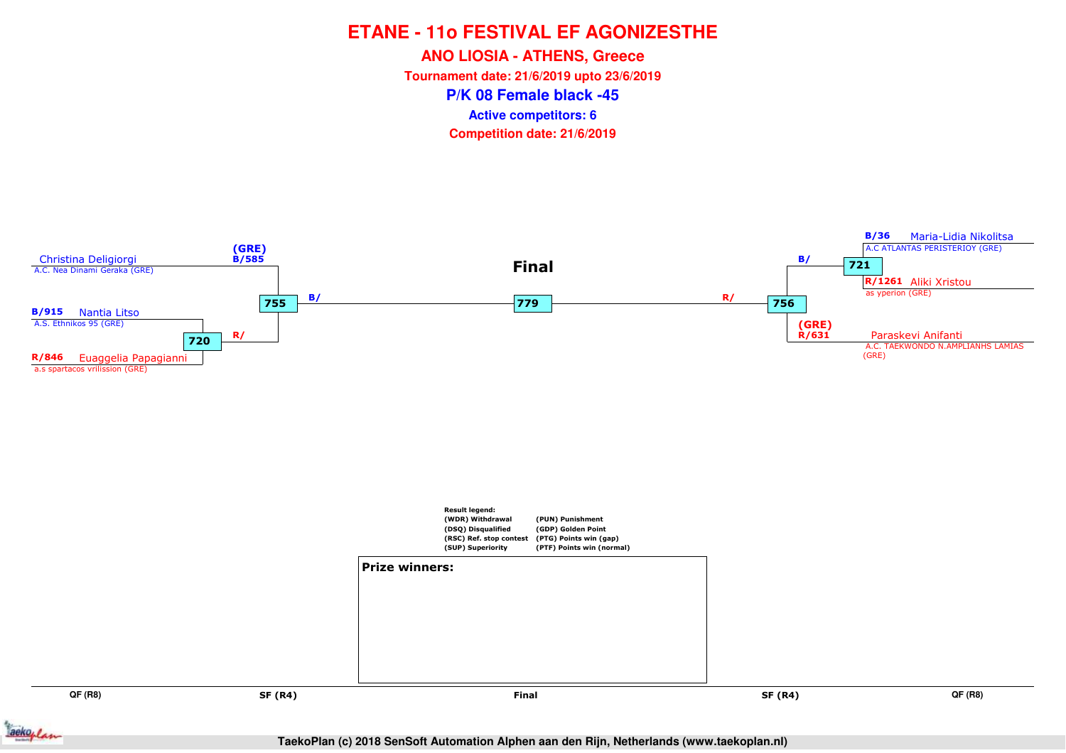# ETANE - 11o FESTIVAL EF AGONIZESTHE

## ANO LIOSIA - ATHENS, Greece

**Tournament date: 21/6/2019 upto 23/6/2019**

## P/K 08 Female black -45

**Active competitors: 6**

**Competition date: 21/6/2019**

### Final

**Left side**

- Christina Deligiorgi – A.C. Nea Dinami Geraka (GRE) — (GRE) B/585
- B/915 Nantia Litso – A.S. Ethnikos 95 (GRE)
- R/846 Euaggelia Papagianni – a.s spartacos vrilission (GRE)

Match 720: B/915 Nantia Litso vs R/846 Euaggelia Papagianni → R/

Match 755: B/585 Christina Deligiorgi vs winner 720 → B/

**Right side**

- B/36 Maria-Lidia Nikolitsa – A.C ATLANTAS PERISTERIOY (GRE)
- R/1261 Aliki Xristou – as yperion (GRE)
- Paraskevi Anifanti – A.C. TAEKWONDO N.AMPLIANHS LAMIAS (GRE) — (GRE) R/631

Match 721: B/36 Maria-Lidia Nikolitsa vs R/1261 Aliki Xristou → B/

Match 756: winner 721 vs R/631 Paraskevi Anifanti → R/

**Final**

Match 779: B/ (winner 755) vs R/ (winner 756)

Result legend:

| | |
|---|---|
| (WDR) Withdrawal | (PUN) Punishment |
| (DSQ) Disqualified | (GDP) Golden Point |
| (RSC) Ref. stop contest | (PTG) Points win (gap) |
| (SUP) Superiority | (PTF) Points win (normal) |

**Prize winners:**

QF (R8) | SF (R4) | Final | SF (R4) | QF (R8)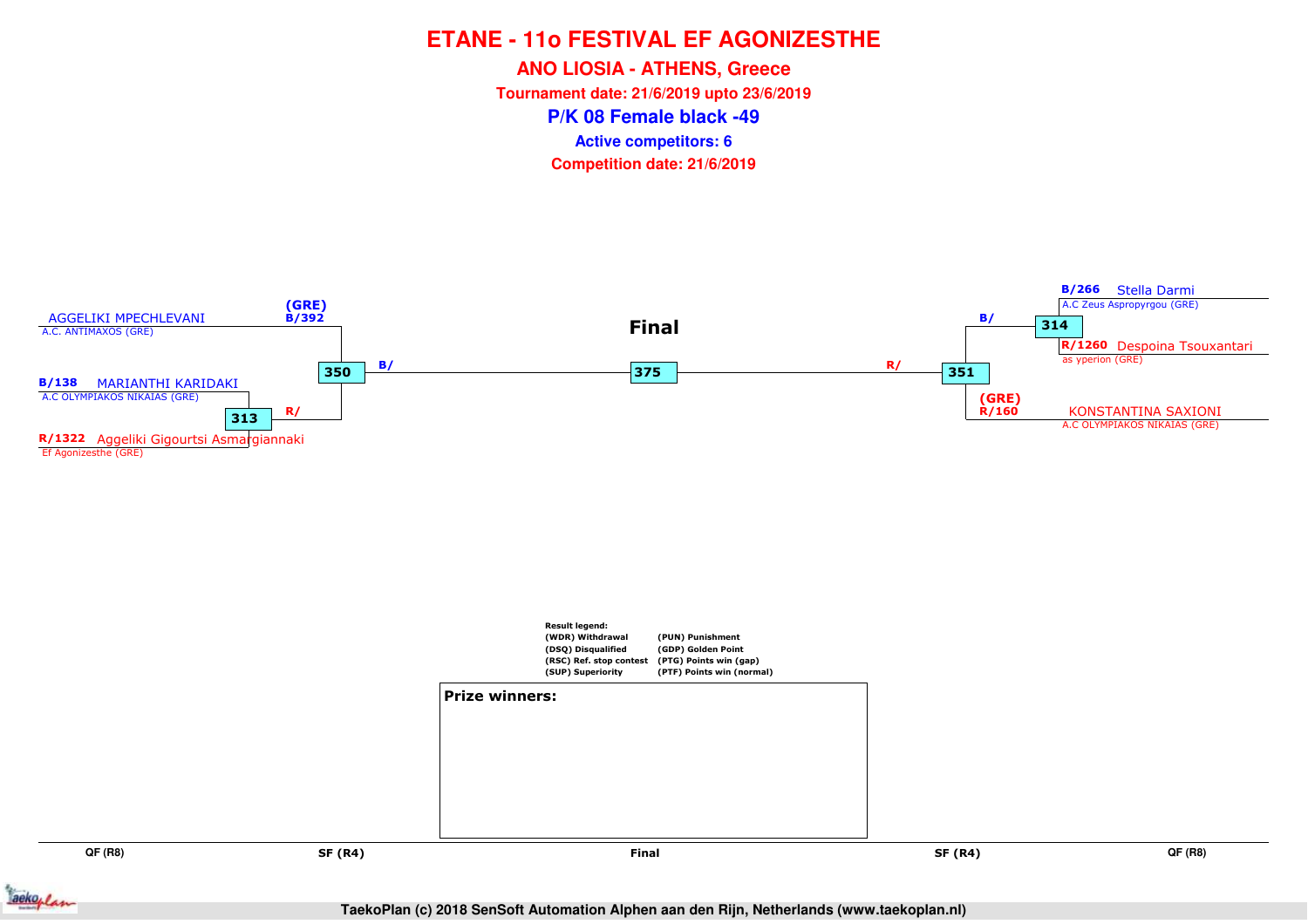# ETANE - 11o FESTIVAL EF AGONIZESTHE

## ANO LIOSIA - ATHENS, Greece

**Tournament date: 21/6/2019 upto 23/6/2019**

## P/K 08 Female black -49

**Active competitors: 6**

**Competition date: 21/6/2019**

### Final

**Left side:**

- AGGELIKI MPECHLEVANI — A.C. ANTIMAXOS (GRE) — (GRE) B/392
- B/138 MARIANTHI KARIDAKI — A.C OLYMPIAKOS NIKAIAS (GRE)
- R/1322 Aggeliki Gigourtsi Asmargiannaki — Ef Agonizesthe (GRE)

Match 313: B/ MARIANTHI KARIDAKI vs R/ Aggeliki Gigourtsi Asmargiannaki → R/

Match 350: B/392 AGGELIKI MPECHLEVANI vs R/ (winner 313) → B/

**Final — Match 375:** B/ (winner 350) vs R/ (winner 351)

**Right side:**

- B/266 Stella Darmi — A.C Zeus Aspropyrgou (GRE)
- R/1260 Despoina Tsouxantari — as yperion (GRE)
- (GRE) R/160 KONSTANTINA SAXIONI — A.C OLYMPIAKOS NIKAIAS (GRE)

Match 314: B/266 Stella Darmi vs R/1260 Despoina Tsouxantari → B/

Match 351: B/ (winner 314) vs R/160 KONSTANTINA SAXIONI → R/

| QF (R8) | SF (R4) | Final | SF (R4) | QF (R8) |
|---|---|---|---|---|

**Result legend:**

| | |
|---|---|
| (WDR) Withdrawal | (PUN) Punishment |
| (DSQ) Disqualified | (GDP) Golden Point |
| (RSC) Ref. stop contest | (PTG) Points win (gap) |
| (SUP) Superiority | (PTF) Points win (normal) |

**Prize winners:**

TaekoPlan (c) 2018 SenSoft Automation Alphen aan den Rijn, Netherlands (www.taekoplan.nl)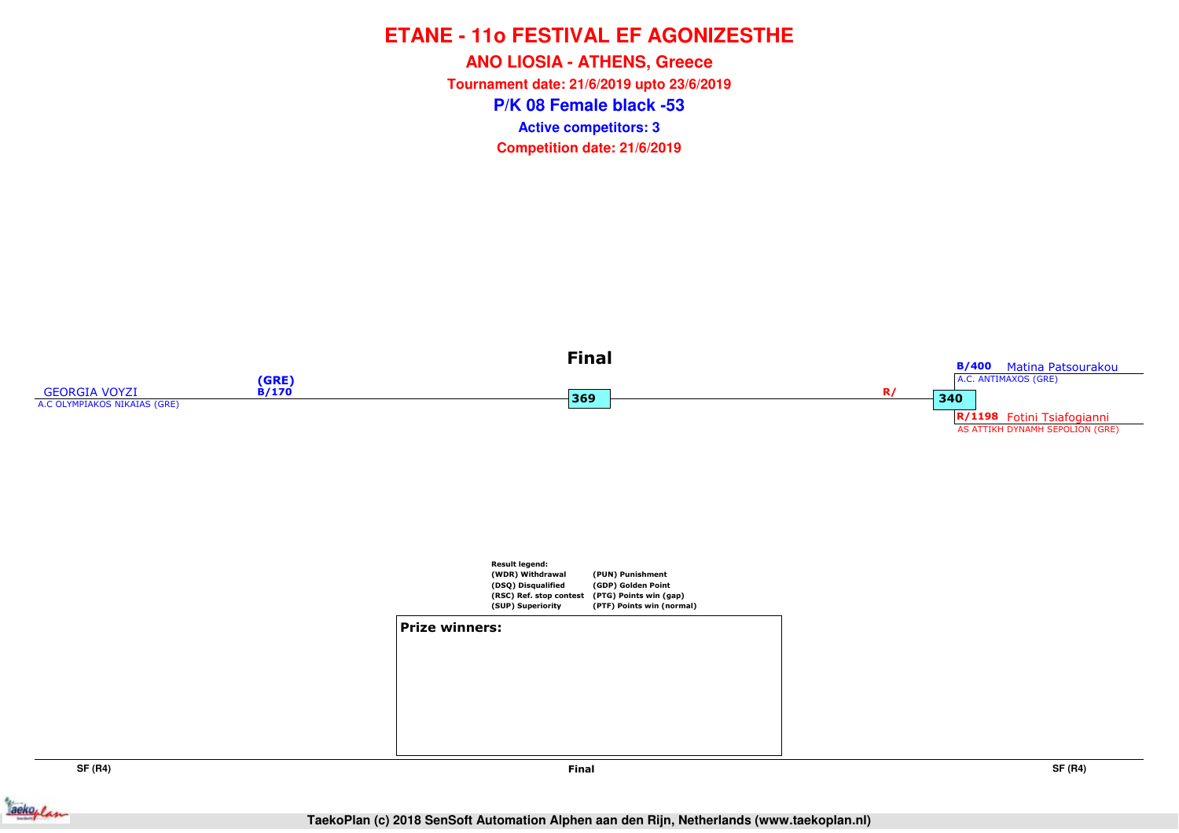# ETANE - 11o FESTIVAL EF AGONIZESTHE

## ANO LIOSIA - ATHENS, Greece

**Tournament date: 21/6/2019 upto 23/6/2019**

## P/K 08 Female black -53

**Active competitors: 3**

**Competition date: 21/6/2019**

### Final

GEORGIA VOYZI
A.C OLYMPIAKOS NIKAIAS (GRE)
(GRE)
B/170

369

R/

340

B/400 Matina Patsourakou
A.C. ANTIMAXOS (GRE)

R/1198 Fotini Tsiafogianni
AS ATTIKH DYNAMH SEPOLION (GRE)

Result legend:
(WDR) Withdrawal
(DSQ) Disqualified
(RSC) Ref. stop contest
(SUP) Superiority
(PUN) Punishment
(GDP) Golden Point
(PTG) Points win (gap)
(PTF) Points win (normal)

**Prize winners:**

SF (R4) | Final | SF (R4)

TaekoPlan (c) 2018 SenSoft Automation Alphen aan den Rijn, Netherlands (www.taekoplan.nl)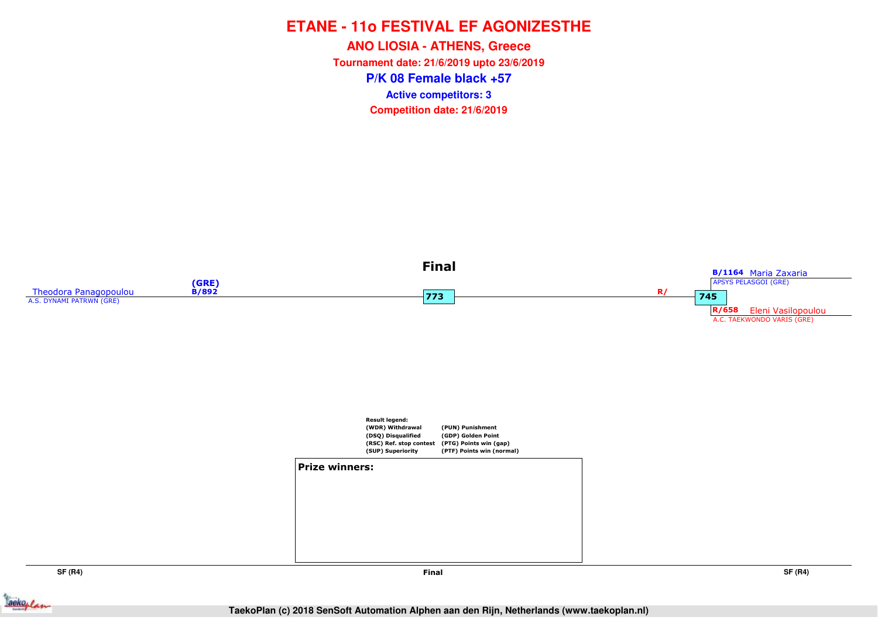# ETANE - 11o FESTIVAL EF AGONIZESTHE

## ANO LIOSIA - ATHENS, Greece

**Tournament date: 21/6/2019 upto 23/6/2019**

## P/K 08 Female black +57

**Active competitors: 3**

**Competition date: 21/6/2019**

### Final

Theodora Panagopoulou (GRE) B/892
A.S. DYNAMI PATRWN (GRE)

773

R/

745

B/1164 Maria Zaxaria
APSYS PELASGOI (GRE)

R/658 Eleni Vasilopoulou
A.C. TAEKWONDO VARIS (GRE)

Result legend:

| | |
|---|---|
| (WDR) Withdrawal | (PUN) Punishment |
| (DSQ) Disqualified | (GDP) Golden Point |
| (RSC) Ref. stop contest | (PTG) Points win (gap) |
| (SUP) Superiority | (PTF) Points win (normal) |

**Prize winners:**

SF (R4) | Final | SF (R4)

TaekoPlan (c) 2018 SenSoft Automation Alphen aan den Rijn, Netherlands (www.taekoplan.nl)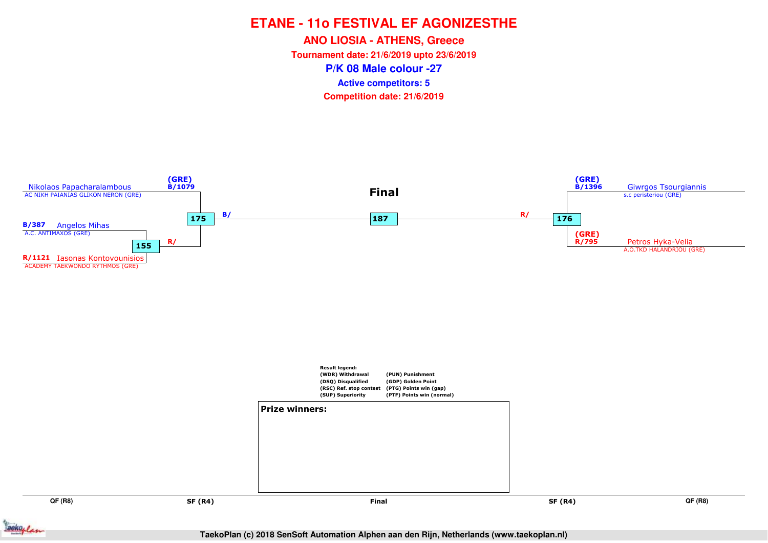# ETANE - 11o FESTIVAL EF AGONIZESTHE

## ANO LIOSIA - ATHENS, Greece

**Tournament date: 21/6/2019 upto 23/6/2019**

## P/K 08 Male colour -27

**Active competitors: 5**

**Competition date: 21/6/2019**

### Final

**Left side:**

- (GRE) B/1079 Nikolaos Papacharalambous — AC NIKH PAIANIAS GLIKON NERON (GRE)
- B/387 Angelos Mihas — A.C. ANTIMAXOS (GRE)
- R/1121 Iasonas Kontovounisios — ACADEMY TAEKWONDO RYTHMOS (GRE)

Match 155: B/387 Angelos Mihas vs R/1121 Iasonas Kontovounisios → R/

Match 175: B/1079 Nikolaos Papacharalambous vs winner of 155 → B/

**Right side:**

- (GRE) B/1396 Giwrgos Tsourgiannis — s.c peristeriou (GRE)
- (GRE) R/795 Petros Hyka-Velia — A.O.TKD HALANDRIOU (GRE)

Match 176: B/1396 Giwrgos Tsourgiannis vs R/795 Petros Hyka-Velia → R/

**Final:** Match 187: B/ (winner 175) vs R/ (winner 176)

Result legend:

| | |
|---|---|
| (WDR) Withdrawal | (PUN) Punishment |
| (DSQ) Disqualified | (GDP) Golden Point |
| (RSC) Ref. stop contest | (PTG) Points win (gap) |
| (SUP) Superiority | (PTF) Points win (normal) |

**Prize winners:**

QF (R8) | SF (R4) | Final | SF (R4) | QF (R8)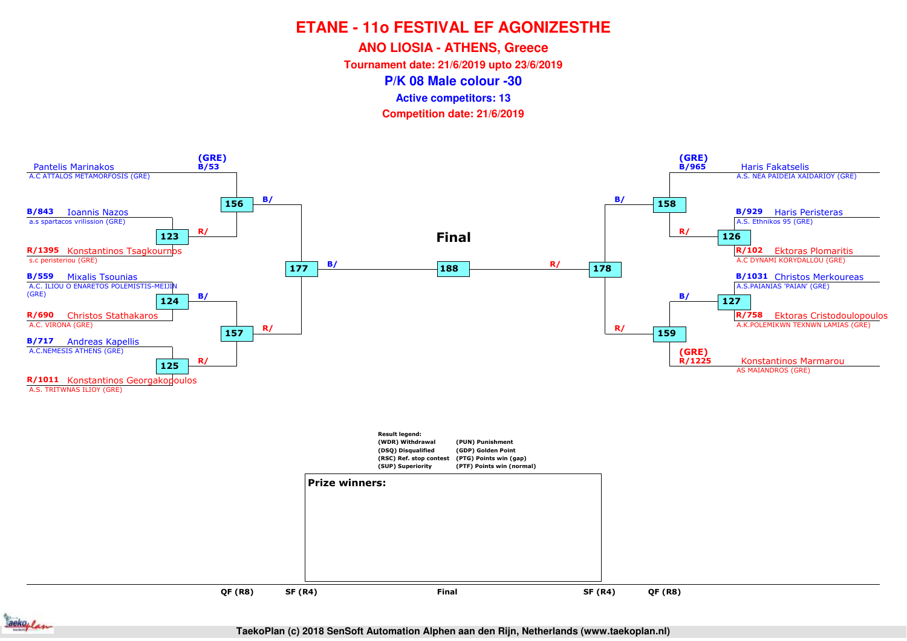# ETANE - 11o FESTIVAL EF AGONIZESTHE

## ANO LIOSIA - ATHENS, Greece

**Tournament date: 21/6/2019 upto 23/6/2019**

## P/K 08 Male colour -30

**Active competitors: 13**

**Competition date: 21/6/2019**

### Left side

- (GRE) B/53 Pantelis Marinakos — A.C ATTALOS METAMORFOSIS (GRE)
- B/843 Ioannis Nazos — a.s spartacos vrilission (GRE)
- R/1395 Konstantinos Tsagkournos — s.c peristeriou (GRE)
- B/559 Mixalis Tsounias — A.C. ILIOU O ENARETOS POLEMISTIS-MEIJIN (GRE)
- R/690 Christos Stathakaros — A.C. VIRONA (GRE)
- B/717 Andreas Kapellis — A.C.NEMESIS ATHENS (GRE)
- R/1011 Konstantinos Georgakopoulos — A.S. TRITWNAS ILIOY (GRE)

Matches:
- 123: B/843 vs R/1395 → R/ to 156
- 156: B/53 vs winner 123 → B/ to 177
- 124: B/559 vs R/690 → B/ to 157
- 125: B/717 vs R/1011 → R/ to 157
- 157 → R/ to 177
- 177 → B/ to 188

### Right side

- (GRE) B/965 Haris Fakatselis — A.S. NEA PAIDEIA XAIDARIOY (GRE)
- B/929 Haris Peristeras — A.S. Ethnikos 95 (GRE)
- R/102 Ektoras Plomaritis — A.C DYNAMI KORYDALLOU (GRE)
- B/1031 Christos Merkoureas — A.S.PAIANIAS 'PAIAN' (GRE)
- R/758 Ektoras Cristodoulopoulos — A.K.POLEMIKWN TEXNWN LAMIAS (GRE)
- (GRE) R/1225 Konstantinos Marmarou — AS MAIANDROS (GRE)

Matches:
- 126: B/929 vs R/102 → R/ to 158
- 158: B/965 vs winner 126 → B/ to 178
- 127: B/1031 vs R/758 → B/ to 159
- 159: winner 127 vs R/1225 → R/ to 178
- 178 → R/ to 188

**Final**: 188

Result legend:
- (WDR) Withdrawal
- (DSQ) Disqualified
- (RSC) Ref. stop contest
- (SUP) Superiority
- (PUN) Punishment
- (GDP) Golden Point
- (PTG) Points win (gap)
- (PTF) Points win (normal)

**Prize winners:**

QF (R8) | SF (R4) | Final | SF (R4) | QF (R8)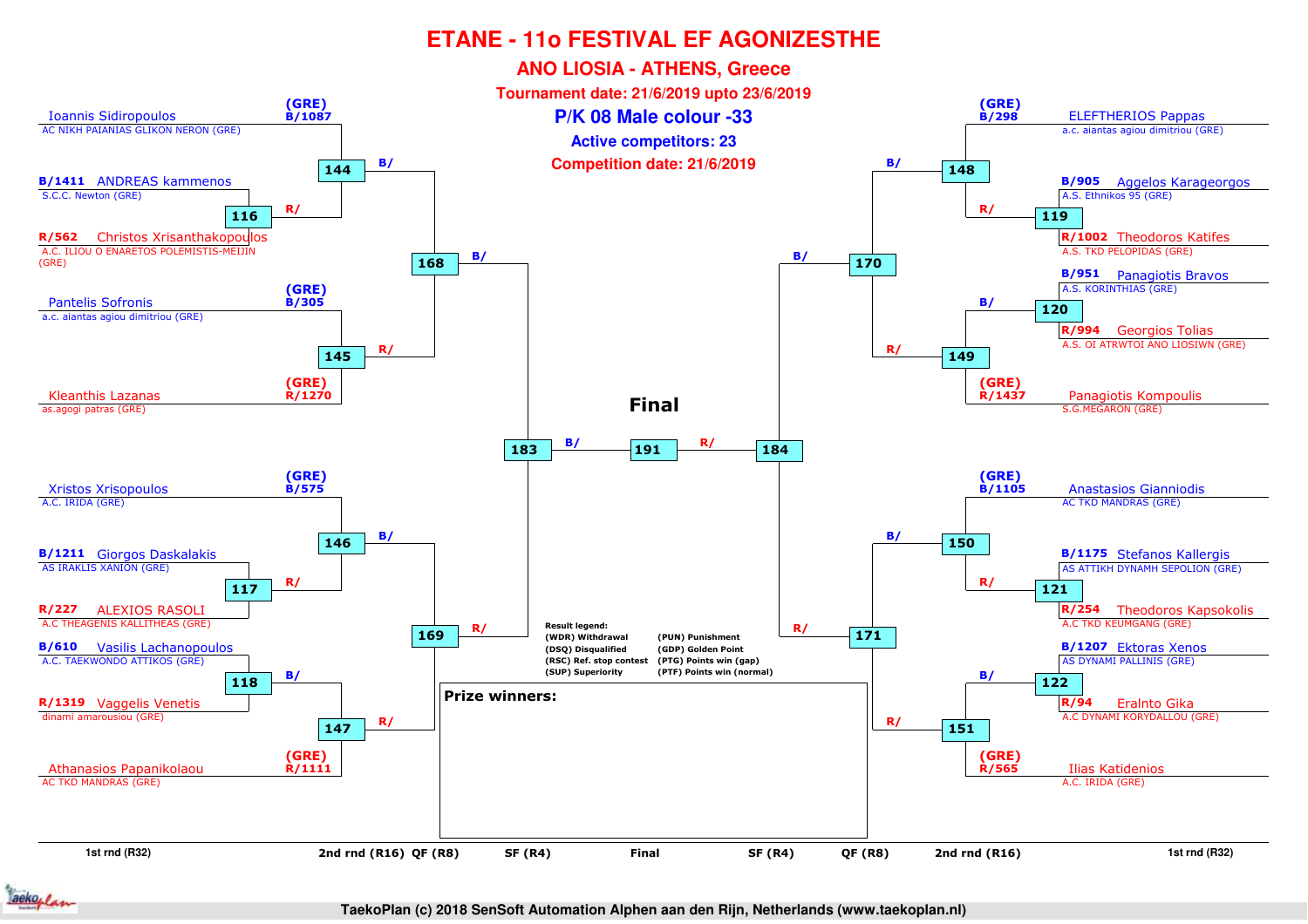# ETANE - 11o FESTIVAL EF AGONIZESTHE

## ANO LIOSIA - ATHENS, Greece

**Tournament date: 21/6/2019 upto 23/6/2019**

**P/K 08 Male colour -33**

**Active competitors: 23**

**Competition date: 21/6/2019**

### Left side of bracket

**1st rnd (R32) / 2nd rnd (R16):**

- (GRE) B/1087 Ioannis Sidiropoulos — AC NIKH PAIANIAS GLIKON NERON (GRE)
- Match 116: B/1411 ANDREAS kammenos — S.C.C. Newton (GRE) vs R/562 Christos Xrisanthakopoulos — A.C. ILIOU O ENARETOS POLEMISTIS-MEIJIN (GRE)
- Match 144: B/ (Ioannis Sidiropoulos) vs R/ (winner 116)
- (GRE) B/305 Pantelis Sofronis — a.c. aiantas agiou dimitriou (GRE)
- (GRE) R/1270 Kleanthis Lazanas — as.agogi patras (GRE)
- Match 145: B/305 vs R/1270
- Match 168 (QF): B/ (winner 144) vs R/ (winner 145)

- (GRE) B/575 Xristos Xrisopoulos — A.C. IRIDA (GRE)
- Match 117: B/1211 Giorgos Daskalakis — AS IRAKLIS XANION (GRE) vs R/227 ALEXIOS RASOLI — A.C THEAGENIS KALLITHEAS (GRE)
- Match 146: B/ (Xristos Xrisopoulos) vs R/ (winner 117)
- Match 118: B/610 Vasilis Lachanopoulos — A.C. TAEKWONDO ATTIKOS (GRE) vs R/1319 Vaggelis Venetis — dinami amarousiou (GRE)
- (GRE) R/1111 Athanasios Papanikolaou — AC TKD MANDRAS (GRE)
- Match 147: B/ (winner 118) vs R/ (Athanasios Papanikolaou)
- Match 169 (QF): B/ (winner 146) vs R/ (winner 147)

- Match 183 (SF): B/ (winner 168) vs R/ (winner 169)

### Right side of bracket

- (GRE) B/298 ELEFTHERIOS Pappas — a.c. aiantas agiou dimitriou (GRE)
- Match 119: B/905 Aggelos Karageorgos — A.S. Ethnikos 95 (GRE) vs R/1002 Theodoros Katifes — A.S. TKD PELOPIDAS (GRE)
- Match 148: B/ (ELEFTHERIOS Pappas) vs R/ (winner 119)
- Match 120: B/951 Panagiotis Bravos — A.S. KORINTHIAS (GRE) vs R/994 Georgios Tolias — A.S. OI ATRWTOI ANO LIOSIWN (GRE)
- (GRE) R/1437 Panagiotis Kompoulis — S.G.MEGARON (GRE)
- Match 149: B/ (winner 120) vs R/ (Panagiotis Kompoulis)
- Match 170 (QF): B/ (winner 148) vs R/ (winner 149)

- (GRE) B/1105 Anastasios Gianniodis — AC TKD MANDRAS (GRE)
- Match 121: B/1175 Stefanos Kallergis — AS ATTIKH DYNAMH SEPOLION (GRE) vs R/254 Theodoros Kapsokolis — A.C TKD KEUMGANG (GRE)
- Match 150: B/ (Anastasios Gianniodis) vs R/ (winner 121)
- Match 122: B/1207 Ektoras Xenos — AS DYNAMI PALLINIS (GRE) vs R/94 Eralnto Gika — A.C DYNAMI KORYDALLOU (GRE)
- (GRE) R/565 Ilias Katidenios — A.C. IRIDA (GRE)
- Match 151: B/ (winner 122) vs R/ (Ilias Katidenios)
- Match 171 (QF): B/ (winner 150) vs R/ (winner 151)

- Match 184 (SF): B/ (winner 170) vs R/ (winner 171)

### Final

- Match 191: B/ (winner 183) vs R/ (winner 184)

**Result legend:**

| | |
|---|---|
| (WDR) Withdrawal | (PUN) Punishment |
| (DSQ) Disqualified | (GDP) Golden Point |
| (RSC) Ref. stop contest | (PTG) Points win (gap) |
| (SUP) Superiority | (PTF) Points win (normal) |

**Prize winners:**

1st rnd (R32) | 2nd rnd (R16) | QF (R8) | SF (R4) | Final | SF (R4) | QF (R8) | 2nd rnd (R16) | 1st rnd (R32)

TaekoPlan (c) 2018 SenSoft Automation Alphen aan den Rijn, Netherlands (www.taekoplan.nl)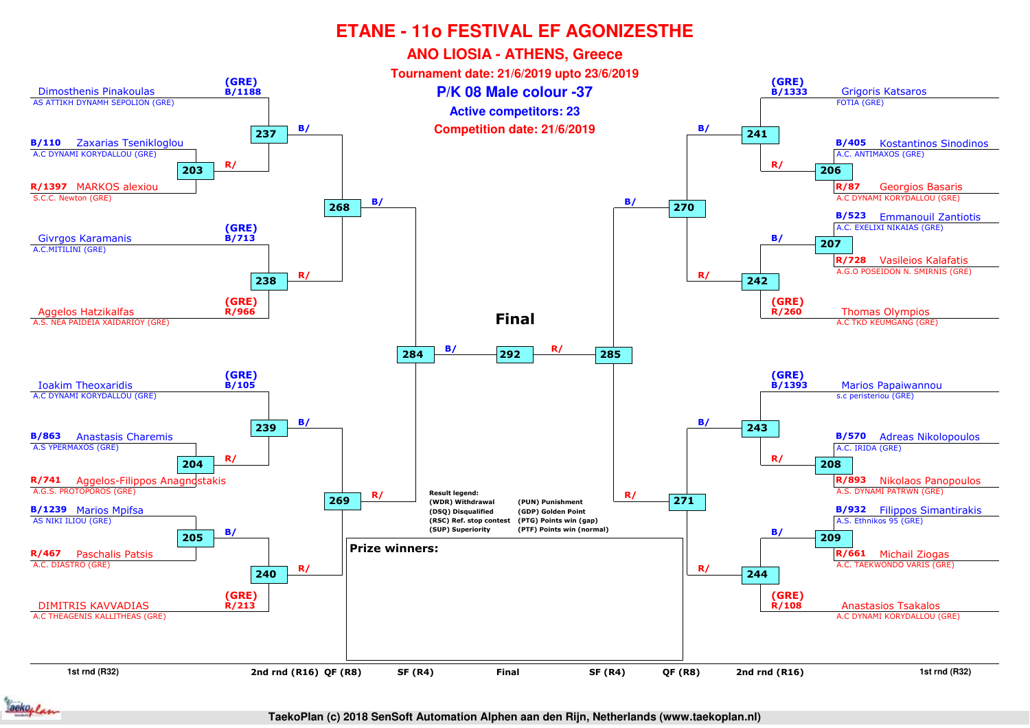# ETANE - 11o FESTIVAL EF AGONIZESTHE

## ANO LIOSIA - ATHENS, Greece

### Tournament date: 21/6/2019 upto 23/6/2019

## P/K 08 Male colour -37

### Active competitors: 23

### Competition date: 21/6/2019

**Left side – 1st rnd (R32) / 2nd rnd (R16)**

- (GRE) B/1188 Dimosthenis Pinakoulas – AS ATTIKH DYNAMH SEPOLION (GRE)
- B/110 Zaxarias Tsenikloglou – A.C DYNAMI KORYDALLOU (GRE)
- R/1397 MARKOS alexiou – S.C.C. Newton (GRE)
- (GRE) B/713 Givrgos Karamanis – A.C.MITILINI (GRE)
- (GRE) R/966 Aggelos Hatzikalfas – A.S. NEA PAIDEIA XAIDARIOY (GRE)
- (GRE) B/105 Ioakim Theoxaridis – A.C DYNAMI KORYDALLOU (GRE)
- B/863 Anastasis Charemis – A.S YPERMAXOS (GRE)
- R/741 Aggelos-Filippos Anagnostakis – A.G.S. PROTOPOROS (GRE)
- B/1239 Marios Mpifsa – AS NIKI ILIOU (GRE)
- R/467 Paschalis Patsis – A.C. DIASTRO (GRE)
- (GRE) R/213 DIMITRIS KAVVADIAS – A.C THEAGENIS KALLITHEAS (GRE)

**Right side – 1st rnd (R32) / 2nd rnd (R16)**

- (GRE) B/1333 Grigoris Katsaros – FOTIA (GRE)
- B/405 Kostantinos Sinodinos – A.C. ANTIMAXOS (GRE)
- R/87 Georgios Basaris – A.C DYNAMI KORYDALLOU (GRE)
- B/523 Emmanouil Zantiotis – A.C. EXELIXI NIKAIAS (GRE)
- R/728 Vasileios Kalafatis – A.G.O POSEIDON N. SMIRNIS (GRE)
- (GRE) R/260 Thomas Olympios – A.C TKD KEUMGANG (GRE)
- (GRE) B/1393 Marios Papaiwannou – s.c peristeriou (GRE)
- B/570 Adreas Nikolopoulos – A.C. IRIDA (GRE)
- R/893 Nikolaos Panopoulos – A.S. DYNAMI PATRWN (GRE)
- B/932 Filippos Simantirakis – A.S. Ethnikos 95 (GRE)
- R/661 Michail Ziogas – A.C. TAEKWONDO VARIS (GRE)
- (GRE) R/108 Anastasios Tsakalos – A.C DYNAMI KORYDALLOU (GRE)

**Matches**

| Round | Match | Blue (B/) | Red (R/) |
|---|---|---|---|
| 1st rnd | 203 | Zaxarias Tsenikloglou | MARKOS alexiou |
| 1st rnd | 204 | Anastasis Charemis | Aggelos-Filippos Anagnostakis |
| 1st rnd | 205 | Marios Mpifsa | Paschalis Patsis |
| 1st rnd | 206 | Kostantinos Sinodinos | Georgios Basaris |
| 1st rnd | 207 | Emmanouil Zantiotis | Vasileios Kalafatis |
| 1st rnd | 208 | Adreas Nikolopoulos | Nikolaos Panopoulos |
| 1st rnd | 209 | Filippos Simantirakis | Michail Ziogas |
| 2nd rnd | 237 | Dimosthenis Pinakoulas | Winner 203 |
| 2nd rnd | 238 | Givrgos Karamanis | Aggelos Hatzikalfas |
| 2nd rnd | 239 | Ioakim Theoxaridis | Winner 204 |
| 2nd rnd | 240 | Winner 205 | DIMITRIS KAVVADIAS |
| 2nd rnd | 241 | Grigoris Katsaros | Winner 206 |
| 2nd rnd | 242 | Winner 207 | Thomas Olympios |
| 2nd rnd | 243 | Marios Papaiwannou | Winner 208 |
| 2nd rnd | 244 | Winner 209 | Anastasios Tsakalos |
| QF | 268 | Winner 237 | Winner 238 |
| QF | 269 | Winner 239 | Winner 240 |
| QF | 270 | Winner 241 | Winner 242 |
| QF | 271 | Winner 243 | Winner 244 |
| SF | 284 | Winner 268 | Winner 269 |
| SF | 285 | Winner 270 | Winner 271 |
| Final | 292 | Winner 284 | Winner 285 |

**Final**

**Result legend:**

| | |
|---|---|
| (WDR) Withdrawal | (PUN) Punishment |
| (DSQ) Disqualified | (GDP) Golden Point |
| (RSC) Ref. stop contest | (PTG) Points win (gap) |
| (SUP) Superiority | (PTF) Points win (normal) |

**Prize winners:**

1st rnd (R32) | 2nd rnd (R16) | QF (R8) | SF (R4) | Final | SF (R4) | QF (R8) | 2nd rnd (R16) | 1st rnd (R32)

TaekoPlan (c) 2018 SenSoft Automation Alphen aan den Rijn, Netherlands (www.taekoplan.nl)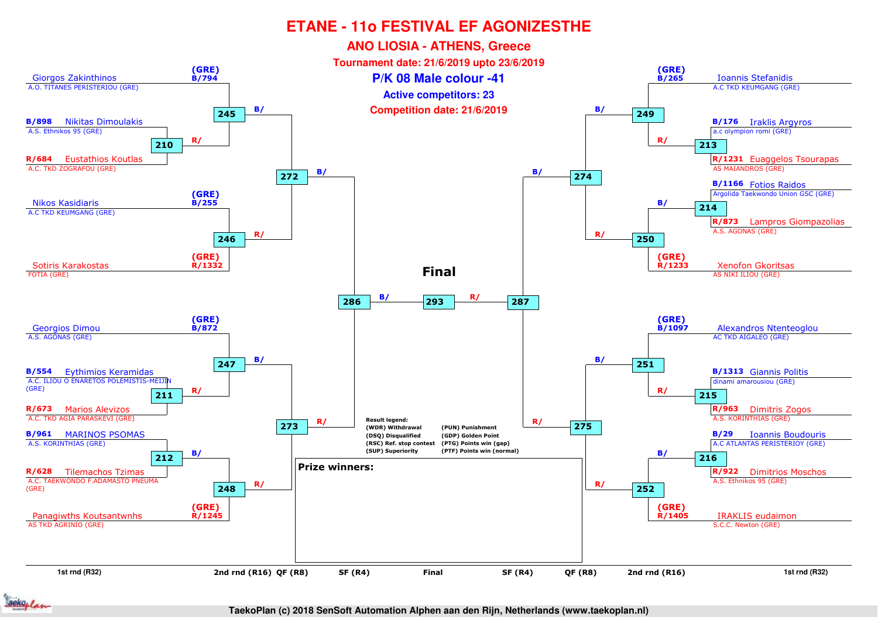# ETANE - 11o FESTIVAL EF AGONIZESTHE

## ANO LIOSIA - ATHENS, Greece

### Tournament date: 21/6/2019 upto 23/6/2019

### P/K 08 Male colour -41

**Active competitors: 23**

**Competition date: 21/6/2019**

## Left side of bracket

### 1st rnd (R32) / 2nd rnd (R16)

| Match | Blue | Red |
|---|---|---|
| 210 | B/898 Nikitas Dimoulakis – A.S. Ethnikos 95 (GRE) | R/684 Eusthathios Koutlas – A.C. TKD ZOGRAFOU (GRE) |
| 245 | (GRE) B/794 Giorgos Zakinthinos – A.O. TITANES PERISTERIOU (GRE) | R/ (winner 210) |
| 246 | (GRE) B/255 Nikos Kasidiaris – A.C TKD KEUMGANG (GRE) | (GRE) R/1332 Sotiris Karakostas – FOTIA (GRE) |
| 211 | B/554 Eythimios Keramidas – A.C. ILIOU O ENARETOS POLEMISTIS-MEIJIN (GRE) | R/673 Marios Alevizos – A.C. TKD AGIA PARASKEVI (GRE) |
| 247 | (GRE) B/872 Georgios Dimou – A.S. AGONAS (GRE) | R/ (winner 211) |
| 212 | B/961 MARINOS PSOMAS – A.S. KORINTHIAS (GRE) | R/628 Tilemachos Tzimas – A.C. TAEKWONDO F.ADAMASTO PNEUMA (GRE) |
| 248 | B/ (winner 212) | (GRE) R/1245 Panagiwths Koutsantwnhs – AS TKD AGRINIO (GRE) |

### QF (R8)

| Match | Blue | Red |
|---|---|---|
| 272 | B/ (winner 245) | R/ (winner 246) |
| 273 | B/ (winner 247) | R/ (winner 248) |

### SF (R4)

| Match | Blue | Red |
|---|---|---|
| 286 | B/ (winner 272) | R/ (winner 273) |

## Right side of bracket

### 1st rnd (R32) / 2nd rnd (R16)

| Match | Blue | Red |
|---|---|---|
| 213 | B/176 Iraklis Argyros – a.c olympion romi (GRE) | R/1231 Euaggelos Tsourapas – AS MAIANDROS (GRE) |
| 249 | (GRE) B/265 Ioannis Stefanidis – A.C TKD KEUMGANG (GRE) | R/ (winner 213) |
| 214 | B/1166 Fotios Raidos – Argolida Taekwondo Union GSC (GRE) | R/873 Lampros Giompazolias – A.S. AGONAS (GRE) |
| 250 | B/ (winner 214) | (GRE) R/1233 Xenofon Gkoritsas – AS NIKI ILIOU (GRE) |
| 215 | B/1313 Giannis Politis – dinami amarousiou (GRE) | R/963 Dimitris Zogos – A.S. KORINTHIAS (GRE) |
| 251 | (GRE) B/1097 Alexandros Ntenteoglou – AC TKD AIGALEO (GRE) | R/ (winner 215) |
| 216 | B/29 Ioannis Boudouris – A.C ATLANTAS PERISTERIOY (GRE) | R/922 Dimitrios Moschos – A.S. Ethnikos 95 (GRE) |
| 252 | B/ (winner 216) | (GRE) R/1405 IRAKLIS eudaimon – S.C.C. Newton (GRE) |

### QF (R8)

| Match | Blue | Red |
|---|---|---|
| 274 | B/ (winner 249) | R/ (winner 250) |
| 275 | B/ (winner 251) | R/ (winner 252) |

### SF (R4)

| Match | Blue | Red |
|---|---|---|
| 287 | B/ (winner 274) | R/ (winner 275) |

## Final

| Match | Blue | Red |
|---|---|---|
| 293 | B/ (winner 286) | R/ (winner 287) |

**Result legend:**

| | |
|---|---|
| (WDR) Withdrawal | (PUN) Punishment |
| (DSQ) Disqualified | (GDP) Golden Point |
| (RSC) Ref. stop contest | (PTG) Points win (gap) |
| (SUP) Superiority | (PTF) Points win (normal) |

**Prize winners:**

TaekoPlan (c) 2018 SenSoft Automation Alphen aan den Rijn, Netherlands (www.taekoplan.nl)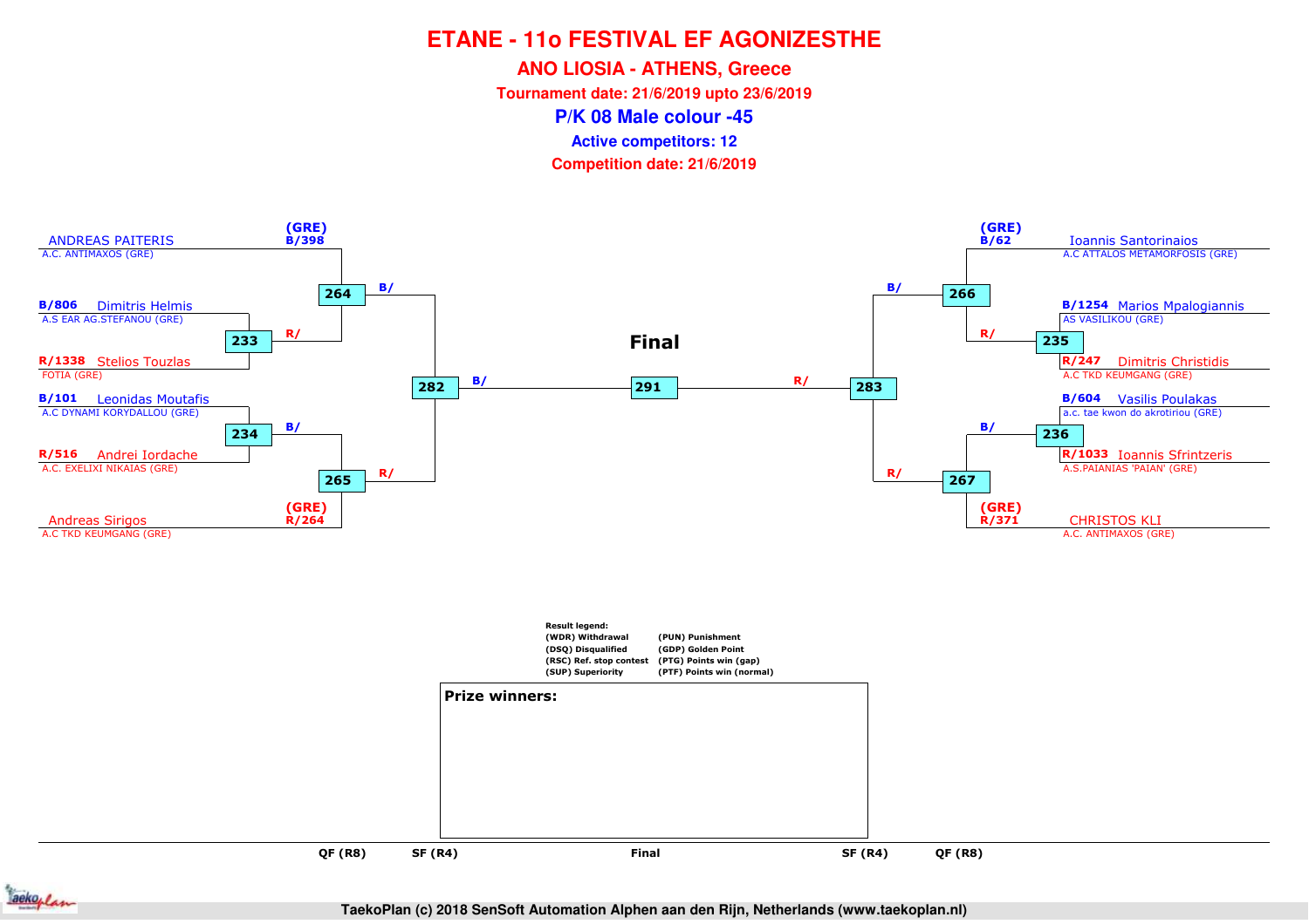# ETANE - 11o FESTIVAL EF AGONIZESTHE

## ANO LIOSIA - ATHENS, Greece

**Tournament date: 21/6/2019 upto 23/6/2019**

## P/K 08 Male colour -45

**Active competitors: 12**

**Competition date: 21/6/2019**

### Left bracket

- (GRE) B/398 ANDREAS PAITERIS — A.C. ANTIMAXOS (GRE)
- B/806 Dimitris Helmis — A.S EAR AG.STEFANOU (GRE)
- R/1338 Stelios Touzlas — FOTIA (GRE)
- B/101 Leonidas Moutafis — A.C DYNAMI KORYDALLOU (GRE)
- R/516 Andrei Iordache — A.C. EXELIXI NIKAIAS (GRE)
- (GRE) R/264 Andreas Sirigos — A.C TKD KEUMGANG (GRE)

Matches: 233 (B/806 vs R/1338), 234 (B/101 vs R/516), 264 (B/398 vs R/ winner 233), 265 (B/ winner 234 vs R/264), 282 (B/ winner 264 vs R/ winner 265)

### Right bracket

- (GRE) B/62 Ioannis Santorinaios — A.C ATTALOS METAMORFOSIS (GRE)
- B/1254 Marios Mpalogiannis — AS VASILIKOU (GRE)
- R/247 Dimitris Christidis — A.C TKD KEUMGANG (GRE)
- B/604 Vasilis Poulakas — a.c. tae kwon do akrotiriou (GRE)
- R/1033 Ioannis Sfrintzeris — A.S.PAIANIAS 'PAIAN' (GRE)
- (GRE) R/371 CHRISTOS KLI — A.C. ANTIMAXOS (GRE)

Matches: 235 (B/1254 vs R/247), 236 (B/604 vs R/1033), 266 (B/62 vs R/ winner 235), 267 (B/ winner 236 vs R/371), 283 (B/ winner 266 vs R/ winner 267)

### Final

291 (B/ winner 282 vs R/ winner 283)

QF (R8) — SF (R4) — Final — SF (R4) — QF (R8)

**Result legend:**

| | |
|---|---|
| (WDR) Withdrawal | (PUN) Punishment |
| (DSQ) Disqualified | (GDP) Golden Point |
| (RSC) Ref. stop contest | (PTG) Points win (gap) |
| (SUP) Superiority | (PTF) Points win (normal) |

**Prize winners:**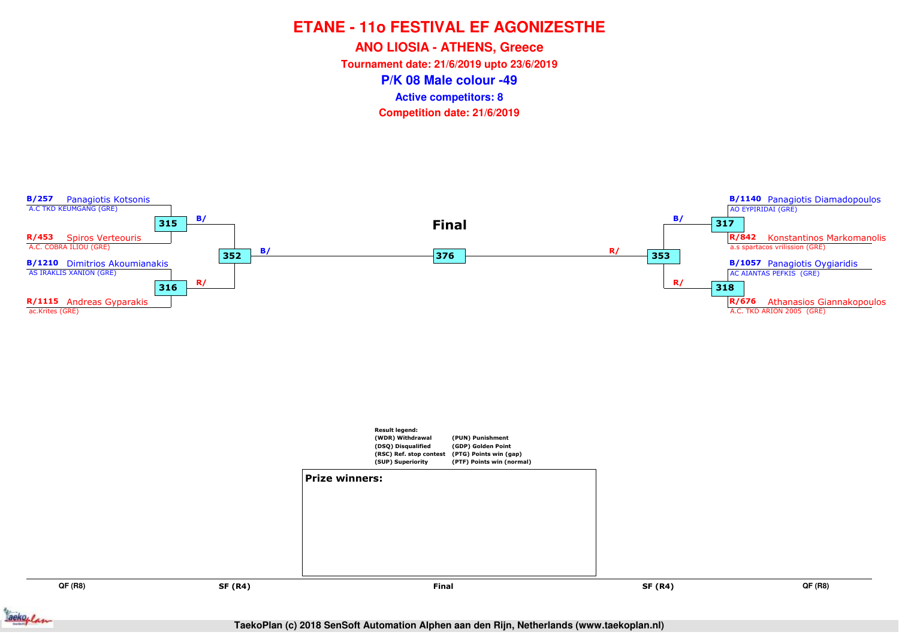# ETANE - 11o FESTIVAL EF AGONIZESTHE

## ANO LIOSIA - ATHENS, Greece

**Tournament date: 21/6/2019 upto 23/6/2019**

## P/K 08 Male colour -49

**Active competitors: 8**

**Competition date: 21/6/2019**

**B/257** Panagiotis Kotsonis
A.C TKD KEUMGANG (GRE)

**R/453** Spiros Verteouris
A.C. COBRA ILIOU (GRE)

**315** — B/

**B/1210** Dimitrios Akoumianakis
AS IRAKLIS XANION (GRE)

**R/1115** Andreas Gyparakis
ac.Krites (GRE)

**316** — R/

**352** — B/

**Final**

**376**

**353** — R/

**B/1140** Panagiotis Diamadopoulos
AO EYPIRIDAI (GRE)

**R/842** Konstantinos Markomanolis
a.s spartacos vrilission (GRE)

**317** — B/

**B/1057** Panagiotis Oygiaridis
AC AIANTAS PEFKIS (GRE)

**R/676** Athanasios Giannakopoulos
A.C. TKD ARION 2005 (GRE)

**318** — R/

Result legend:

| | |
|---|---|
| (WDR) Withdrawal | (PUN) Punishment |
| (DSQ) Disqualified | (GDP) Golden Point |
| (RSC) Ref. stop contest | (PTG) Points win (gap) |
| (SUP) Superiority | (PTF) Points win (normal) |

**Prize winners:**

QF (R8) | SF (R4) | Final | SF (R4) | QF (R8)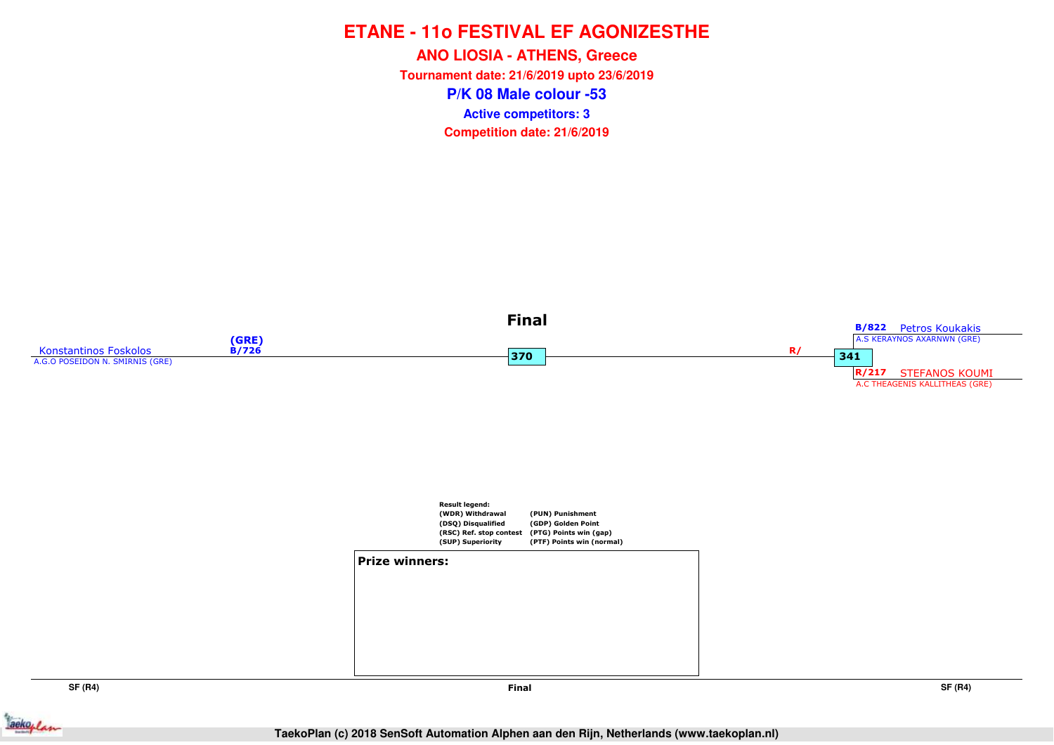# ETANE - 11o FESTIVAL EF AGONIZESTHE

## ANO LIOSIA - ATHENS, Greece

**Tournament date: 21/6/2019 upto 23/6/2019**

## P/K 08 Male colour -53

**Active competitors: 3**

**Competition date: 21/6/2019**

### Final

Konstantinos Foskolos (GRE) B/726
A.G.O POSEIDON N. SMIRNIS (GRE)

370

R/

341

B/822 Petros Koukakis
A.S KERAYNOS AXARNWN (GRE)

R/217 STEFANOS KOUMI
A.C THEAGENIS KALLITHEAS (GRE)

**Result legend:**

| | |
|---|---|
| (WDR) Withdrawal | (PUN) Punishment |
| (DSQ) Disqualified | (GDP) Golden Point |
| (RSC) Ref. stop contest | (PTG) Points win (gap) |
| (SUP) Superiority | (PTF) Points win (normal) |

**Prize winners:**

SF (R4) | Final | SF (R4)

TaekoPlan (c) 2018 SenSoft Automation Alphen aan den Rijn, Netherlands (www.taekoplan.nl)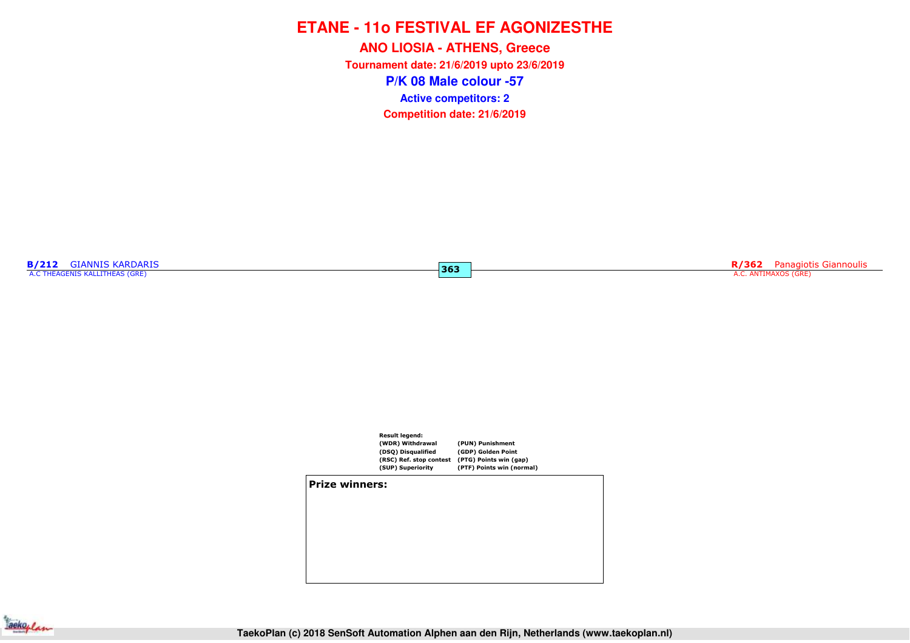# ETANE - 11o FESTIVAL EF AGONIZESTHE

## ANO LIOSIA - ATHENS, Greece

**Tournament date: 21/6/2019 upto 23/6/2019**

## P/K 08 Male colour -57

**Active competitors: 2**

**Competition date: 21/6/2019**

**B/212** GIANNIS KARDARIS
A.C THEAGENIS KALLITHEAS (GRE)

**363**

**R/362** Panagiotis Giannoulis
A.C. ANTIMAXOS (GRE)

**Result legend:**

| | |
|---|---|
| (WDR) Withdrawal | (PUN) Punishment |
| (DSQ) Disqualified | (GDP) Golden Point |
| (RSC) Ref. stop contest | (PTG) Points win (gap) |
| (SUP) Superiority | (PTF) Points win (normal) |

**Prize winners:**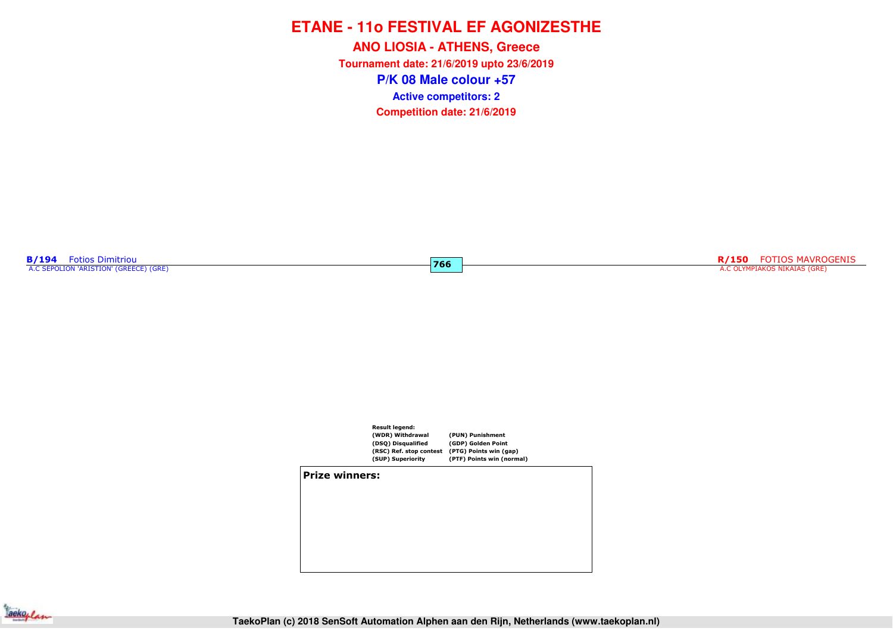# ETANE - 11o FESTIVAL EF AGONIZESTHE

## ANO LIOSIA - ATHENS, Greece

**Tournament date: 21/6/2019 upto 23/6/2019**

## P/K 08 Male colour +57

**Active competitors: 2**

**Competition date: 21/6/2019**

**B/194** Fotios Dimitriou
A.C SEPOLION 'ARISTION' (GREECE) (GRE)

**766**

**R/150** FOTIOS MAVROGENIS
A.C OLYMPIAKOS NIKAIAS (GRE)

**Result legend:**

| | |
|---|---|
| (WDR) Withdrawal | (PUN) Punishment |
| (DSQ) Disqualified | (GDP) Golden Point |
| (RSC) Ref. stop contest | (PTG) Points win (gap) |
| (SUP) Superiority | (PTF) Points win (normal) |

**Prize winners:**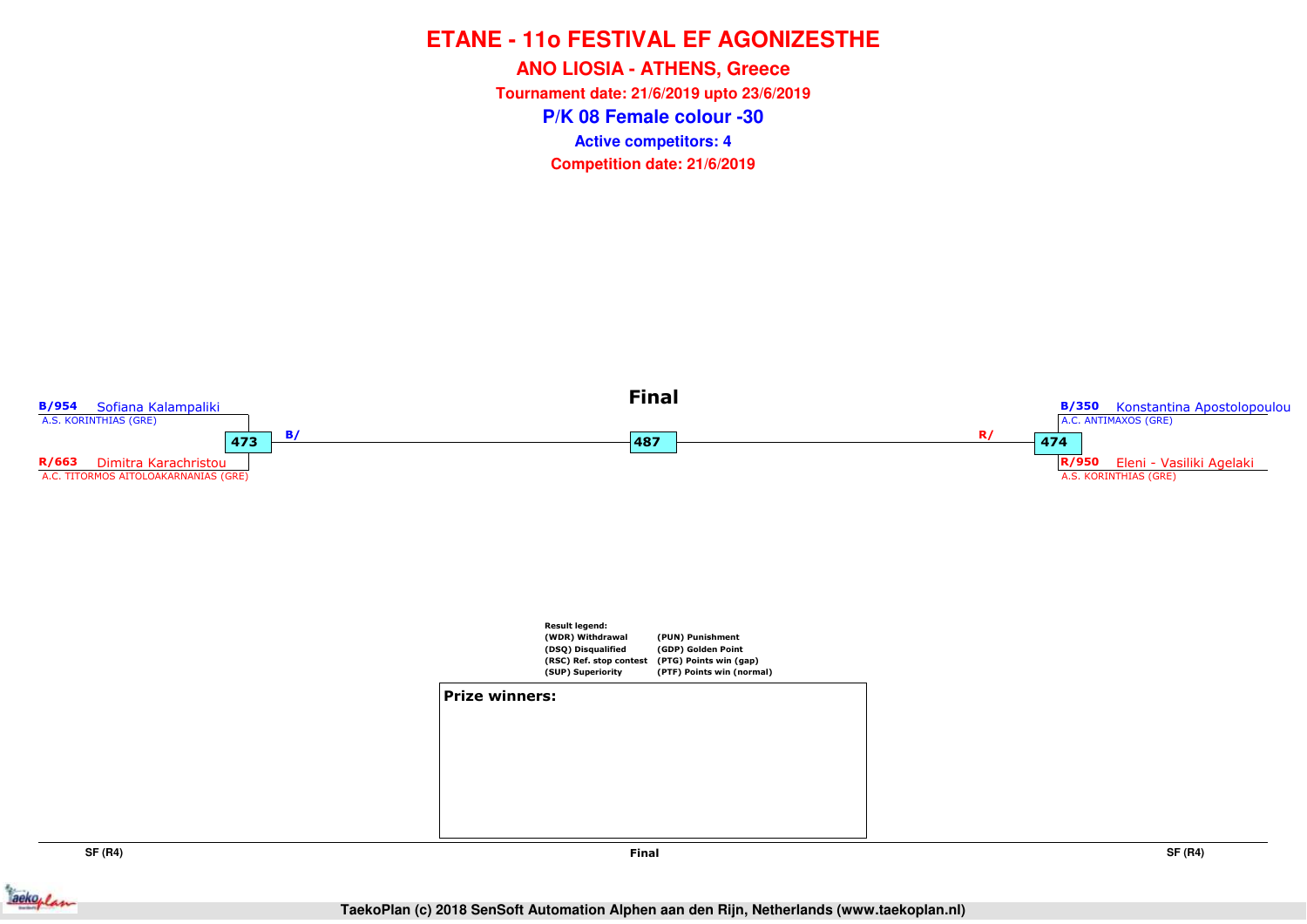# ETANE - 11o FESTIVAL EF AGONIZESTHE

## ANO LIOSIA - ATHENS, Greece

**Tournament date: 21/6/2019 upto 23/6/2019**

## P/K 08 Female colour -30

**Active competitors: 4**

**Competition date: 21/6/2019**

### Final

**B/954** Sofiana Kalampaliki
A.S. KORINTHIAS (GRE)

**473** B/

**R/663** Dimitra Karachristou
A.C. TITORMOS AITOLOAKARNANIAS (GRE)

**487**

**B/350** Konstantina Apostolopoulou
A.C. ANTIMAXOS (GRE)

R/ **474**

**R/950** Eleni - Vasiliki Agelaki
A.S. KORINTHIAS (GRE)

**Result legend:**

| | |
|---|---|
| (WDR) Withdrawal | (PUN) Punishment |
| (DSQ) Disqualified | (GDP) Golden Point |
| (RSC) Ref. stop contest | (PTG) Points win (gap) |
| (SUP) Superiority | (PTF) Points win (normal) |

**Prize winners:**

SF (R4) | Final | SF (R4)

TaekoPlan (c) 2018 SenSoft Automation Alphen aan den Rijn, Netherlands (www.taekoplan.nl)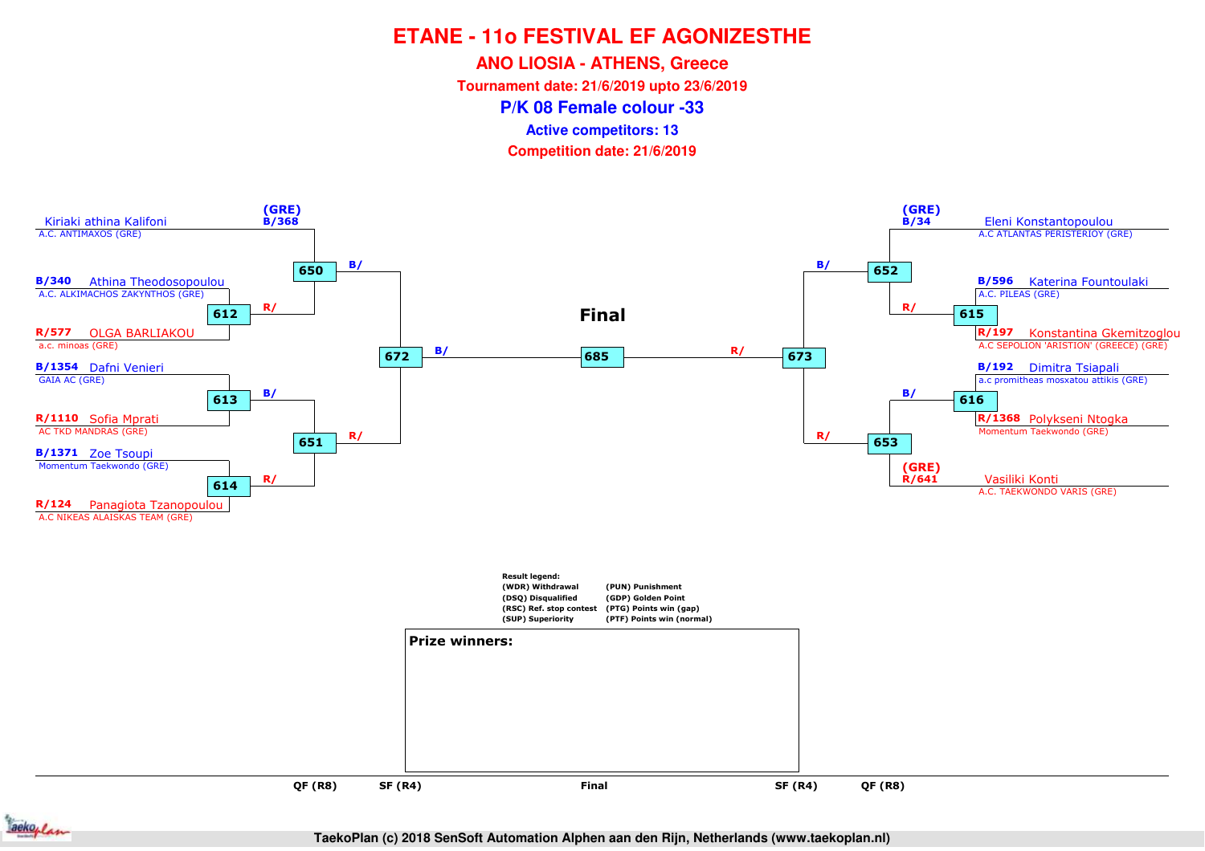# ETANE - 11o FESTIVAL EF AGONIZESTHE

## ANO LIOSIA - ATHENS, Greece

**Tournament date: 21/6/2019 upto 23/6/2019**

## P/K 08 Female colour -33

**Active competitors: 13**

**Competition date: 21/6/2019**

### Left side

| Competitor | Club | Match |
|---|---|---|
| (GRE) B/368 Kiriaki athina Kalifoni | A.C. ANTIMAXOS (GRE) | 650 |
| B/340 Athina Theodosopoulou | A.C. ALKIMACHOS ZAKYNTHOS (GRE) | 612 |
| R/577 OLGA BARLIAKOU | a.c. minoas (GRE) | 612 |
| B/1354 Dafni Venieri | GAIA AC (GRE) | 613 |
| R/1110 Sofia Mprati | AC TKD MANDRAS (GRE) | 613 |
| B/1371 Zoe Tsoupi | Momentum Taekwondo (GRE) | 614 |
| R/124 Panagiota Tzanopoulou | A.C NIKEAS ALAISKAS TEAM (GRE) | 614 |

- 612 → R/ → 650
- 650 → B/ → 672
- 613 → B/ → 651
- 614 → R/ → 651
- 651 → R/ → 672
- 672 → B/ → 685

### Final

**685**

### Right side

| Competitor | Club | Match |
|---|---|---|
| (GRE) B/34 Eleni Konstantopoulou | A.C ATLANTAS PERISTERIOY (GRE) | 652 |
| B/596 Katerina Fountoulaki | A.C. PILEAS (GRE) | 615 |
| R/197 Konstantina Gkemitzoglou | A.C SEPOLION 'ARISTION' (GREECE) (GRE) | 615 |
| B/192 Dimitra Tsiapali | a.c promitheas mosxatou attikis (GRE) | 616 |
| R/1368 Polykseni Ntogka | Momentum Taekwondo (GRE) | 616 |
| (GRE) R/641 Vasiliki Konti | A.C. TAEKWONDO VARIS (GRE) | 653 |

- 615 → R/ → 652
- 652 → B/ → 673
- 616 → B/ → 653
- 653 → R/ → 673
- 673 → R/ → 685

QF (R8) | SF (R4) | Final | SF (R4) | QF (R8)

**Result legend:**

| | |
|---|---|
| (WDR) Withdrawal | (PUN) Punishment |
| (DSQ) Disqualified | (GDP) Golden Point |
| (RSC) Ref. stop contest | (PTG) Points win (gap) |
| (SUP) Superiority | (PTF) Points win (normal) |

**Prize winners:**

TaekoPlan (c) 2018 SenSoft Automation Alphen aan den Rijn, Netherlands (www.taekoplan.nl)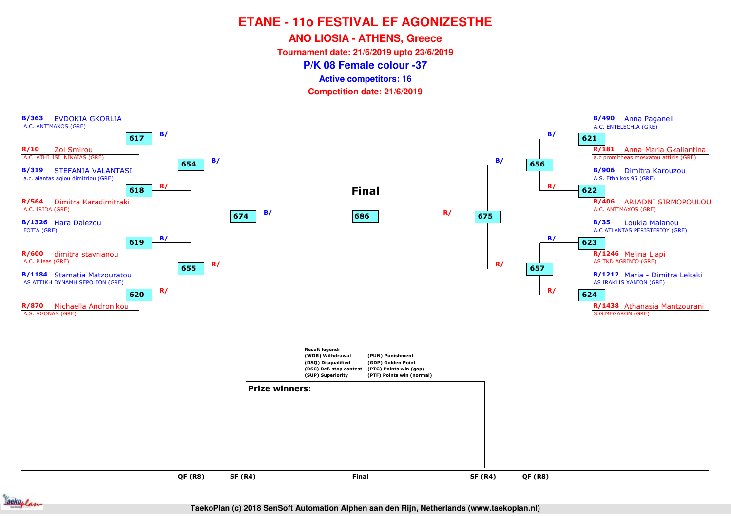# ETANE - 11o FESTIVAL EF AGONIZESTHE

## ANO LIOSIA - ATHENS, Greece

**Tournament date: 21/6/2019 upto 23/6/2019**

## P/K 08 Female colour -37

**Active competitors: 16**

**Competition date: 21/6/2019**

| Match | Blue (B) | Red (R) |
|---|---|---|
| 617 | B/363 EVDOKIA GKORLIA – A.C. ANTIMAXOS (GRE) | R/10 Zoi Smirou – A.C ATHILISI NIKAIAS (GRE) |
| 618 | B/319 STEFANIA VALANTASI – a.c. aiantas agiou dimitriou (GRE) | R/564 Dimitra Karadimitraki – A.C. IRIDA (GRE) |
| 619 | B/1326 Hara Dalezou – FOTIA (GRE) | R/600 dimitra stavrianou – A.C. Pileas (GRE) |
| 620 | B/1184 Stamatia Matzouratou – AS ATTIKH DYNAMH SEPOLION (GRE) | R/870 Michaella Andronikou – A.S. AGONAS (GRE) |
| 621 | B/490 Anna Paganeli – A.C. ENTELECHIA (GRE) | R/181 Anna-Maria Gkaliantina – a.c promitheas mosxatou attikis (GRE) |
| 622 | B/906 Dimitra Karouzou – A.S. Ethnikos 95 (GRE) | R/406 ARIADNI SIRMOPOULOU – A.C. ANTIMAXOS (GRE) |
| 623 | B/35 Loukia Malanou – A.C ATLANTAS PERISTERIOY (GRE) | R/1246 Melina Liapi – AS TKD AGRINIO (GRE) |
| 624 | B/1212 Maria - Dimitra Lekaki – AS IRAKLIS XANION (GRE) | R/1438 Athanasia Mantzourani – S.G.MEGARON (GRE) |

| Round | Match | Blue (B) | Red (R) |
|---|---|---|---|
| QF (R8) | 654 | B/ (winner 617) | R/ (winner 618) |
| QF (R8) | 655 | B/ (winner 619) | R/ (winner 620) |
| QF (R8) | 656 | B/ (winner 621) | R/ (winner 622) |
| QF (R8) | 657 | B/ (winner 623) | R/ (winner 624) |
| SF (R4) | 674 | B/ (winner 654) | R/ (winner 655) |
| SF (R4) | 675 | B/ (winner 656) | R/ (winner 657) |
| Final | 686 | B/ (winner 674) | R/ (winner 675) |

**Result legend:**

| | |
|---|---|
| (WDR) Withdrawal | (PUN) Punishment |
| (DSQ) Disqualified | (GDP) Golden Point |
| (RSC) Ref. stop contest | (PTG) Points win (gap) |
| (SUP) Superiority | (PTF) Points win (normal) |

**Prize winners:**

TaekoPlan (c) 2018 SenSoft Automation Alphen aan den Rijn, Netherlands (www.taekoplan.nl)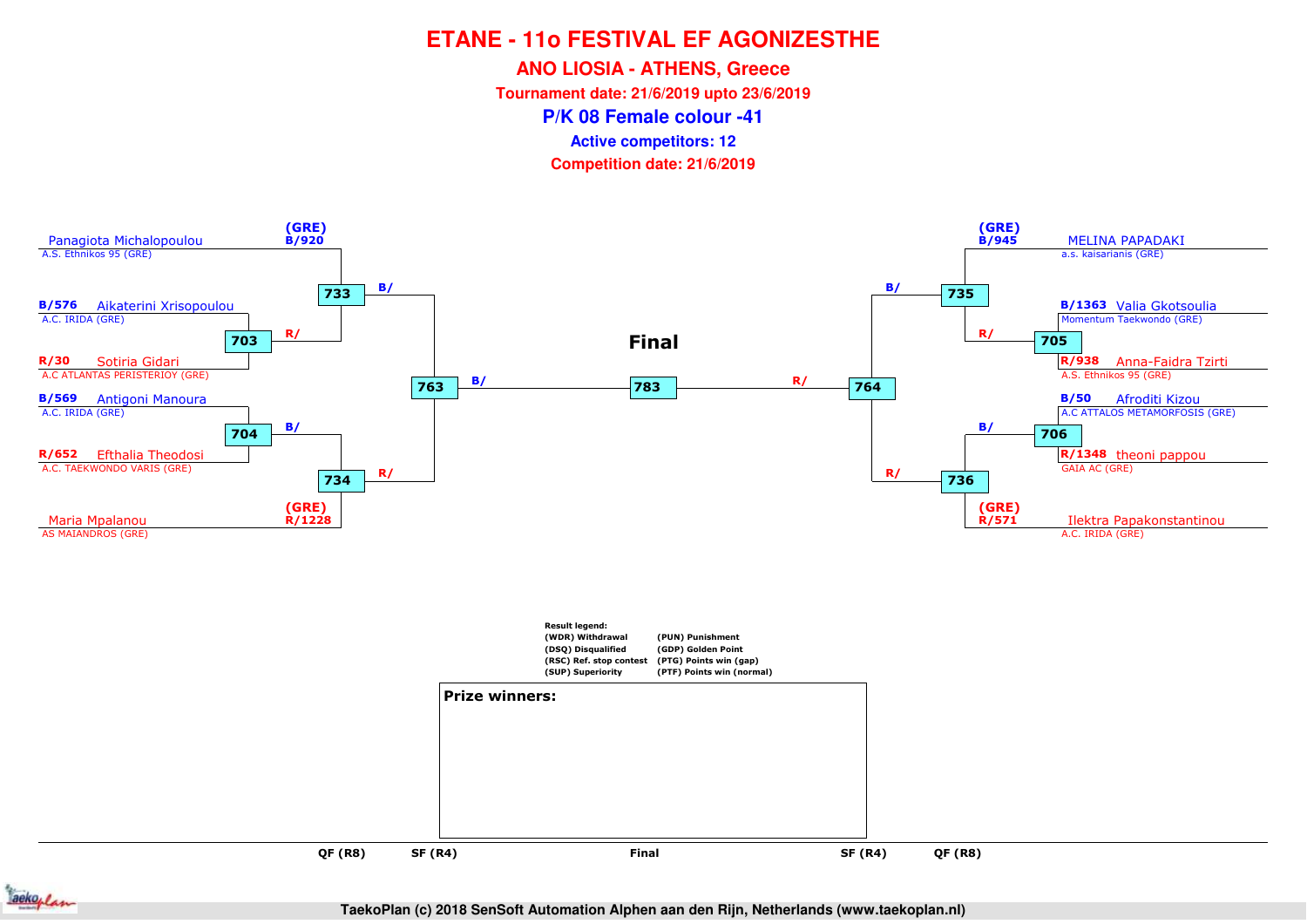# ETANE - 11o FESTIVAL EF AGONIZESTHE

## ANO LIOSIA - ATHENS, Greece

**Tournament date: 21/6/2019 upto 23/6/2019**

## P/K 08 Female colour -41

**Active competitors: 12**

**Competition date: 21/6/2019**

### Left side of bracket

- (GRE) B/920 Panagiota Michalopoulou — A.S. Ethnikos 95 (GRE)
- B/576 Aikaterini Xrisopoulou — A.C. IRIDA (GRE)
- R/30 Sotiria Gidari — A.C ATLANTAS PERISTERIOY (GRE)
- B/569 Antigoni Manoura — A.C. IRIDA (GRE)
- R/652 Efthalia Theodosi — A.C. TAEKWONDO VARIS (GRE)
- (GRE) R/1228 Maria Mpalanou — AS MAIANDROS (GRE)

Matches: 703 (Xrisopoulou vs Gidari) → R/ to 733; 733 (Michalopoulou vs winner 703) → B/ to 763; 704 (Manoura vs Theodosi) → B/ to 734; 734 (winner 704 vs Mpalanou) → R/ to 763; 763 → B/ to 783.

### Right side of bracket

- (GRE) B/945 MELINA PAPADAKI — a.s. kaisarianis (GRE)
- B/1363 Valia Gkotsoulia — Momentum Taekwondo (GRE)
- R/938 Anna-Faidra Tzirti — A.S. Ethnikos 95 (GRE)
- B/50 Afroditi Kizou — A.C ATTALOS METAMORFOSIS (GRE)
- R/1348 theoni pappou — GAIA AC (GRE)
- (GRE) R/571 Ilektra Papakonstantinou — A.C. IRIDA (GRE)

Matches: 705 (Gkotsoulia vs Tzirti) → R/ to 735; 735 (Papadaki vs winner 705) → B/ to 764; 706 (Kizou vs pappou) → B/ to 736; 736 (winner 706 vs Papakonstantinou) → R/ to 764; 764 → R/ to 783.

### Final

783

**Result legend:**

| | |
|---|---|
| (WDR) Withdrawal | (PUN) Punishment |
| (DSQ) Disqualified | (GDP) Golden Point |
| (RSC) Ref. stop contest | (PTG) Points win (gap) |
| (SUP) Superiority | (PTF) Points win (normal) |

**Prize winners:**

QF (R8) | SF (R4) | Final | SF (R4) | QF (R8)

TaekoPlan (c) 2018 SenSoft Automation Alphen aan den Rijn, Netherlands (www.taekoplan.nl)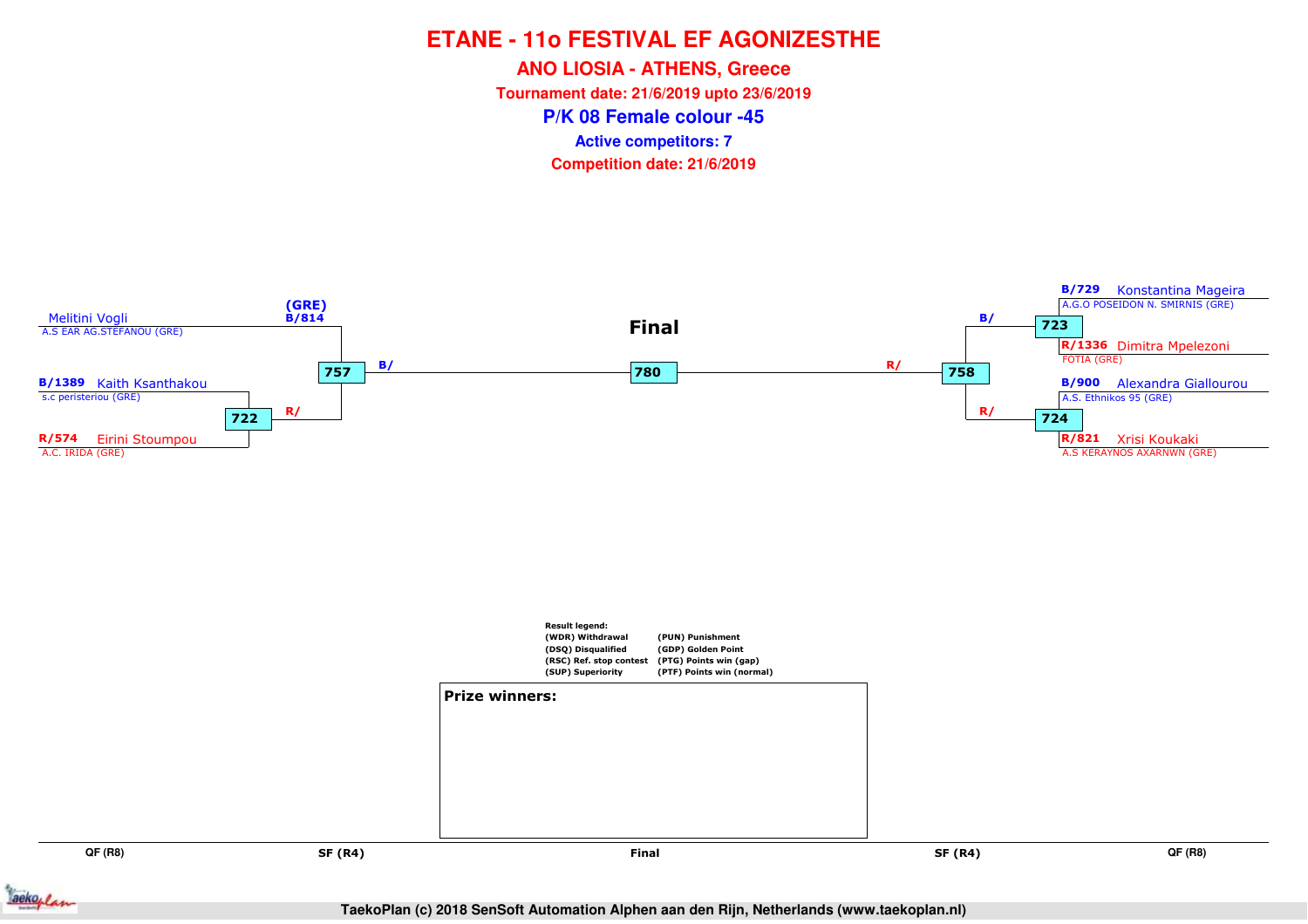# ETANE - 11o FESTIVAL EF AGONIZESTHE

## ANO LIOSIA - ATHENS, Greece

**Tournament date: 21/6/2019 upto 23/6/2019**

## P/K 08 Female colour -45

**Active competitors: 7**

**Competition date: 21/6/2019**

Melitini Vogli
A.S EAR AG.STEFANOU (GRE)
(GRE)
B/814

B/1389 Kaith Ksanthakou
s.c peristeriou (GRE)

722 — R/

R/574 Eirini Stoumpou
A.C. IRIDA (GRE)

757 — B/

**Final**

780

R/ — 758

B/ — 723

B/729 Konstantina Mageira
A.G.O POSEIDON N. SMIRNIS (GRE)

R/1336 Dimitra Mpelezoni
FOTIA (GRE)

R/ — 724

B/900 Alexandra Giallourou
A.S. Ethnikos 95 (GRE)

R/821 Xrisi Koukaki
A.S KERAYNOS AXARNWN (GRE)

**Result legend:**

| | |
|---|---|
| (WDR) Withdrawal | (PUN) Punishment |
| (DSQ) Disqualified | (GDP) Golden Point |
| (RSC) Ref. stop contest | (PTG) Points win (gap) |
| (SUP) Superiority | (PTF) Points win (normal) |

**Prize winners:**

QF (R8) | SF (R4) | Final | SF (R4) | QF (R8)

TaekoPlan (c) 2018 SenSoft Automation Alphen aan den Rijn, Netherlands (www.taekoplan.nl)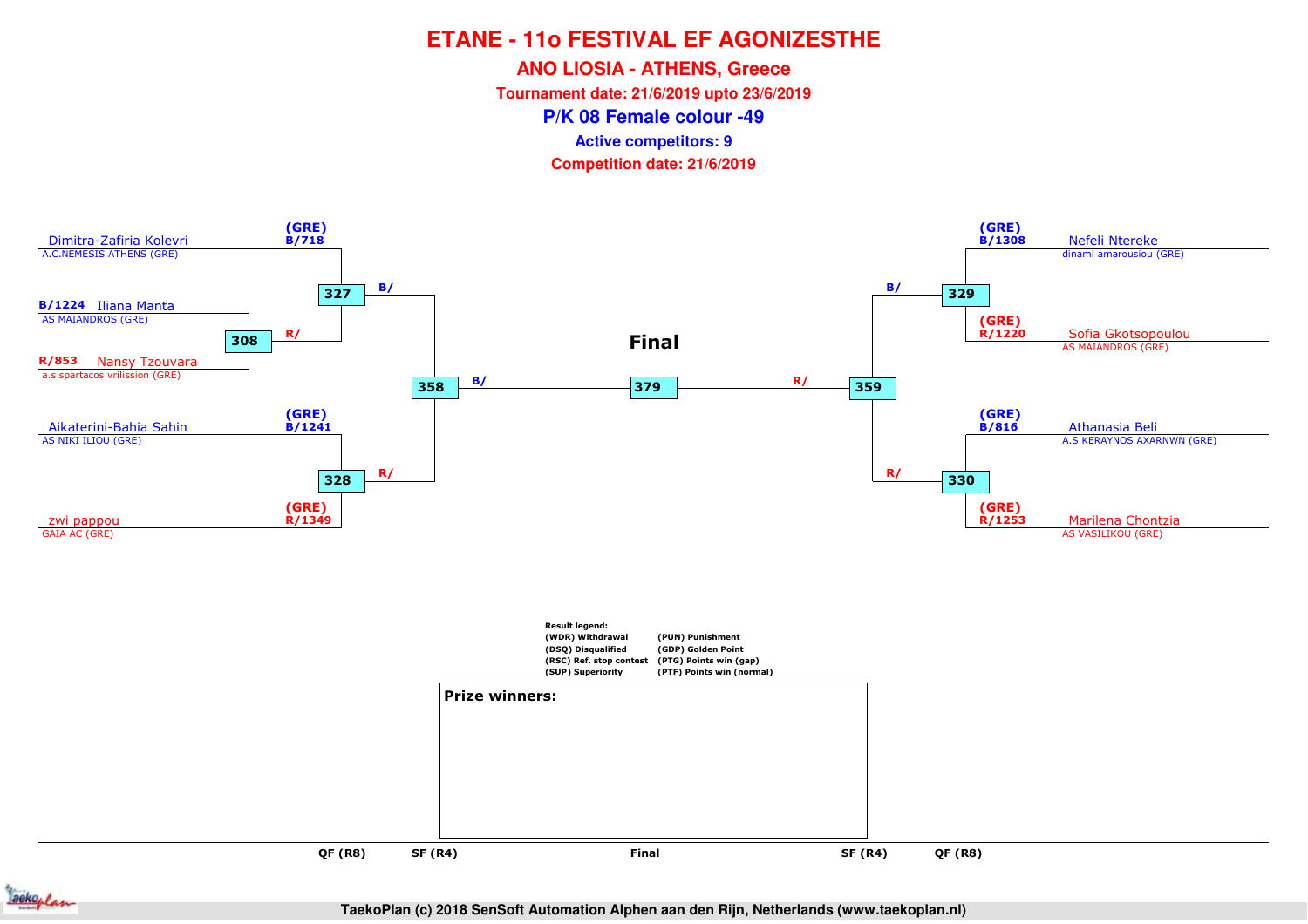# ETANE - 11o FESTIVAL EF AGONIZESTHE

## ANO LIOSIA - ATHENS, Greece

**Tournament date: 21/6/2019 upto 23/6/2019**

## P/K 08 Female colour -49

**Active competitors: 9**

**Competition date: 21/6/2019**

Dimitra-Zafiria Kolevri (GRE) B/718
A.C.NEMESIS ATHENS (GRE)

B/1224 Iliana Manta
AS MAIANDROS (GRE)

308 R/

R/853 Nansy Tzouvara
a.s spartacos vrilission (GRE)

327 B/

Aikaterini-Bahia Sahin (GRE) B/1241
AS NIKI ILIOU (GRE)

328 R/

zwi pappou (GRE) R/1349
GAIA AC (GRE)

358 B/

**Final**

379

359 R/

Nefeli Ntereke (GRE) B/1308
dinami amarousiou (GRE)

329 B/

Sofia Gkotsopoulou (GRE) R/1220
AS MAIANDROS (GRE)

Athanasia Beli (GRE) B/816
A.S KERAYNOS AXARNWN (GRE)

330 R/

Marilena Chontzia (GRE) R/1253
AS VASILIKOU (GRE)

Result legend:

| | |
|---|---|
| (WDR) Withdrawal | (PUN) Punishment |
| (DSQ) Disqualified | (GDP) Golden Point |
| (RSC) Ref. stop contest | (PTG) Points win (gap) |
| (SUP) Superiority | (PTF) Points win (normal) |

**Prize winners:**

QF (R8) SF (R4) Final SF (R4) QF (R8)

TaekoPlan (c) 2018 SenSoft Automation Alphen aan den Rijn, Netherlands (www.taekoplan.nl)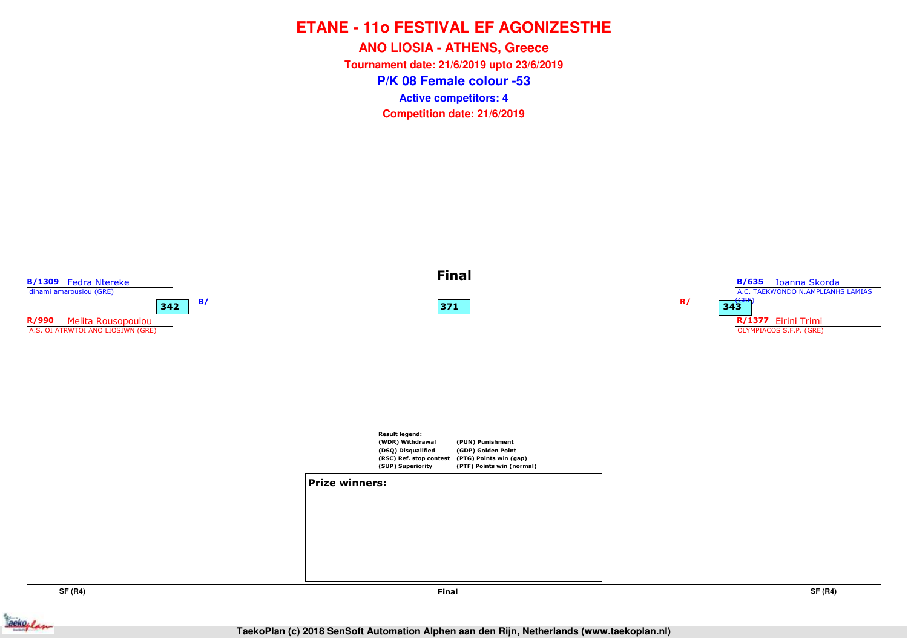# ETANE - 11o FESTIVAL EF AGONIZESTHE

## ANO LIOSIA - ATHENS, Greece

**Tournament date: 21/6/2019 upto 23/6/2019**

## P/K 08 Female colour -53

**Active competitors: 4**

**Competition date: 21/6/2019**

### Final

**B/1309** Fedra Ntereke
dinami amarousiou (GRE)

**342** B/

**R/990** Melita Rousopoulou
A.S. OI ATRWTOI ANO LIOSIWN (GRE)

**371**

**B/635** Ioanna Skorda
A.C. TAEKWONDO N.AMPLIANHS LAMIAS (GRE)

R/ **343**

**R/1377** Eirini Trimi
OLYMPIACOS S.F.P. (GRE)

**Result legend:**

| | |
|---|---|
| (WDR) Withdrawal | (PUN) Punishment |
| (DSQ) Disqualified | (GDP) Golden Point |
| (RSC) Ref. stop contest | (PTG) Points win (gap) |
| (SUP) Superiority | (PTF) Points win (normal) |

**Prize winners:**

SF (R4) | Final | SF (R4)

TaekoPlan (c) 2018 SenSoft Automation Alphen aan den Rijn, Netherlands (www.taekoplan.nl)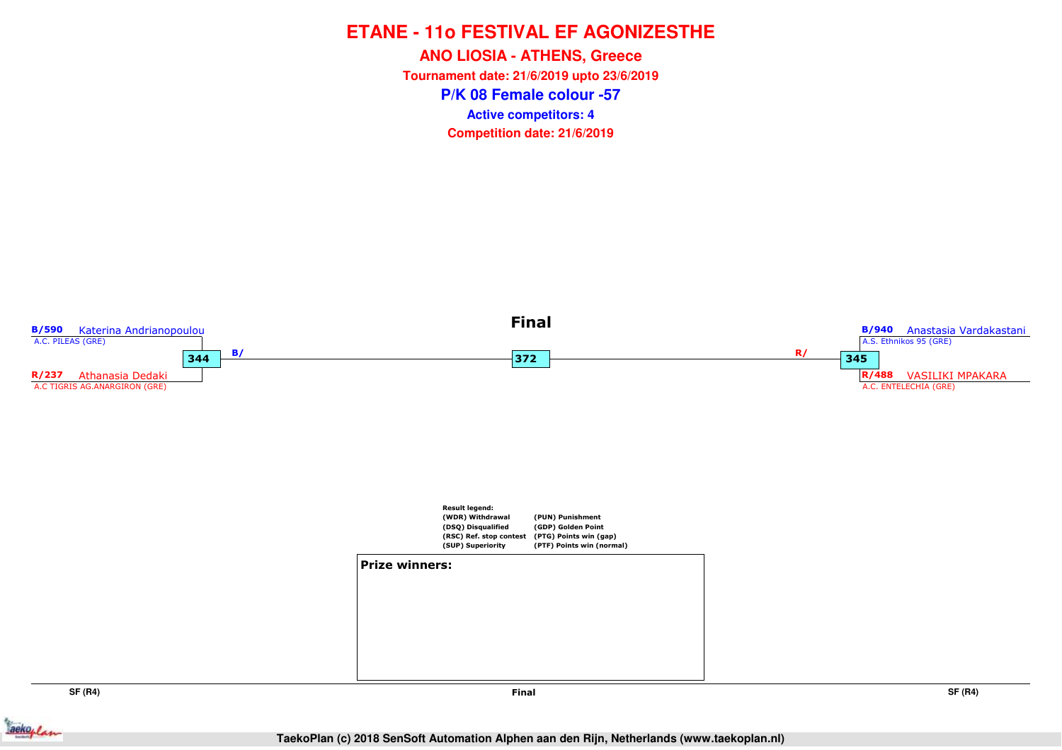# ETANE - 11o FESTIVAL EF AGONIZESTHE

## ANO LIOSIA - ATHENS, Greece

**Tournament date: 21/6/2019 upto 23/6/2019**

## P/K 08 Female colour -57

**Active competitors: 4**

**Competition date: 21/6/2019**

### Final

**B/590** Katerina Andrianopoulou
A.C. PILEAS (GRE)

**R/237** Athanasia Dedaki
A.C TIGRIS AG.ANARGIRON (GRE)

344 — B/

372

R/ — 345

**B/940** Anastasia Vardakastani
A.S. Ethnikos 95 (GRE)

**R/488** VASILIKI MPAKARA
A.C. ENTELECHIA (GRE)

**Result legend:**

| | |
|---|---|
| (WDR) Withdrawal | (PUN) Punishment |
| (DSQ) Disqualified | (GDP) Golden Point |
| (RSC) Ref. stop contest | (PTG) Points win (gap) |
| (SUP) Superiority | (PTF) Points win (normal) |

**Prize winners:**

SF (R4) | Final | SF (R4)

TaekoPlan (c) 2018 SenSoft Automation Alphen aan den Rijn, Netherlands (www.taekoplan.nl)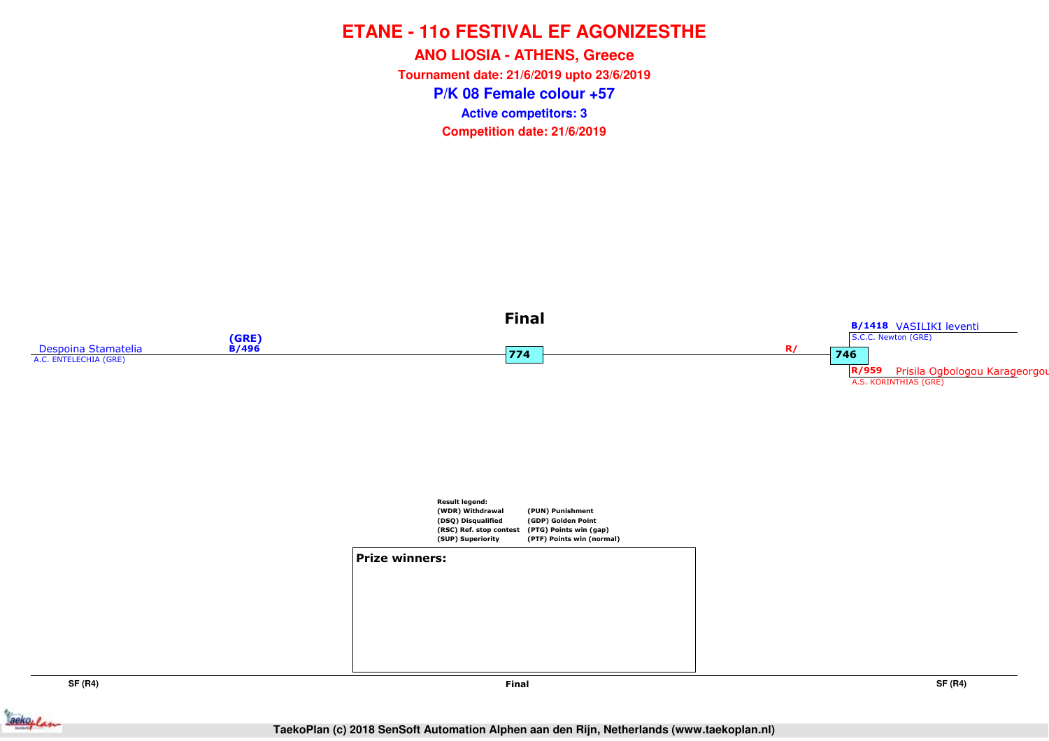# ETANE - 11o FESTIVAL EF AGONIZESTHE

## ANO LIOSIA - ATHENS, Greece

**Tournament date: 21/6/2019 upto 23/6/2019**

## P/K 08 Female colour +57

**Active competitors: 3**

**Competition date: 21/6/2019**

### Final

Despoina Stamatelia
A.C. ENTELECHIA (GRE)
(GRE)
B/496

774

R/

746

B/1418 VASILIKI leventi
S.C.C. Newton (GRE)

R/959 Prisila Ogbologou Karageorgou
A.S. KORINTHIAS (GRE)

Result legend:
(WDR) Withdrawal
(DSQ) Disqualified
(RSC) Ref. stop contest
(SUP) Superiority
(PUN) Punishment
(GDP) Golden Point
(PTG) Points win (gap)
(PTF) Points win (normal)

**Prize winners:**

SF (R4) | Final | SF (R4)

TaekoPlan (c) 2018 SenSoft Automation Alphen aan den Rijn, Netherlands (www.taekoplan.nl)